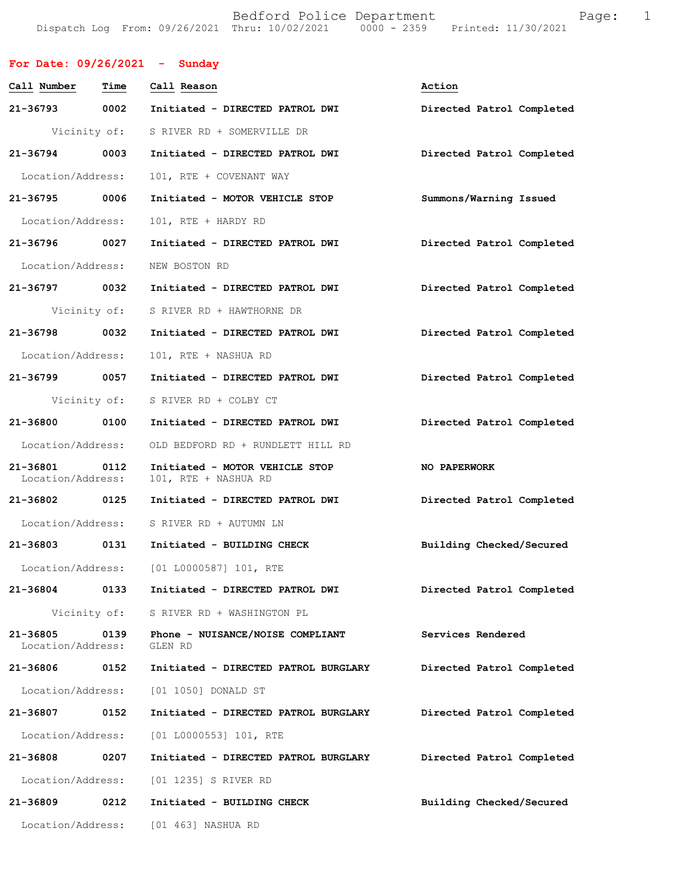Bedford Police Department
Dispatch Log From: 09/26/2021 Thru: 10/02/2021 0000 - 2359 Printed: 11/30/2021

## For Date: 09/26/2021 - Sunday

| Call Number | Time | Call Reason | Action |
|---|---|---|---|
| **21-36793** | **0002** | **Initiated - DIRECTED PATROL DWI** | **Directed Patrol Completed** |
| Vicinity of: | | S RIVER RD + SOMERVILLE DR | |
| **21-36794** | **0003** | **Initiated - DIRECTED PATROL DWI** | **Directed Patrol Completed** |
| Location/Address: | | 101, RTE + COVENANT WAY | |
| **21-36795** | **0006** | **Initiated - MOTOR VEHICLE STOP** | **Summons/Warning Issued** |
| Location/Address: | | 101, RTE + HARDY RD | |
| **21-36796** | **0027** | **Initiated - DIRECTED PATROL DWI** | **Directed Patrol Completed** |
| Location/Address: | | NEW BOSTON RD | |
| **21-36797** | **0032** | **Initiated - DIRECTED PATROL DWI** | **Directed Patrol Completed** |
| Vicinity of: | | S RIVER RD + HAWTHORNE DR | |
| **21-36798** | **0032** | **Initiated - DIRECTED PATROL DWI** | **Directed Patrol Completed** |
| Location/Address: | | 101, RTE + NASHUA RD | |
| **21-36799** | **0057** | **Initiated - DIRECTED PATROL DWI** | **Directed Patrol Completed** |
| Vicinity of: | | S RIVER RD + COLBY CT | |
| **21-36800** | **0100** | **Initiated - DIRECTED PATROL DWI** | **Directed Patrol Completed** |
| Location/Address: | | OLD BEDFORD RD + RUNDLETT HILL RD | |
| **21-36801** | **0112** | **Initiated - MOTOR VEHICLE STOP** | **NO PAPERWORK** |
| Location/Address: | | 101, RTE + NASHUA RD | |
| **21-36802** | **0125** | **Initiated - DIRECTED PATROL DWI** | **Directed Patrol Completed** |
| Location/Address: | | S RIVER RD + AUTUMN LN | |
| **21-36803** | **0131** | **Initiated - BUILDING CHECK** | **Building Checked/Secured** |
| Location/Address: | | [01 L0000587] 101, RTE | |
| **21-36804** | **0133** | **Initiated - DIRECTED PATROL DWI** | **Directed Patrol Completed** |
| Vicinity of: | | S RIVER RD + WASHINGTON PL | |
| **21-36805** | **0139** | **Phone - NUISANCE/NOISE COMPLIANT** | **Services Rendered** |
| Location/Address: | | GLEN RD | |
| **21-36806** | **0152** | **Initiated - DIRECTED PATROL BURGLARY** | **Directed Patrol Completed** |
| Location/Address: | | [01 1050] DONALD ST | |
| **21-36807** | **0152** | **Initiated - DIRECTED PATROL BURGLARY** | **Directed Patrol Completed** |
| Location/Address: | | [01 L0000553] 101, RTE | |
| **21-36808** | **0207** | **Initiated - DIRECTED PATROL BURGLARY** | **Directed Patrol Completed** |
| Location/Address: | | [01 1235] S RIVER RD | |
| **21-36809** | **0212** | **Initiated - BUILDING CHECK** | **Building Checked/Secured** |
| Location/Address: | | [01 463] NASHUA RD | |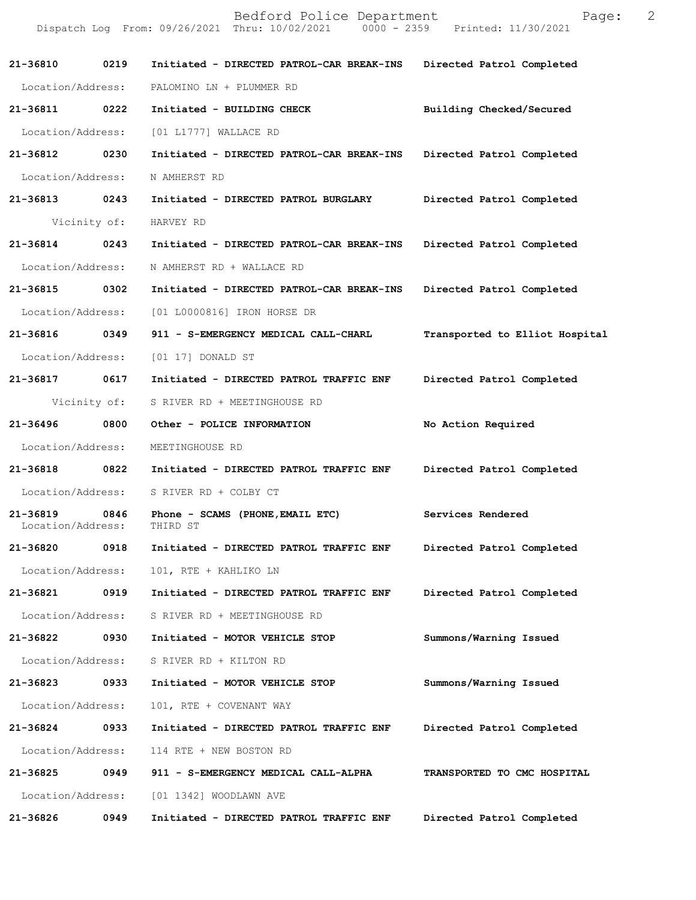**21-36810 0219 Initiated - DIRECTED PATROL-CAR BREAK-INS Directed Patrol Completed**

Location/Address: PALOMINO LN + PLUMMER RD

**21-36811 0222 Initiated - BUILDING CHECK Building Checked/Secured**

Location/Address: [01 L1777] WALLACE RD

**21-36812 0230 Initiated - DIRECTED PATROL-CAR BREAK-INS Directed Patrol Completed**

Location/Address: N AMHERST RD

**21-36813 0243 Initiated - DIRECTED PATROL BURGLARY Directed Patrol Completed**

Vicinity of: HARVEY RD

**21-36814 0243 Initiated - DIRECTED PATROL-CAR BREAK-INS Directed Patrol Completed**

Location/Address: N AMHERST RD + WALLACE RD

**21-36815 0302 Initiated - DIRECTED PATROL-CAR BREAK-INS Directed Patrol Completed**

Location/Address: [01 L0000816] IRON HORSE DR

**21-36816 0349 911 - S-EMERGENCY MEDICAL CALL-CHARL Transported to Elliot Hospital**

Location/Address: [01 17] DONALD ST

**21-36817 0617 Initiated - DIRECTED PATROL TRAFFIC ENF Directed Patrol Completed**

Vicinity of: S RIVER RD + MEETINGHOUSE RD

**21-36496 0800 Other - POLICE INFORMATION No Action Required**

Location/Address: MEETINGHOUSE RD

**21-36818 0822 Initiated - DIRECTED PATROL TRAFFIC ENF Directed Patrol Completed**

Location/Address: S RIVER RD + COLBY CT

**21-36819 0846 Phone - SCAMS (PHONE,EMAIL ETC) Services Rendered**

Location/Address: THIRD ST

**21-36820 0918 Initiated - DIRECTED PATROL TRAFFIC ENF Directed Patrol Completed**

Location/Address: 101, RTE + KAHLIKO LN

**21-36821 0919 Initiated - DIRECTED PATROL TRAFFIC ENF Directed Patrol Completed**

Location/Address: S RIVER RD + MEETINGHOUSE RD

**21-36822 0930 Initiated - MOTOR VEHICLE STOP Summons/Warning Issued**

Location/Address: S RIVER RD + KILTON RD

**21-36823 0933 Initiated - MOTOR VEHICLE STOP Summons/Warning Issued**

Location/Address: 101, RTE + COVENANT WAY

**21-36824 0933 Initiated - DIRECTED PATROL TRAFFIC ENF Directed Patrol Completed**

Location/Address: 114 RTE + NEW BOSTON RD

**21-36825 0949 911 - S-EMERGENCY MEDICAL CALL-ALPHA TRANSPORTED TO CMC HOSPITAL**

Location/Address: [01 1342] WOODLAWN AVE

**21-36826 0949 Initiated - DIRECTED PATROL TRAFFIC ENF Directed Patrol Completed**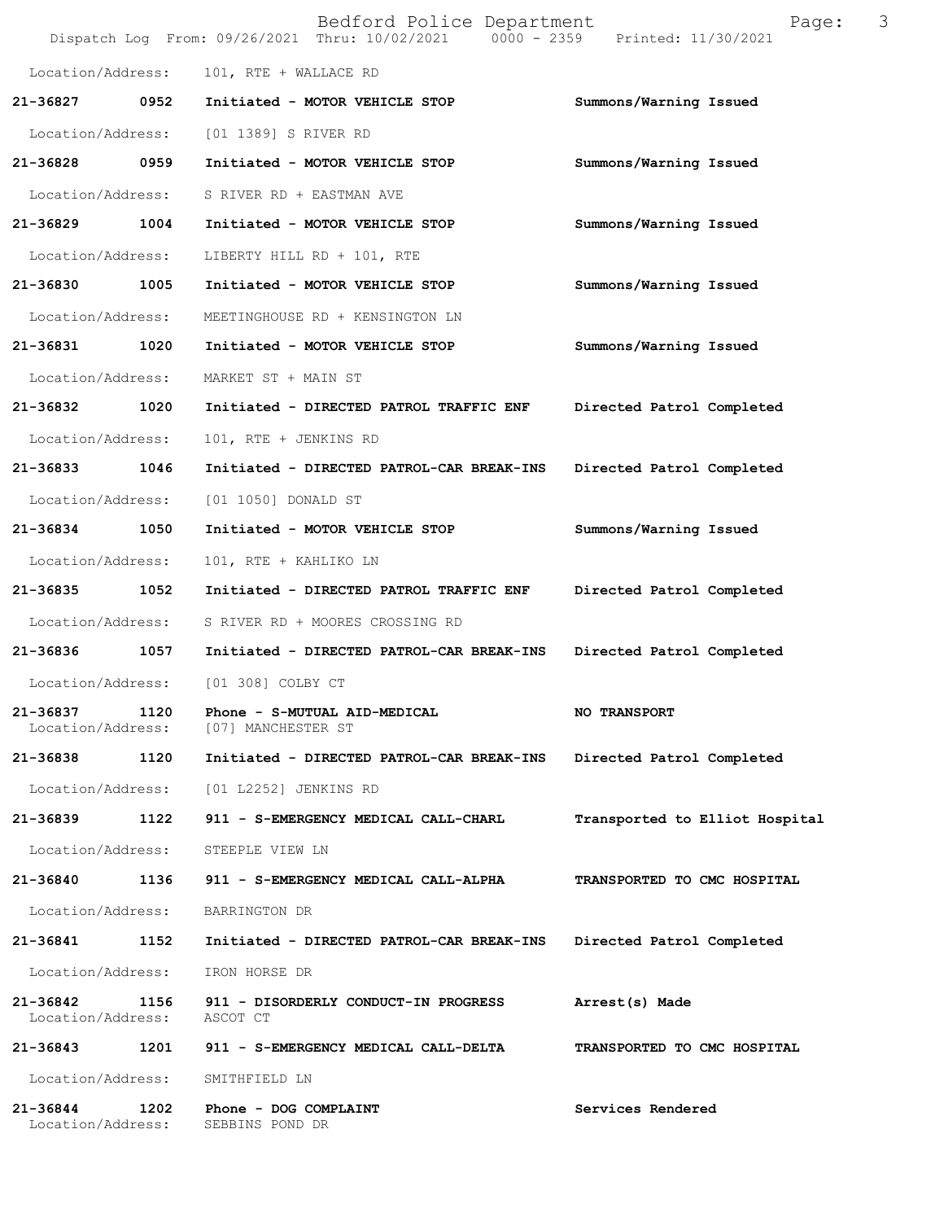Location/Address: 101, RTE + WALLACE RD

| Call Number | Time | Call Reason | Action |
| --- | --- | --- | --- |
| **21-36827** | **0952** | **Initiated - MOTOR VEHICLE STOP** | **Summons/Warning Issued** |
| Location/Address: | | [01 1389] S RIVER RD | |
| **21-36828** | **0959** | **Initiated - MOTOR VEHICLE STOP** | **Summons/Warning Issued** |
| Location/Address: | | S RIVER RD + EASTMAN AVE | |
| **21-36829** | **1004** | **Initiated - MOTOR VEHICLE STOP** | **Summons/Warning Issued** |
| Location/Address: | | LIBERTY HILL RD + 101, RTE | |
| **21-36830** | **1005** | **Initiated - MOTOR VEHICLE STOP** | **Summons/Warning Issued** |
| Location/Address: | | MEETINGHOUSE RD + KENSINGTON LN | |
| **21-36831** | **1020** | **Initiated - MOTOR VEHICLE STOP** | **Summons/Warning Issued** |
| Location/Address: | | MARKET ST + MAIN ST | |
| **21-36832** | **1020** | **Initiated - DIRECTED PATROL TRAFFIC ENF** | **Directed Patrol Completed** |
| Location/Address: | | 101, RTE + JENKINS RD | |
| **21-36833** | **1046** | **Initiated - DIRECTED PATROL-CAR BREAK-INS** | **Directed Patrol Completed** |
| Location/Address: | | [01 1050] DONALD ST | |
| **21-36834** | **1050** | **Initiated - MOTOR VEHICLE STOP** | **Summons/Warning Issued** |
| Location/Address: | | 101, RTE + KAHLIKO LN | |
| **21-36835** | **1052** | **Initiated - DIRECTED PATROL TRAFFIC ENF** | **Directed Patrol Completed** |
| Location/Address: | | S RIVER RD + MOORES CROSSING RD | |
| **21-36836** | **1057** | **Initiated - DIRECTED PATROL-CAR BREAK-INS** | **Directed Patrol Completed** |
| Location/Address: | | [01 308] COLBY CT | |
| **21-36837** | **1120** | **Phone - S-MUTUAL AID-MEDICAL** | **NO TRANSPORT** |
| Location/Address: | | [07] MANCHESTER ST | |
| **21-36838** | **1120** | **Initiated - DIRECTED PATROL-CAR BREAK-INS** | **Directed Patrol Completed** |
| Location/Address: | | [01 L2252] JENKINS RD | |
| **21-36839** | **1122** | **911 - S-EMERGENCY MEDICAL CALL-CHARL** | **Transported to Elliot Hospital** |
| Location/Address: | | STEEPLE VIEW LN | |
| **21-36840** | **1136** | **911 - S-EMERGENCY MEDICAL CALL-ALPHA** | **TRANSPORTED TO CMC HOSPITAL** |
| Location/Address: | | BARRINGTON DR | |
| **21-36841** | **1152** | **Initiated - DIRECTED PATROL-CAR BREAK-INS** | **Directed Patrol Completed** |
| Location/Address: | | IRON HORSE DR | |
| **21-36842** | **1156** | **911 - DISORDERLY CONDUCT-IN PROGRESS** | **Arrest(s) Made** |
| Location/Address: | | ASCOT CT | |
| **21-36843** | **1201** | **911 - S-EMERGENCY MEDICAL CALL-DELTA** | **TRANSPORTED TO CMC HOSPITAL** |
| Location/Address: | | SMITHFIELD LN | |
| **21-36844** | **1202** | **Phone - DOG COMPLAINT** | **Services Rendered** |
| Location/Address: | | SEBBINS POND DR | |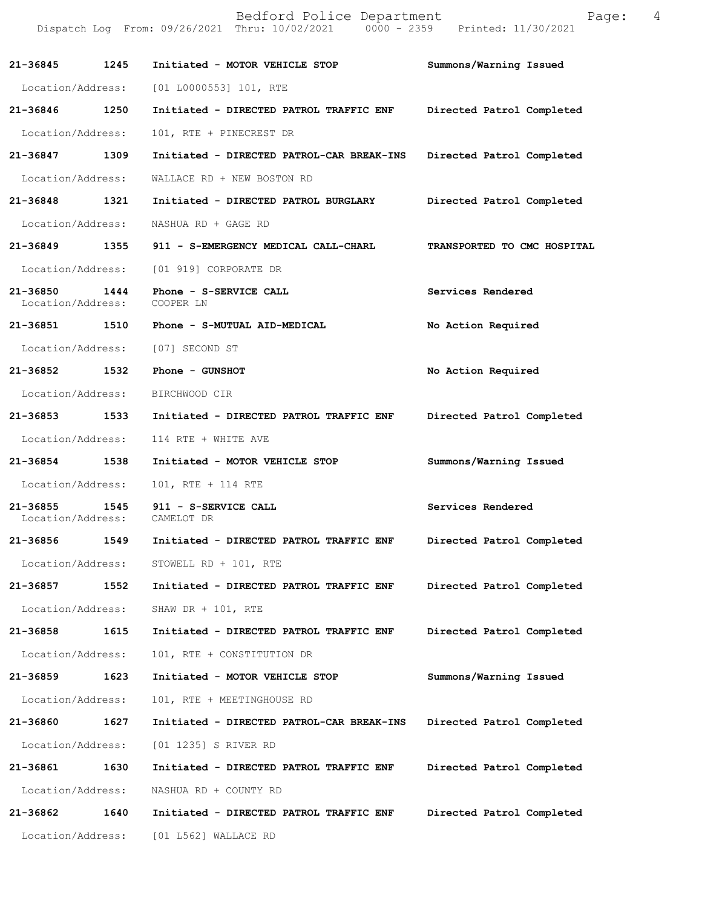| Call Number | Time | Call Reason | Action |
|---|---|---|---|
| 21-36845 | 1245 | Initiated - MOTOR VEHICLE STOP | Summons/Warning Issued |
| Location/Address: | | [01 L0000553] 101, RTE | |
| 21-36846 | 1250 | Initiated - DIRECTED PATROL TRAFFIC ENF | Directed Patrol Completed |
| Location/Address: | | 101, RTE + PINECREST DR | |
| 21-36847 | 1309 | Initiated - DIRECTED PATROL-CAR BREAK-INS | Directed Patrol Completed |
| Location/Address: | | WALLACE RD + NEW BOSTON RD | |
| 21-36848 | 1321 | Initiated - DIRECTED PATROL BURGLARY | Directed Patrol Completed |
| Location/Address: | | NASHUA RD + GAGE RD | |
| 21-36849 | 1355 | 911 - S-EMERGENCY MEDICAL CALL-CHARL | TRANSPORTED TO CMC HOSPITAL |
| Location/Address: | | [01 919] CORPORATE DR | |
| 21-36850 | 1444 | Phone - S-SERVICE CALL | Services Rendered |
| Location/Address: | | COOPER LN | |
| 21-36851 | 1510 | Phone - S-MUTUAL AID-MEDICAL | No Action Required |
| Location/Address: | | [07] SECOND ST | |
| 21-36852 | 1532 | Phone - GUNSHOT | No Action Required |
| Location/Address: | | BIRCHWOOD CIR | |
| 21-36853 | 1533 | Initiated - DIRECTED PATROL TRAFFIC ENF | Directed Patrol Completed |
| Location/Address: | | 114 RTE + WHITE AVE | |
| 21-36854 | 1538 | Initiated - MOTOR VEHICLE STOP | Summons/Warning Issued |
| Location/Address: | | 101, RTE + 114 RTE | |
| 21-36855 | 1545 | 911 - S-SERVICE CALL | Services Rendered |
| Location/Address: | | CAMELOT DR | |
| 21-36856 | 1549 | Initiated - DIRECTED PATROL TRAFFIC ENF | Directed Patrol Completed |
| Location/Address: | | STOWELL RD + 101, RTE | |
| 21-36857 | 1552 | Initiated - DIRECTED PATROL TRAFFIC ENF | Directed Patrol Completed |
| Location/Address: | | SHAW DR + 101, RTE | |
| 21-36858 | 1615 | Initiated - DIRECTED PATROL TRAFFIC ENF | Directed Patrol Completed |
| Location/Address: | | 101, RTE + CONSTITUTION DR | |
| 21-36859 | 1623 | Initiated - MOTOR VEHICLE STOP | Summons/Warning Issued |
| Location/Address: | | 101, RTE + MEETINGHOUSE RD | |
| 21-36860 | 1627 | Initiated - DIRECTED PATROL-CAR BREAK-INS | Directed Patrol Completed |
| Location/Address: | | [01 1235] S RIVER RD | |
| 21-36861 | 1630 | Initiated - DIRECTED PATROL TRAFFIC ENF | Directed Patrol Completed |
| Location/Address: | | NASHUA RD + COUNTY RD | |
| 21-36862 | 1640 | Initiated - DIRECTED PATROL TRAFFIC ENF | Directed Patrol Completed |
| Location/Address: | | [01 L562] WALLACE RD | |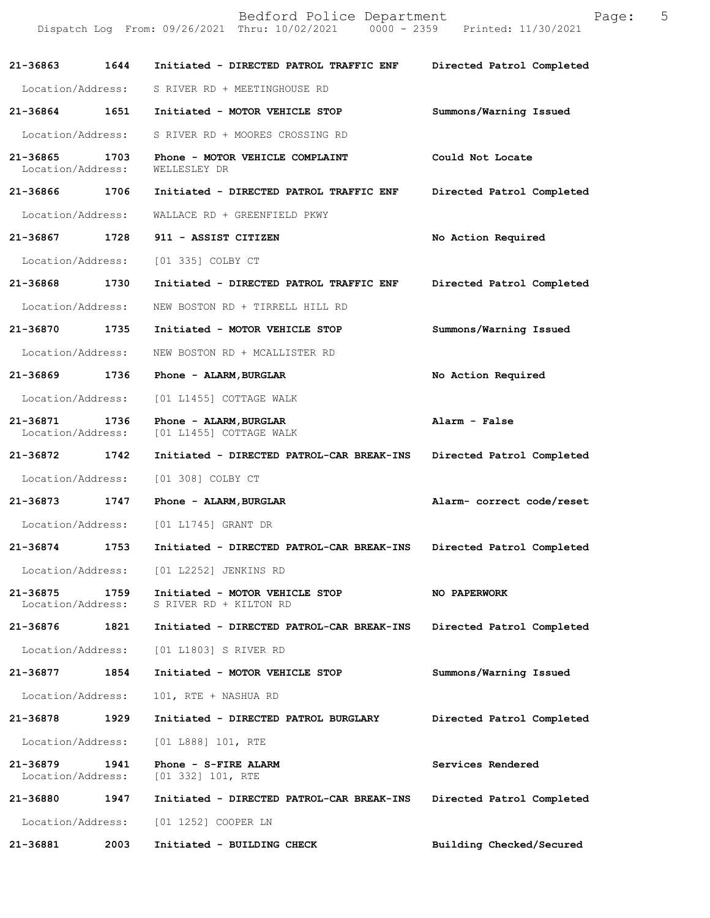| Call Number | Time | Call Reason | Action |
|---|---|---|---|
| **21-36863** | **1644** | **Initiated - DIRECTED PATROL TRAFFIC ENF** | **Directed Patrol Completed** |
| Location/Address: | | S RIVER RD + MEETINGHOUSE RD | |
| **21-36864** | **1651** | **Initiated - MOTOR VEHICLE STOP** | **Summons/Warning Issued** |
| Location/Address: | | S RIVER RD + MOORES CROSSING RD | |
| **21-36865** | **1703** | **Phone - MOTOR VEHICLE COMPLAINT** | **Could Not Locate** |
| Location/Address: | | WELLESLEY DR | |
| **21-36866** | **1706** | **Initiated - DIRECTED PATROL TRAFFIC ENF** | **Directed Patrol Completed** |
| Location/Address: | | WALLACE RD + GREENFIELD PKWY | |
| **21-36867** | **1728** | **911 - ASSIST CITIZEN** | **No Action Required** |
| Location/Address: | | [01 335] COLBY CT | |
| **21-36868** | **1730** | **Initiated - DIRECTED PATROL TRAFFIC ENF** | **Directed Patrol Completed** |
| Location/Address: | | NEW BOSTON RD + TIRRELL HILL RD | |
| **21-36870** | **1735** | **Initiated - MOTOR VEHICLE STOP** | **Summons/Warning Issued** |
| Location/Address: | | NEW BOSTON RD + MCALLISTER RD | |
| **21-36869** | **1736** | **Phone - ALARM,BURGLAR** | **No Action Required** |
| Location/Address: | | [01 L1455] COTTAGE WALK | |
| **21-36871** | **1736** | **Phone - ALARM,BURGLAR** | **Alarm - False** |
| Location/Address: | | [01 L1455] COTTAGE WALK | |
| **21-36872** | **1742** | **Initiated - DIRECTED PATROL-CAR BREAK-INS** | **Directed Patrol Completed** |
| Location/Address: | | [01 308] COLBY CT | |
| **21-36873** | **1747** | **Phone - ALARM,BURGLAR** | **Alarm- correct code/reset** |
| Location/Address: | | [01 L1745] GRANT DR | |
| **21-36874** | **1753** | **Initiated - DIRECTED PATROL-CAR BREAK-INS** | **Directed Patrol Completed** |
| Location/Address: | | [01 L2252] JENKINS RD | |
| **21-36875** | **1759** | **Initiated - MOTOR VEHICLE STOP** | **NO PAPERWORK** |
| Location/Address: | | S RIVER RD + KILTON RD | |
| **21-36876** | **1821** | **Initiated - DIRECTED PATROL-CAR BREAK-INS** | **Directed Patrol Completed** |
| Location/Address: | | [01 L1803] S RIVER RD | |
| **21-36877** | **1854** | **Initiated - MOTOR VEHICLE STOP** | **Summons/Warning Issued** |
| Location/Address: | | 101, RTE + NASHUA RD | |
| **21-36878** | **1929** | **Initiated - DIRECTED PATROL BURGLARY** | **Directed Patrol Completed** |
| Location/Address: | | [01 L888] 101, RTE | |
| **21-36879** | **1941** | **Phone - S-FIRE ALARM** | **Services Rendered** |
| Location/Address: | | [01 332] 101, RTE | |
| **21-36880** | **1947** | **Initiated - DIRECTED PATROL-CAR BREAK-INS** | **Directed Patrol Completed** |
| Location/Address: | | [01 1252] COOPER LN | |
| **21-36881** | **2003** | **Initiated - BUILDING CHECK** | **Building Checked/Secured** |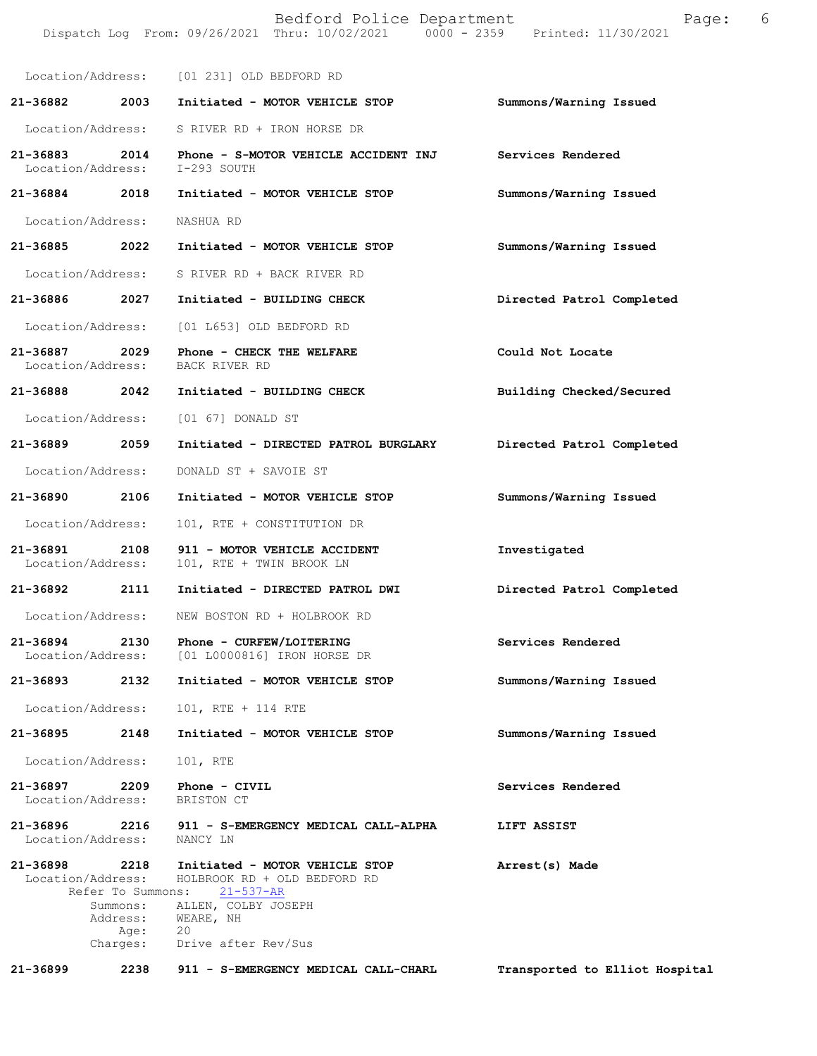Location/Address: [01 231] OLD BEDFORD RD

| Call # | Time | Call Type | Disposition |
|---|---|---|---|
| 21-36882 | 2003 | Initiated - MOTOR VEHICLE STOP | Summons/Warning Issued |
| | | Location/Address: S RIVER RD + IRON HORSE DR | |
| 21-36883 | 2014 | Phone - S-MOTOR VEHICLE ACCIDENT INJ | Services Rendered |
| | | Location/Address: I-293 SOUTH | |
| 21-36884 | 2018 | Initiated - MOTOR VEHICLE STOP | Summons/Warning Issued |
| | | Location/Address: NASHUA RD | |
| 21-36885 | 2022 | Initiated - MOTOR VEHICLE STOP | Summons/Warning Issued |
| | | Location/Address: S RIVER RD + BACK RIVER RD | |
| 21-36886 | 2027 | Initiated - BUILDING CHECK | Directed Patrol Completed |
| | | Location/Address: [01 L653] OLD BEDFORD RD | |
| 21-36887 | 2029 | Phone - CHECK THE WELFARE | Could Not Locate |
| | | Location/Address: BACK RIVER RD | |
| 21-36888 | 2042 | Initiated - BUILDING CHECK | Building Checked/Secured |
| | | Location/Address: [01 67] DONALD ST | |
| 21-36889 | 2059 | Initiated - DIRECTED PATROL BURGLARY | Directed Patrol Completed |
| | | Location/Address: DONALD ST + SAVOIE ST | |
| 21-36890 | 2106 | Initiated - MOTOR VEHICLE STOP | Summons/Warning Issued |
| | | Location/Address: 101, RTE + CONSTITUTION DR | |
| 21-36891 | 2108 | 911 - MOTOR VEHICLE ACCIDENT | Investigated |
| | | Location/Address: 101, RTE + TWIN BROOK LN | |
| 21-36892 | 2111 | Initiated - DIRECTED PATROL DWI | Directed Patrol Completed |
| | | Location/Address: NEW BOSTON RD + HOLBROOK RD | |
| 21-36894 | 2130 | Phone - CURFEW/LOITERING | Services Rendered |
| | | Location/Address: [01 L0000816] IRON HORSE DR | |
| 21-36893 | 2132 | Initiated - MOTOR VEHICLE STOP | Summons/Warning Issued |
| | | Location/Address: 101, RTE + 114 RTE | |
| 21-36895 | 2148 | Initiated - MOTOR VEHICLE STOP | Summons/Warning Issued |
| | | Location/Address: 101, RTE | |
| 21-36897 | 2209 | Phone - CIVIL | Services Rendered |
| | | Location/Address: BRISTON CT | |
| 21-36896 | 2216 | 911 - S-EMERGENCY MEDICAL CALL-ALPHA | LIFT ASSIST |
| | | Location/Address: NANCY LN | |
| 21-36898 | 2218 | Initiated - MOTOR VEHICLE STOP | Arrest(s) Made |
| | | Location/Address: HOLBROOK RD + OLD BEDFORD RD | |
| | | Refer To Summons: 21-537-AR | |
| | | Summons: ALLEN, COLBY JOSEPH | |
| | | Address: WEARE, NH | |
| | | Age: 20 | |
| | | Charges: Drive after Rev/Sus | |
| 21-36899 | 2238 | 911 - S-EMERGENCY MEDICAL CALL-CHARL | Transported to Elliot Hospital |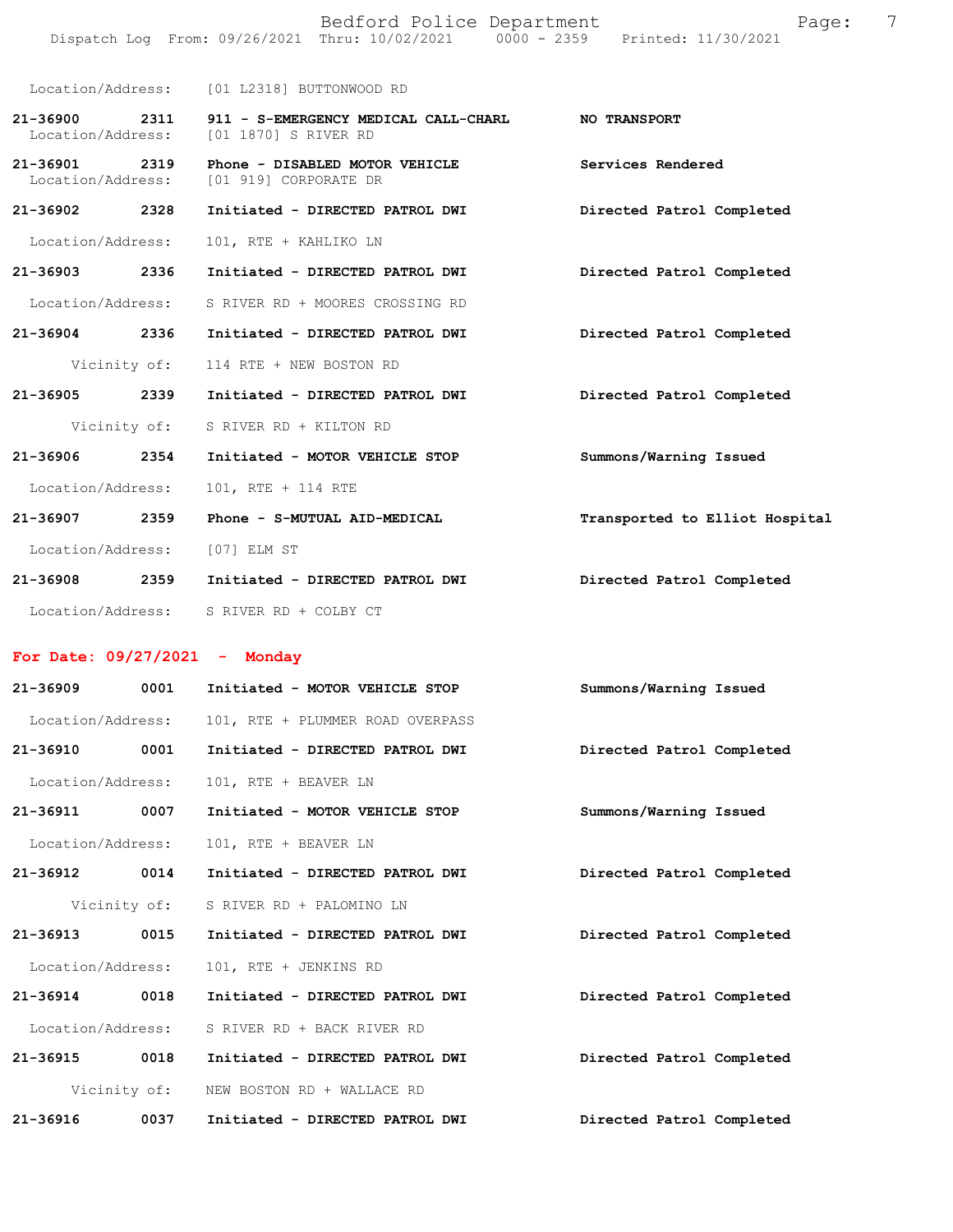Location/Address: [01 L2318] BUTTONWOOD RD

**21-36900 2311 911 - S-EMERGENCY MEDICAL CALL-CHARL** **NO TRANSPORT**
Location/Address: [01 1870] S RIVER RD

**21-36901 2319 Phone - DISABLED MOTOR VEHICLE** **Services Rendered**
Location/Address: [01 919] CORPORATE DR

**21-36902 2328 Initiated - DIRECTED PATROL DWI** **Directed Patrol Completed**
Location/Address: 101, RTE + KAHLIKO LN

**21-36903 2336 Initiated - DIRECTED PATROL DWI** **Directed Patrol Completed**
Location/Address: S RIVER RD + MOORES CROSSING RD

**21-36904 2336 Initiated - DIRECTED PATROL DWI** **Directed Patrol Completed**
Vicinity of: 114 RTE + NEW BOSTON RD

**21-36905 2339 Initiated - DIRECTED PATROL DWI** **Directed Patrol Completed**
Vicinity of: S RIVER RD + KILTON RD

**21-36906 2354 Initiated - MOTOR VEHICLE STOP** **Summons/Warning Issued**
Location/Address: 101, RTE + 114 RTE

**21-36907 2359 Phone - S-MUTUAL AID-MEDICAL** **Transported to Elliot Hospital**
Location/Address: [07] ELM ST

**21-36908 2359 Initiated - DIRECTED PATROL DWI** **Directed Patrol Completed**
Location/Address: S RIVER RD + COLBY CT

## For Date: 09/27/2021 - Monday

**21-36909 0001 Initiated - MOTOR VEHICLE STOP** **Summons/Warning Issued**
Location/Address: 101, RTE + PLUMMER ROAD OVERPASS

**21-36910 0001 Initiated - DIRECTED PATROL DWI** **Directed Patrol Completed**
Location/Address: 101, RTE + BEAVER LN

**21-36911 0007 Initiated - MOTOR VEHICLE STOP** **Summons/Warning Issued**
Location/Address: 101, RTE + BEAVER LN

**21-36912 0014 Initiated - DIRECTED PATROL DWI** **Directed Patrol Completed**
Vicinity of: S RIVER RD + PALOMINO LN

**21-36913 0015 Initiated - DIRECTED PATROL DWI** **Directed Patrol Completed**
Location/Address: 101, RTE + JENKINS RD

**21-36914 0018 Initiated - DIRECTED PATROL DWI** **Directed Patrol Completed**
Location/Address: S RIVER RD + BACK RIVER RD

**21-36915 0018 Initiated - DIRECTED PATROL DWI** **Directed Patrol Completed**
Vicinity of: NEW BOSTON RD + WALLACE RD

**21-36916 0037 Initiated - DIRECTED PATROL DWI** **Directed Patrol Completed**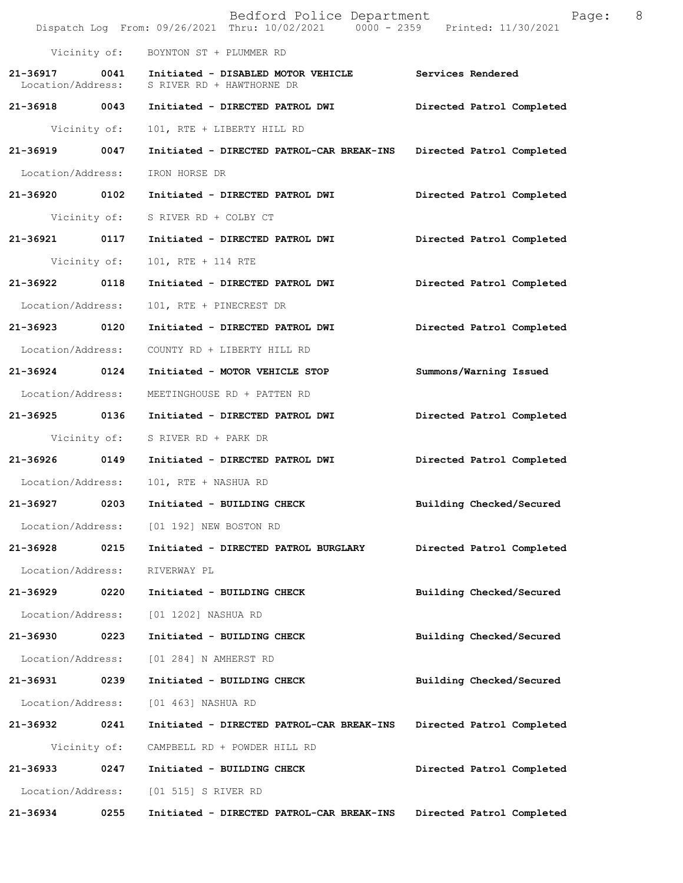Vicinity of: BOYNTON ST + PLUMMER RD

**21-36917 0041 Initiated - DISABLED MOTOR VEHICLE** Services Rendered
Location/Address: S RIVER RD + HAWTHORNE DR

**21-36918 0043 Initiated - DIRECTED PATROL DWI** **Directed Patrol Completed**
Vicinity of: 101, RTE + LIBERTY HILL RD

**21-36919 0047 Initiated - DIRECTED PATROL-CAR BREAK-INS** **Directed Patrol Completed**
Location/Address: IRON HORSE DR

**21-36920 0102 Initiated - DIRECTED PATROL DWI** **Directed Patrol Completed**
Vicinity of: S RIVER RD + COLBY CT

**21-36921 0117 Initiated - DIRECTED PATROL DWI** **Directed Patrol Completed**
Vicinity of: 101, RTE + 114 RTE

**21-36922 0118 Initiated - DIRECTED PATROL DWI** **Directed Patrol Completed**
Location/Address: 101, RTE + PINECREST DR

**21-36923 0120 Initiated - DIRECTED PATROL DWI** **Directed Patrol Completed**
Location/Address: COUNTY RD + LIBERTY HILL RD

**21-36924 0124 Initiated - MOTOR VEHICLE STOP** **Summons/Warning Issued**
Location/Address: MEETINGHOUSE RD + PATTEN RD

**21-36925 0136 Initiated - DIRECTED PATROL DWI** **Directed Patrol Completed**
Vicinity of: S RIVER RD + PARK DR

**21-36926 0149 Initiated - DIRECTED PATROL DWI** **Directed Patrol Completed**
Location/Address: 101, RTE + NASHUA RD

**21-36927 0203 Initiated - BUILDING CHECK** **Building Checked/Secured**
Location/Address: [01 192] NEW BOSTON RD

**21-36928 0215 Initiated - DIRECTED PATROL BURGLARY** **Directed Patrol Completed**
Location/Address: RIVERWAY PL

**21-36929 0220 Initiated - BUILDING CHECK** **Building Checked/Secured**
Location/Address: [01 1202] NASHUA RD

**21-36930 0223 Initiated - BUILDING CHECK** **Building Checked/Secured**
Location/Address: [01 284] N AMHERST RD

**21-36931 0239 Initiated - BUILDING CHECK** **Building Checked/Secured**
Location/Address: [01 463] NASHUA RD

**21-36932 0241 Initiated - DIRECTED PATROL-CAR BREAK-INS** **Directed Patrol Completed**
Vicinity of: CAMPBELL RD + POWDER HILL RD

**21-36933 0247 Initiated - BUILDING CHECK** **Directed Patrol Completed**
Location/Address: [01 515] S RIVER RD

**21-36934 0255 Initiated - DIRECTED PATROL-CAR BREAK-INS** **Directed Patrol Completed**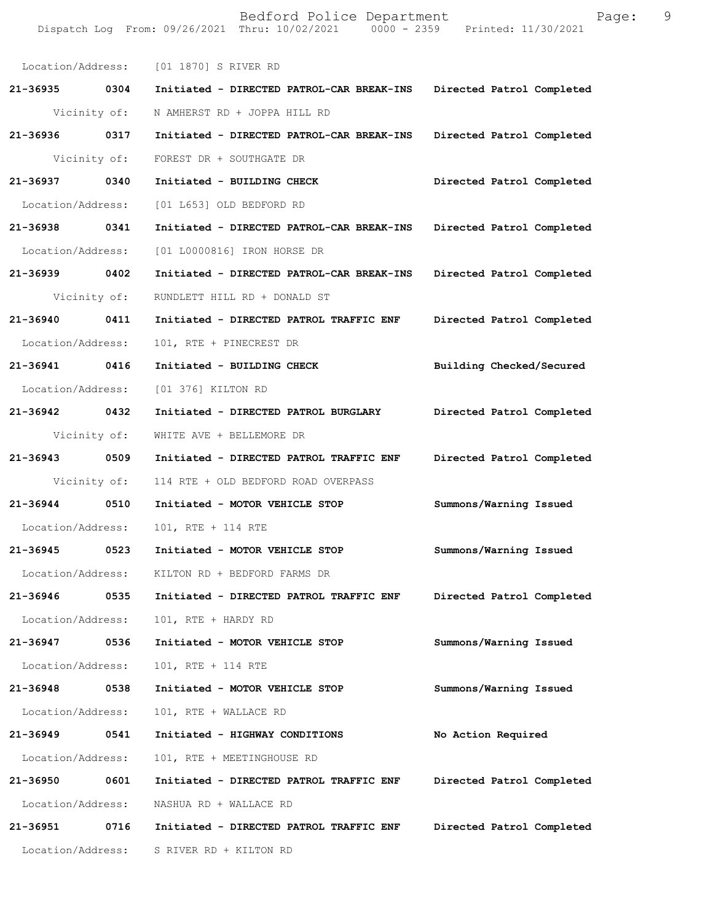Location/Address: [01 1870] S RIVER RD

**21-36935 0304 Initiated - DIRECTED PATROL-CAR BREAK-INS Directed Patrol Completed**

Vicinity of: N AMHERST RD + JOPPA HILL RD

**21-36936 0317 Initiated - DIRECTED PATROL-CAR BREAK-INS Directed Patrol Completed**

Vicinity of: FOREST DR + SOUTHGATE DR

**21-36937 0340 Initiated - BUILDING CHECK Directed Patrol Completed**

Location/Address: [01 L653] OLD BEDFORD RD

**21-36938 0341 Initiated - DIRECTED PATROL-CAR BREAK-INS Directed Patrol Completed**

Location/Address: [01 L0000816] IRON HORSE DR

**21-36939 0402 Initiated - DIRECTED PATROL-CAR BREAK-INS Directed Patrol Completed**

Vicinity of: RUNDLETT HILL RD + DONALD ST

**21-36940 0411 Initiated - DIRECTED PATROL TRAFFIC ENF Directed Patrol Completed**

Location/Address: 101, RTE + PINECREST DR

**21-36941 0416 Initiated - BUILDING CHECK Building Checked/Secured**

Location/Address: [01 376] KILTON RD

**21-36942 0432 Initiated - DIRECTED PATROL BURGLARY Directed Patrol Completed**

Vicinity of: WHITE AVE + BELLEMORE DR

**21-36943 0509 Initiated - DIRECTED PATROL TRAFFIC ENF Directed Patrol Completed**

Vicinity of: 114 RTE + OLD BEDFORD ROAD OVERPASS

**21-36944 0510 Initiated - MOTOR VEHICLE STOP Summons/Warning Issued**

Location/Address: 101, RTE + 114 RTE

**21-36945 0523 Initiated - MOTOR VEHICLE STOP Summons/Warning Issued**

Location/Address: KILTON RD + BEDFORD FARMS DR

**21-36946 0535 Initiated - DIRECTED PATROL TRAFFIC ENF Directed Patrol Completed**

Location/Address: 101, RTE + HARDY RD

**21-36947 0536 Initiated - MOTOR VEHICLE STOP Summons/Warning Issued**

Location/Address: 101, RTE + 114 RTE

**21-36948 0538 Initiated - MOTOR VEHICLE STOP Summons/Warning Issued**

Location/Address: 101, RTE + WALLACE RD

**21-36949 0541 Initiated - HIGHWAY CONDITIONS No Action Required**

Location/Address: 101, RTE + MEETINGHOUSE RD

**21-36950 0601 Initiated - DIRECTED PATROL TRAFFIC ENF Directed Patrol Completed**

Location/Address: NASHUA RD + WALLACE RD

**21-36951 0716 Initiated - DIRECTED PATROL TRAFFIC ENF Directed Patrol Completed**

Location/Address: S RIVER RD + KILTON RD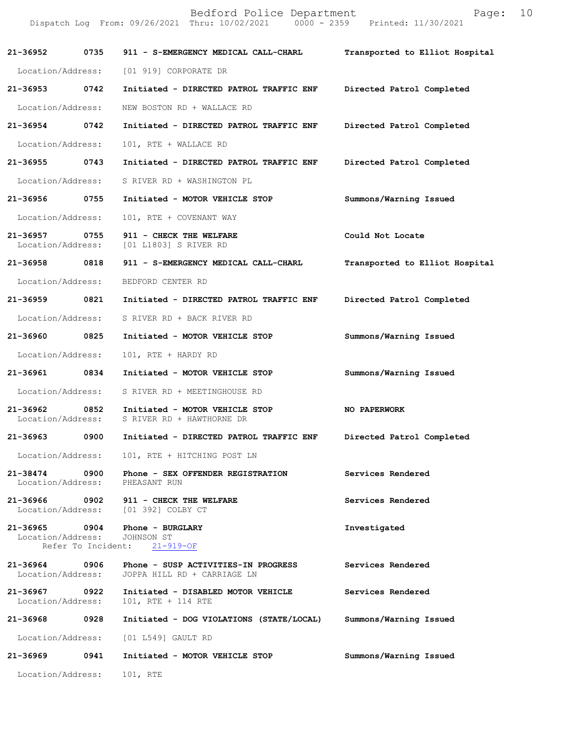| Call Number | Time | Call Reason | Action |
|---|---|---|---|
| 21-36952 | 0735 | 911 - S-EMERGENCY MEDICAL CALL-CHARL | Transported to Elliot Hospital |
| Location/Address: | | [01 919] CORPORATE DR | |
| 21-36953 | 0742 | Initiated - DIRECTED PATROL TRAFFIC ENF | Directed Patrol Completed |
| Location/Address: | | NEW BOSTON RD + WALLACE RD | |
| 21-36954 | 0742 | Initiated - DIRECTED PATROL TRAFFIC ENF | Directed Patrol Completed |
| Location/Address: | | 101, RTE + WALLACE RD | |
| 21-36955 | 0743 | Initiated - DIRECTED PATROL TRAFFIC ENF | Directed Patrol Completed |
| Location/Address: | | S RIVER RD + WASHINGTON PL | |
| 21-36956 | 0755 | Initiated - MOTOR VEHICLE STOP | Summons/Warning Issued |
| Location/Address: | | 101, RTE + COVENANT WAY | |
| 21-36957 | 0755 | 911 - CHECK THE WELFARE | Could Not Locate |
| Location/Address: | | [01 L1803] S RIVER RD | |
| 21-36958 | 0818 | 911 - S-EMERGENCY MEDICAL CALL-CHARL | Transported to Elliot Hospital |
| Location/Address: | | BEDFORD CENTER RD | |
| 21-36959 | 0821 | Initiated - DIRECTED PATROL TRAFFIC ENF | Directed Patrol Completed |
| Location/Address: | | S RIVER RD + BACK RIVER RD | |
| 21-36960 | 0825 | Initiated - MOTOR VEHICLE STOP | Summons/Warning Issued |
| Location/Address: | | 101, RTE + HARDY RD | |
| 21-36961 | 0834 | Initiated - MOTOR VEHICLE STOP | Summons/Warning Issued |
| Location/Address: | | S RIVER RD + MEETINGHOUSE RD | |
| 21-36962 | 0852 | Initiated - MOTOR VEHICLE STOP | NO PAPERWORK |
| Location/Address: | | S RIVER RD + HAWTHORNE DR | |
| 21-36963 | 0900 | Initiated - DIRECTED PATROL TRAFFIC ENF | Directed Patrol Completed |
| Location/Address: | | 101, RTE + HITCHING POST LN | |
| 21-38474 | 0900 | Phone - SEX OFFENDER REGISTRATION | Services Rendered |
| Location/Address: | | PHEASANT RUN | |
| 21-36966 | 0902 | 911 - CHECK THE WELFARE | Services Rendered |
| Location/Address: | | [01 392] COLBY CT | |
| 21-36965 | 0904 | Phone - BURGLARY | Investigated |
| Location/Address: | | JOHNSON ST | |
| Refer To Incident: | | 21-919-OF | |
| 21-36964 | 0906 | Phone - SUSP ACTIVITIES-IN PROGRESS | Services Rendered |
| Location/Address: | | JOPPA HILL RD + CARRIAGE LN | |
| 21-36967 | 0922 | Initiated - DISABLED MOTOR VEHICLE | Services Rendered |
| Location/Address: | | 101, RTE + 114 RTE | |
| 21-36968 | 0928 | Initiated - DOG VIOLATIONS (STATE/LOCAL) | Summons/Warning Issued |
| Location/Address: | | [01 L549] GAULT RD | |
| 21-36969 | 0941 | Initiated - MOTOR VEHICLE STOP | Summons/Warning Issued |
| Location/Address: | | 101, RTE | |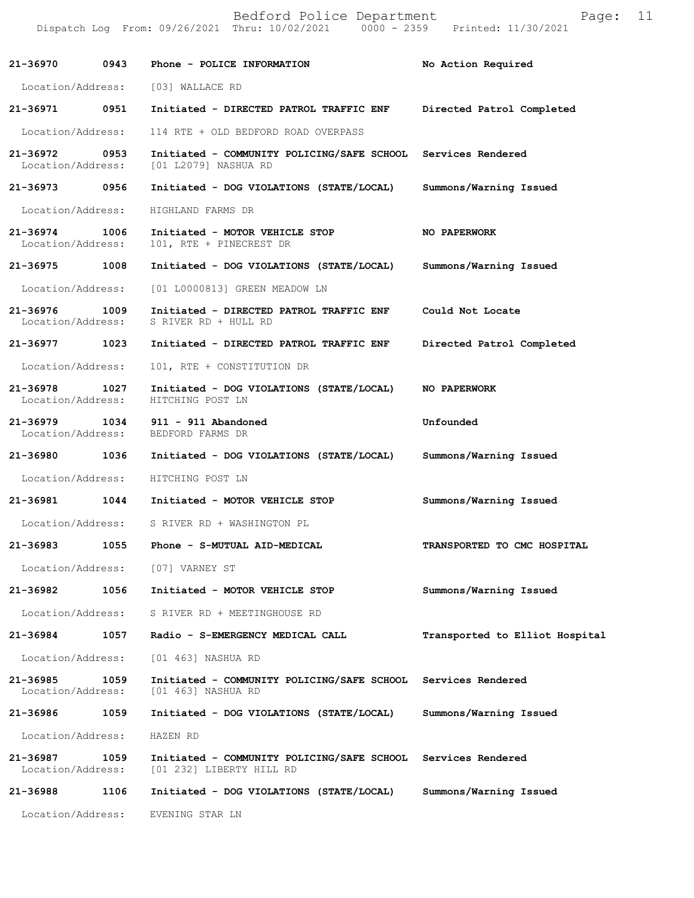**21-36970** **0943** **Phone - POLICE INFORMATION** **No Action Required**

Location/Address: [03] WALLACE RD

**21-36971** **0951** **Initiated - DIRECTED PATROL TRAFFIC ENF** **Directed Patrol Completed**

Location/Address: 114 RTE + OLD BEDFORD ROAD OVERPASS

**21-36972** **0953** **Initiated - COMMUNITY POLICING/SAFE SCHOOL** **Services Rendered**
Location/Address: [01 L2079] NASHUA RD

**21-36973** **0956** **Initiated - DOG VIOLATIONS (STATE/LOCAL)** **Summons/Warning Issued**

Location/Address: HIGHLAND FARMS DR

**21-36974** **1006** **Initiated - MOTOR VEHICLE STOP** **NO PAPERWORK**
Location/Address: 101, RTE + PINECREST DR

**21-36975** **1008** **Initiated - DOG VIOLATIONS (STATE/LOCAL)** **Summons/Warning Issued**

Location/Address: [01 L0000813] GREEN MEADOW LN

**21-36976** **1009** **Initiated - DIRECTED PATROL TRAFFIC ENF** **Could Not Locate**
Location/Address: S RIVER RD + HULL RD

**21-36977** **1023** **Initiated - DIRECTED PATROL TRAFFIC ENF** **Directed Patrol Completed**

Location/Address: 101, RTE + CONSTITUTION DR

**21-36978** **1027** **Initiated - DOG VIOLATIONS (STATE/LOCAL)** **NO PAPERWORK**
Location/Address: HITCHING POST LN

**21-36979** **1034** **911 - 911 Abandoned** **Unfounded**
Location/Address: BEDFORD FARMS DR

**21-36980** **1036** **Initiated - DOG VIOLATIONS (STATE/LOCAL)** **Summons/Warning Issued**

Location/Address: HITCHING POST LN

**21-36981** **1044** **Initiated - MOTOR VEHICLE STOP** **Summons/Warning Issued**

Location/Address: S RIVER RD + WASHINGTON PL

**21-36983** **1055** **Phone - S-MUTUAL AID-MEDICAL** **TRANSPORTED TO CMC HOSPITAL**

Location/Address: [07] VARNEY ST

**21-36982** **1056** **Initiated - MOTOR VEHICLE STOP** **Summons/Warning Issued**

Location/Address: S RIVER RD + MEETINGHOUSE RD

**21-36984** **1057** **Radio - S-EMERGENCY MEDICAL CALL** **Transported to Elliot Hospital**

Location/Address: [01 463] NASHUA RD

**21-36985** **1059** **Initiated - COMMUNITY POLICING/SAFE SCHOOL** **Services Rendered**
Location/Address: [01 463] NASHUA RD

**21-36986** **1059** **Initiated - DOG VIOLATIONS (STATE/LOCAL)** **Summons/Warning Issued**

Location/Address: HAZEN RD

**21-36987** **1059** **Initiated - COMMUNITY POLICING/SAFE SCHOOL** **Services Rendered**
Location/Address: [01 232] LIBERTY HILL RD

**21-36988** **1106** **Initiated - DOG VIOLATIONS (STATE/LOCAL)** **Summons/Warning Issued**

Location/Address: EVENING STAR LN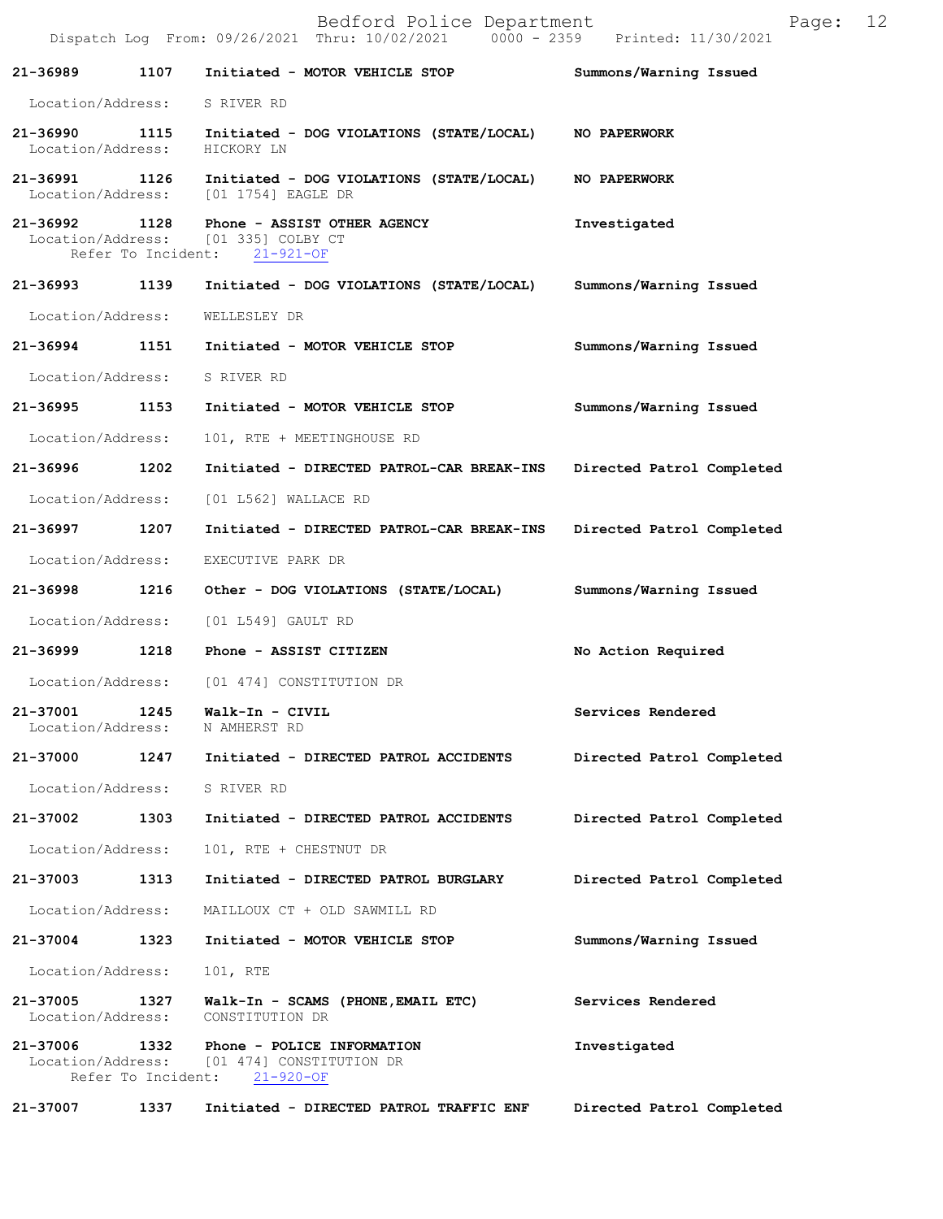**21-36989 1107 Initiated - MOTOR VEHICLE STOP** — **Summons/Warning Issued**
Location/Address: S RIVER RD

**21-36990 1115 Initiated - DOG VIOLATIONS (STATE/LOCAL)** — **NO PAPERWORK**
Location/Address: HICKORY LN

**21-36991 1126 Initiated - DOG VIOLATIONS (STATE/LOCAL)** — **NO PAPERWORK**
Location/Address: [01 1754] EAGLE DR

**21-36992 1128 Phone - ASSIST OTHER AGENCY** — **Investigated**
Location/Address: [01 335] COLBY CT
Refer To Incident: 21-921-OF

**21-36993 1139 Initiated - DOG VIOLATIONS (STATE/LOCAL)** — **Summons/Warning Issued**
Location/Address: WELLESLEY DR

**21-36994 1151 Initiated - MOTOR VEHICLE STOP** — **Summons/Warning Issued**
Location/Address: S RIVER RD

**21-36995 1153 Initiated - MOTOR VEHICLE STOP** — **Summons/Warning Issued**
Location/Address: 101, RTE + MEETINGHOUSE RD

**21-36996 1202 Initiated - DIRECTED PATROL-CAR BREAK-INS** — **Directed Patrol Completed**
Location/Address: [01 L562] WALLACE RD

**21-36997 1207 Initiated - DIRECTED PATROL-CAR BREAK-INS** — **Directed Patrol Completed**
Location/Address: EXECUTIVE PARK DR

**21-36998 1216 Other - DOG VIOLATIONS (STATE/LOCAL)** — **Summons/Warning Issued**
Location/Address: [01 L549] GAULT RD

**21-36999 1218 Phone - ASSIST CITIZEN** — **No Action Required**
Location/Address: [01 474] CONSTITUTION DR

**21-37001 1245 Walk-In - CIVIL** — **Services Rendered**
Location/Address: N AMHERST RD

**21-37000 1247 Initiated - DIRECTED PATROL ACCIDENTS** — **Directed Patrol Completed**
Location/Address: S RIVER RD

**21-37002 1303 Initiated - DIRECTED PATROL ACCIDENTS** — **Directed Patrol Completed**
Location/Address: 101, RTE + CHESTNUT DR

**21-37003 1313 Initiated - DIRECTED PATROL BURGLARY** — **Directed Patrol Completed**
Location/Address: MAILLOUX CT + OLD SAWMILL RD

**21-37004 1323 Initiated - MOTOR VEHICLE STOP** — **Summons/Warning Issued**
Location/Address: 101, RTE

**21-37005 1327 Walk-In - SCAMS (PHONE,EMAIL ETC)** — **Services Rendered**
Location/Address: CONSTITUTION DR

**21-37006 1332 Phone - POLICE INFORMATION** — **Investigated**
Location/Address: [01 474] CONSTITUTION DR
Refer To Incident: 21-920-OF

**21-37007 1337 Initiated - DIRECTED PATROL TRAFFIC ENF** — **Directed Patrol Completed**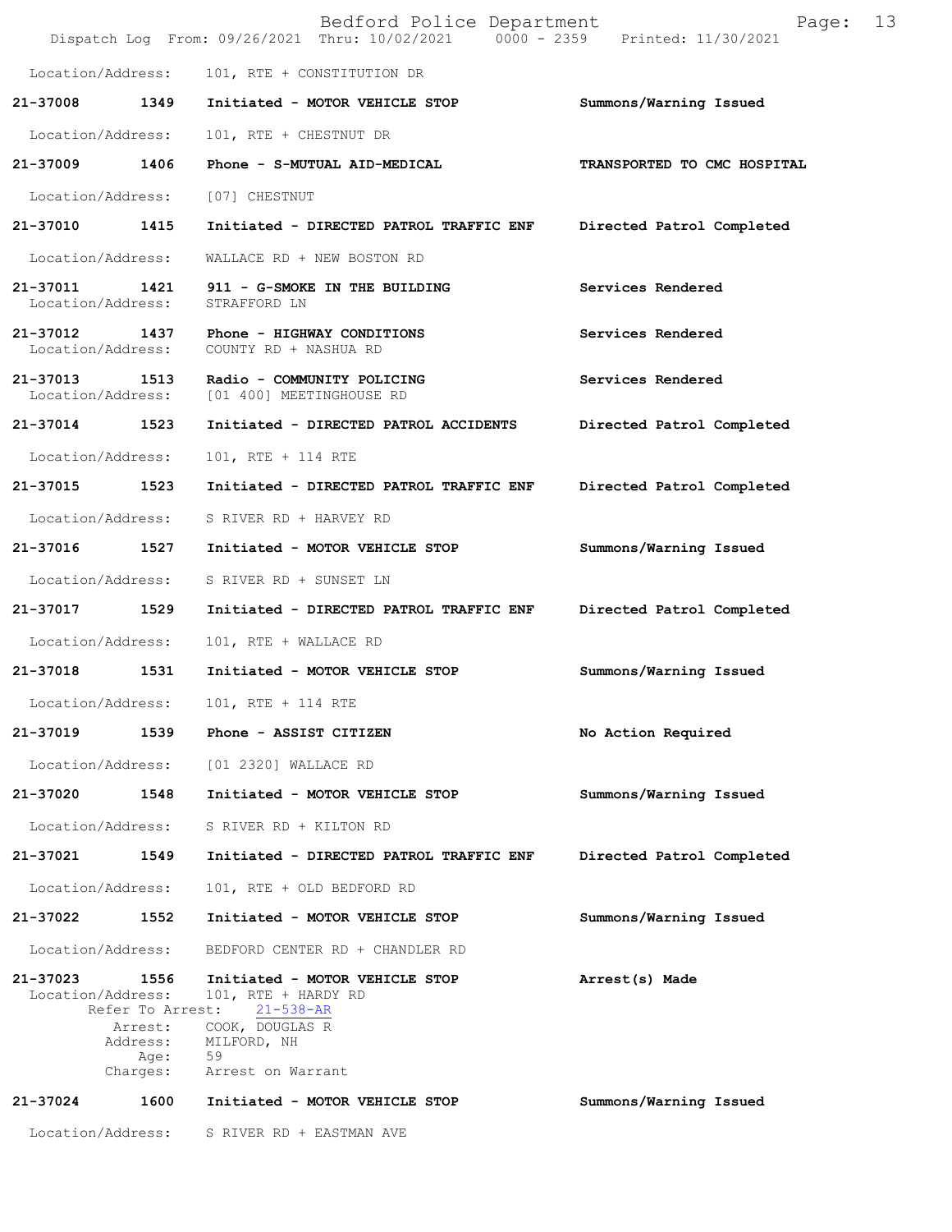Location/Address: 101, RTE + CONSTITUTION DR

| | | | |
|---|---|---|---|
| 21-37008 | 1349 | Initiated - MOTOR VEHICLE STOP | Summons/Warning Issued |

Location/Address: 101, RTE + CHESTNUT DR

| | | | |
|---|---|---|---|
| 21-37009 | 1406 | Phone - S-MUTUAL AID-MEDICAL | TRANSPORTED TO CMC HOSPITAL |

Location/Address: [07] CHESTNUT

| | | | |
|---|---|---|---|
| 21-37010 | 1415 | Initiated - DIRECTED PATROL TRAFFIC ENF | Directed Patrol Completed |

Location/Address: WALLACE RD + NEW BOSTON RD

| | | | |
|---|---|---|---|
| 21-37011 | 1421 | 911 - G-SMOKE IN THE BUILDING | Services Rendered |

Location/Address: STRAFFORD LN

| | | | |
|---|---|---|---|
| 21-37012 | 1437 | Phone - HIGHWAY CONDITIONS | Services Rendered |

Location/Address: COUNTY RD + NASHUA RD

| | | | |
|---|---|---|---|
| 21-37013 | 1513 | Radio - COMMUNITY POLICING | Services Rendered |

Location/Address: [01 400] MEETINGHOUSE RD

| | | | |
|---|---|---|---|
| 21-37014 | 1523 | Initiated - DIRECTED PATROL ACCIDENTS | Directed Patrol Completed |

Location/Address: 101, RTE + 114 RTE

| | | | |
|---|---|---|---|
| 21-37015 | 1523 | Initiated - DIRECTED PATROL TRAFFIC ENF | Directed Patrol Completed |

Location/Address: S RIVER RD + HARVEY RD

| | | | |
|---|---|---|---|
| 21-37016 | 1527 | Initiated - MOTOR VEHICLE STOP | Summons/Warning Issued |

Location/Address: S RIVER RD + SUNSET LN

| | | | |
|---|---|---|---|
| 21-37017 | 1529 | Initiated - DIRECTED PATROL TRAFFIC ENF | Directed Patrol Completed |

Location/Address: 101, RTE + WALLACE RD

| | | | |
|---|---|---|---|
| 21-37018 | 1531 | Initiated - MOTOR VEHICLE STOP | Summons/Warning Issued |

Location/Address: 101, RTE + 114 RTE

| | | | |
|---|---|---|---|
| 21-37019 | 1539 | Phone - ASSIST CITIZEN | No Action Required |

Location/Address: [01 2320] WALLACE RD

| | | | |
|---|---|---|---|
| 21-37020 | 1548 | Initiated - MOTOR VEHICLE STOP | Summons/Warning Issued |

Location/Address: S RIVER RD + KILTON RD

| | | | |
|---|---|---|---|
| 21-37021 | 1549 | Initiated - DIRECTED PATROL TRAFFIC ENF | Directed Patrol Completed |

Location/Address: 101, RTE + OLD BEDFORD RD

| | | | |
|---|---|---|---|
| 21-37022 | 1552 | Initiated - MOTOR VEHICLE STOP | Summons/Warning Issued |

Location/Address: BEDFORD CENTER RD + CHANDLER RD

| | | | |
|---|---|---|---|
| 21-37023 | 1556 | Initiated - MOTOR VEHICLE STOP | Arrest(s) Made |

Location/Address: 101, RTE + HARDY RD
Refer To Arrest: 21-538-AR
Arrest: COOK, DOUGLAS R
Address: MILFORD, NH
Age: 59
Charges: Arrest on Warrant

| | | | |
|---|---|---|---|
| 21-37024 | 1600 | Initiated - MOTOR VEHICLE STOP | Summons/Warning Issued |

Location/Address: S RIVER RD + EASTMAN AVE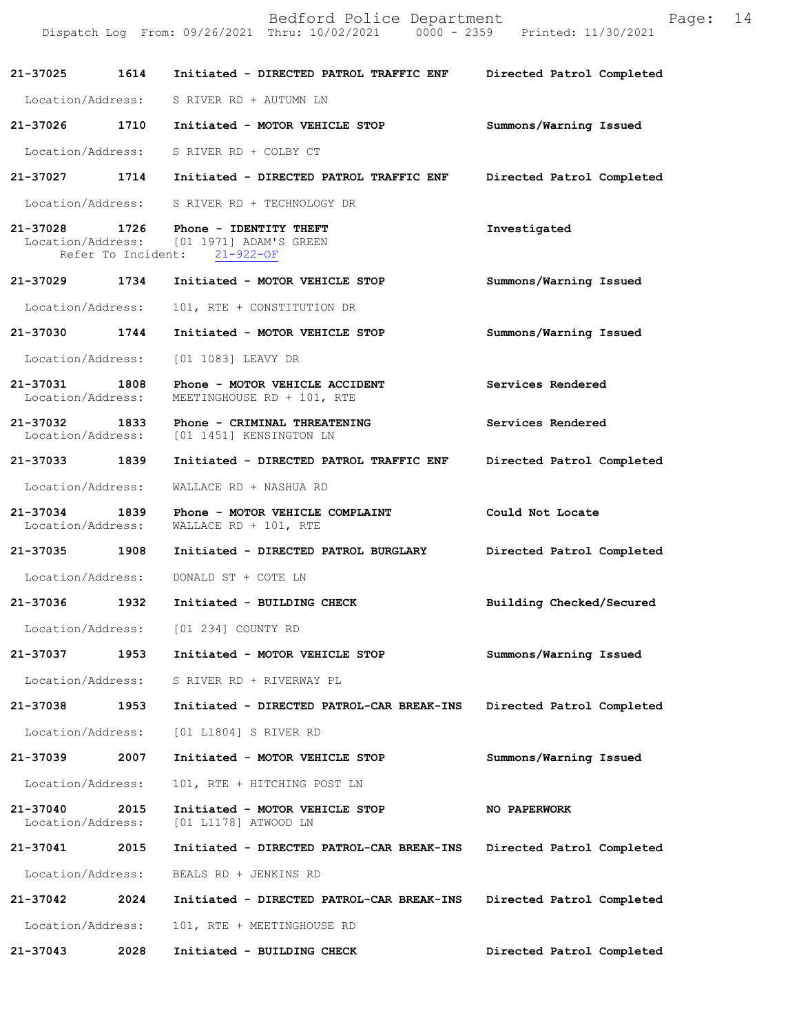21-37025 1614 Initiated - DIRECTED PATROL TRAFFIC ENF Directed Patrol Completed

Location/Address: S RIVER RD + AUTUMN LN

21-37026 1710 Initiated - MOTOR VEHICLE STOP Summons/Warning Issued

Location/Address: S RIVER RD + COLBY CT

21-37027 1714 Initiated - DIRECTED PATROL TRAFFIC ENF Directed Patrol Completed

Location/Address: S RIVER RD + TECHNOLOGY DR

21-37028 1726 Phone - IDENTITY THEFT Investigated
Location/Address: [01 1971] ADAM'S GREEN
Refer To Incident: 21-922-OF

21-37029 1734 Initiated - MOTOR VEHICLE STOP Summons/Warning Issued

Location/Address: 101, RTE + CONSTITUTION DR

21-37030 1744 Initiated - MOTOR VEHICLE STOP Summons/Warning Issued

Location/Address: [01 1083] LEAVY DR

21-37031 1808 Phone - MOTOR VEHICLE ACCIDENT Services Rendered
Location/Address: MEETINGHOUSE RD + 101, RTE

21-37032 1833 Phone - CRIMINAL THREATENING Services Rendered
Location/Address: [01 1451] KENSINGTON LN

21-37033 1839 Initiated - DIRECTED PATROL TRAFFIC ENF Directed Patrol Completed

Location/Address: WALLACE RD + NASHUA RD

21-37034 1839 Phone - MOTOR VEHICLE COMPLAINT Could Not Locate
Location/Address: WALLACE RD + 101, RTE

21-37035 1908 Initiated - DIRECTED PATROL BURGLARY Directed Patrol Completed

Location/Address: DONALD ST + COTE LN

21-37036 1932 Initiated - BUILDING CHECK Building Checked/Secured

Location/Address: [01 234] COUNTY RD

21-37037 1953 Initiated - MOTOR VEHICLE STOP Summons/Warning Issued

Location/Address: S RIVER RD + RIVERWAY PL

21-37038 1953 Initiated - DIRECTED PATROL-CAR BREAK-INS Directed Patrol Completed

Location/Address: [01 L1804] S RIVER RD

21-37039 2007 Initiated - MOTOR VEHICLE STOP Summons/Warning Issued

Location/Address: 101, RTE + HITCHING POST LN

21-37040 2015 Initiated - MOTOR VEHICLE STOP NO PAPERWORK
Location/Address: [01 L1178] ATWOOD LN

21-37041 2015 Initiated - DIRECTED PATROL-CAR BREAK-INS Directed Patrol Completed

Location/Address: BEALS RD + JENKINS RD

21-37042 2024 Initiated - DIRECTED PATROL-CAR BREAK-INS Directed Patrol Completed

Location/Address: 101, RTE + MEETINGHOUSE RD

21-37043 2028 Initiated - BUILDING CHECK Directed Patrol Completed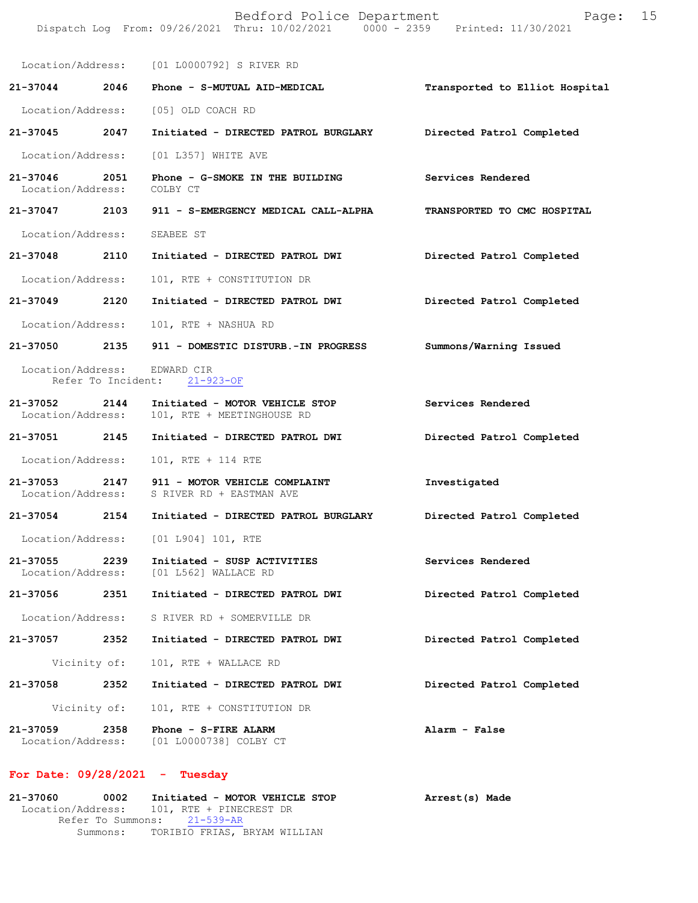Location/Address: [01 L0000792] S RIVER RD

**21-37044 2046 Phone - S-MUTUAL AID-MEDICAL** — **Transported to Elliot Hospital**
Location/Address: [05] OLD COACH RD

**21-37045 2047 Initiated - DIRECTED PATROL BURGLARY** — **Directed Patrol Completed**
Location/Address: [01 L357] WHITE AVE

**21-37046 2051 Phone - G-SMOKE IN THE BUILDING** — **Services Rendered**
Location/Address: COLBY CT

**21-37047 2103 911 - S-EMERGENCY MEDICAL CALL-ALPHA** — **TRANSPORTED TO CMC HOSPITAL**
Location/Address: SEABEE ST

**21-37048 2110 Initiated - DIRECTED PATROL DWI** — **Directed Patrol Completed**
Location/Address: 101, RTE + CONSTITUTION DR

**21-37049 2120 Initiated - DIRECTED PATROL DWI** — **Directed Patrol Completed**
Location/Address: 101, RTE + NASHUA RD

**21-37050 2135 911 - DOMESTIC DISTURB.-IN PROGRESS** — **Summons/Warning Issued**
Location/Address: EDWARD CIR
Refer To Incident: 21-923-OF

**21-37052 2144 Initiated - MOTOR VEHICLE STOP** — **Services Rendered**
Location/Address: 101, RTE + MEETINGHOUSE RD

**21-37051 2145 Initiated - DIRECTED PATROL DWI** — **Directed Patrol Completed**
Location/Address: 101, RTE + 114 RTE

**21-37053 2147 911 - MOTOR VEHICLE COMPLAINT** — **Investigated**
Location/Address: S RIVER RD + EASTMAN AVE

**21-37054 2154 Initiated - DIRECTED PATROL BURGLARY** — **Directed Patrol Completed**
Location/Address: [01 L904] 101, RTE

**21-37055 2239 Initiated - SUSP ACTIVITIES** — **Services Rendered**
Location/Address: [01 L562] WALLACE RD

**21-37056 2351 Initiated - DIRECTED PATROL DWI** — **Directed Patrol Completed**
Location/Address: S RIVER RD + SOMERVILLE DR

**21-37057 2352 Initiated - DIRECTED PATROL DWI** — **Directed Patrol Completed**
Vicinity of: 101, RTE + WALLACE RD

**21-37058 2352 Initiated - DIRECTED PATROL DWI** — **Directed Patrol Completed**
Vicinity of: 101, RTE + CONSTITUTION DR

**21-37059 2358 Phone - S-FIRE ALARM** — **Alarm - False**
Location/Address: [01 L0000738] COLBY CT

## For Date: 09/28/2021 - Tuesday

**21-37060 0002 Initiated - MOTOR VEHICLE STOP** — **Arrest(s) Made**
Location/Address: 101, RTE + PINECREST DR
Refer To Summons: 21-539-AR
Summons: TORIBIO FRIAS, BRYAM WILLIAN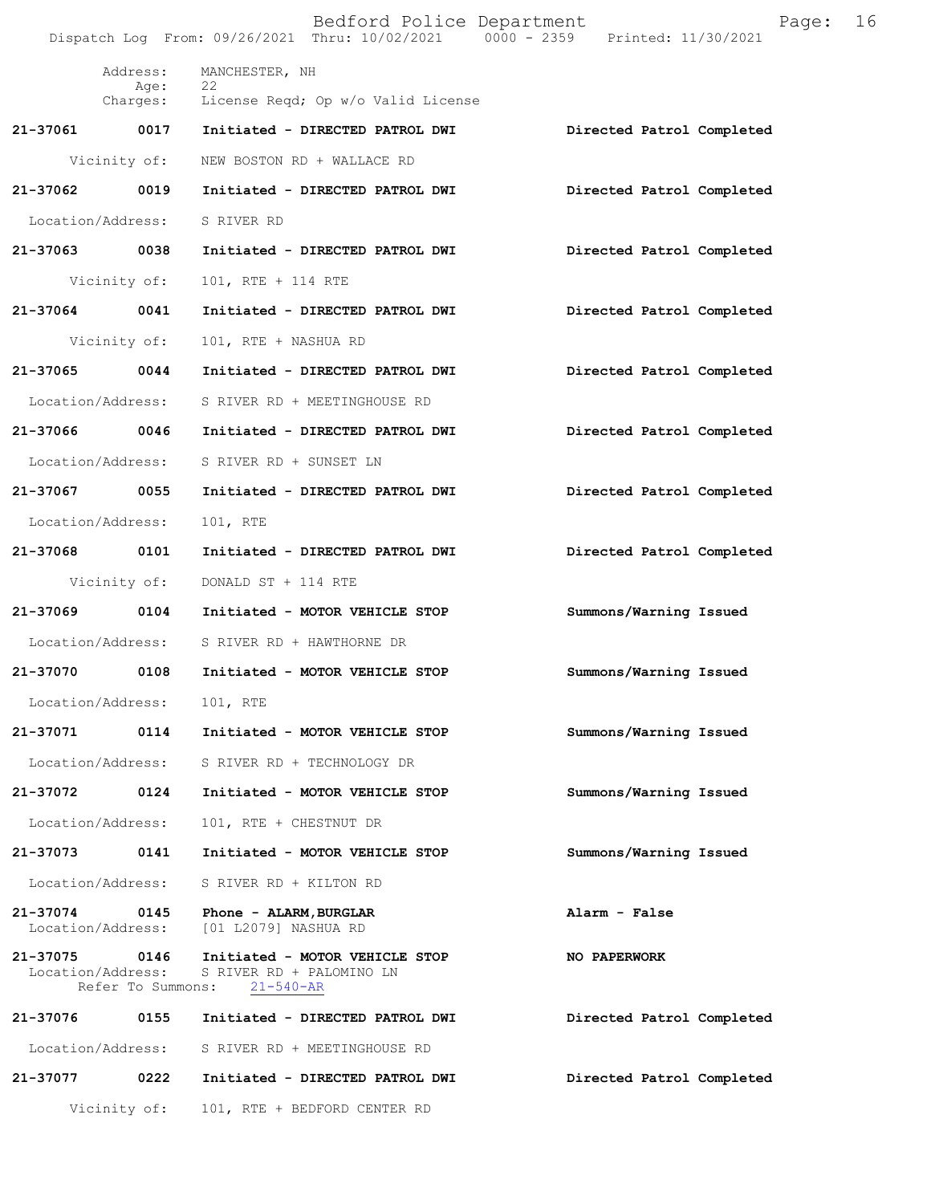Address: MANCHESTER, NH
Age: 22
Charges: License Reqd; Op w/o Valid License

**21-37061 0017 Initiated - DIRECTED PATROL DWI** — **Directed Patrol Completed**
Vicinity of: NEW BOSTON RD + WALLACE RD

**21-37062 0019 Initiated - DIRECTED PATROL DWI** — **Directed Patrol Completed**
Location/Address: S RIVER RD

**21-37063 0038 Initiated - DIRECTED PATROL DWI** — **Directed Patrol Completed**
Vicinity of: 101, RTE + 114 RTE

**21-37064 0041 Initiated - DIRECTED PATROL DWI** — **Directed Patrol Completed**
Vicinity of: 101, RTE + NASHUA RD

**21-37065 0044 Initiated - DIRECTED PATROL DWI** — **Directed Patrol Completed**
Location/Address: S RIVER RD + MEETINGHOUSE RD

**21-37066 0046 Initiated - DIRECTED PATROL DWI** — **Directed Patrol Completed**
Location/Address: S RIVER RD + SUNSET LN

**21-37067 0055 Initiated - DIRECTED PATROL DWI** — **Directed Patrol Completed**
Location/Address: 101, RTE

**21-37068 0101 Initiated - DIRECTED PATROL DWI** — **Directed Patrol Completed**
Vicinity of: DONALD ST + 114 RTE

**21-37069 0104 Initiated - MOTOR VEHICLE STOP** — **Summons/Warning Issued**
Location/Address: S RIVER RD + HAWTHORNE DR

**21-37070 0108 Initiated - MOTOR VEHICLE STOP** — **Summons/Warning Issued**
Location/Address: 101, RTE

**21-37071 0114 Initiated - MOTOR VEHICLE STOP** — **Summons/Warning Issued**
Location/Address: S RIVER RD + TECHNOLOGY DR

**21-37072 0124 Initiated - MOTOR VEHICLE STOP** — **Summons/Warning Issued**
Location/Address: 101, RTE + CHESTNUT DR

**21-37073 0141 Initiated - MOTOR VEHICLE STOP** — **Summons/Warning Issued**
Location/Address: S RIVER RD + KILTON RD

**21-37074 0145 Phone - ALARM,BURGLAR** — **Alarm - False**
Location/Address: [01 L2079] NASHUA RD

**21-37075 0146 Initiated - MOTOR VEHICLE STOP** — **NO PAPERWORK**
Location/Address: S RIVER RD + PALOMINO LN
Refer To Summons: 21-540-AR

**21-37076 0155 Initiated - DIRECTED PATROL DWI** — **Directed Patrol Completed**
Location/Address: S RIVER RD + MEETINGHOUSE RD

**21-37077 0222 Initiated - DIRECTED PATROL DWI** — **Directed Patrol Completed**
Vicinity of: 101, RTE + BEDFORD CENTER RD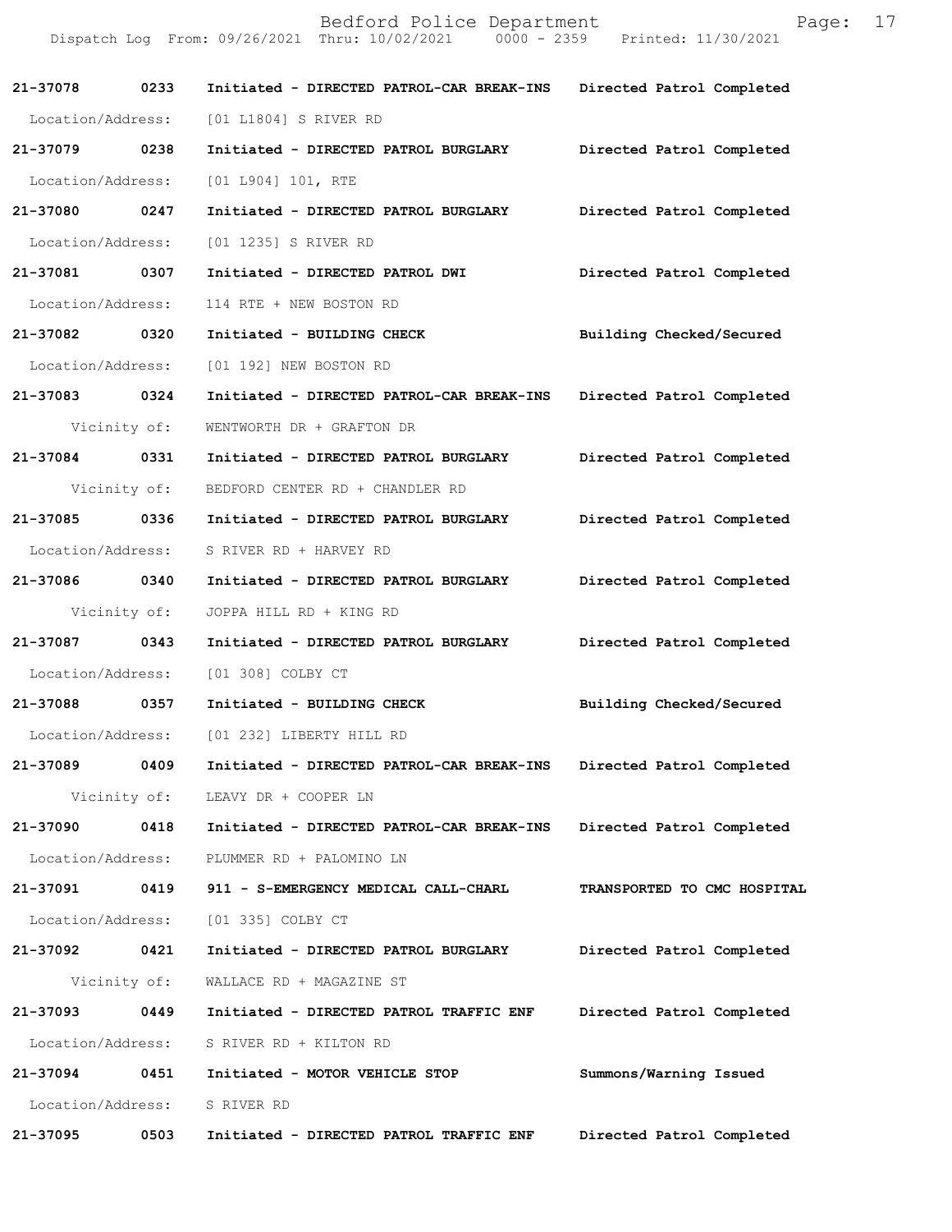| 21-37078 | 0233 | Initiated - DIRECTED PATROL-CAR BREAK-INS | Directed Patrol Completed |
|---|---|---|---|
| Location/Address: | | [01 L1804] S RIVER RD | |
| 21-37079 | 0238 | Initiated - DIRECTED PATROL BURGLARY | Directed Patrol Completed |
| Location/Address: | | [01 L904] 101, RTE | |
| 21-37080 | 0247 | Initiated - DIRECTED PATROL BURGLARY | Directed Patrol Completed |
| Location/Address: | | [01 1235] S RIVER RD | |
| 21-37081 | 0307 | Initiated - DIRECTED PATROL DWI | Directed Patrol Completed |
| Location/Address: | | 114 RTE + NEW BOSTON RD | |
| 21-37082 | 0320 | Initiated - BUILDING CHECK | Building Checked/Secured |
| Location/Address: | | [01 192] NEW BOSTON RD | |
| 21-37083 | 0324 | Initiated - DIRECTED PATROL-CAR BREAK-INS | Directed Patrol Completed |
| Vicinity of: | | WENTWORTH DR + GRAFTON DR | |
| 21-37084 | 0331 | Initiated - DIRECTED PATROL BURGLARY | Directed Patrol Completed |
| Vicinity of: | | BEDFORD CENTER RD + CHANDLER RD | |
| 21-37085 | 0336 | Initiated - DIRECTED PATROL BURGLARY | Directed Patrol Completed |
| Location/Address: | | S RIVER RD + HARVEY RD | |
| 21-37086 | 0340 | Initiated - DIRECTED PATROL BURGLARY | Directed Patrol Completed |
| Vicinity of: | | JOPPA HILL RD + KING RD | |
| 21-37087 | 0343 | Initiated - DIRECTED PATROL BURGLARY | Directed Patrol Completed |
| Location/Address: | | [01 308] COLBY CT | |
| 21-37088 | 0357 | Initiated - BUILDING CHECK | Building Checked/Secured |
| Location/Address: | | [01 232] LIBERTY HILL RD | |
| 21-37089 | 0409 | Initiated - DIRECTED PATROL-CAR BREAK-INS | Directed Patrol Completed |
| Vicinity of: | | LEAVY DR + COOPER LN | |
| 21-37090 | 0418 | Initiated - DIRECTED PATROL-CAR BREAK-INS | Directed Patrol Completed |
| Location/Address: | | PLUMMER RD + PALOMINO LN | |
| 21-37091 | 0419 | 911 - S-EMERGENCY MEDICAL CALL-CHARL | TRANSPORTED TO CMC HOSPITAL |
| Location/Address: | | [01 335] COLBY CT | |
| 21-37092 | 0421 | Initiated - DIRECTED PATROL BURGLARY | Directed Patrol Completed |
| Vicinity of: | | WALLACE RD + MAGAZINE ST | |
| 21-37093 | 0449 | Initiated - DIRECTED PATROL TRAFFIC ENF | Directed Patrol Completed |
| Location/Address: | | S RIVER RD + KILTON RD | |
| 21-37094 | 0451 | Initiated - MOTOR VEHICLE STOP | Summons/Warning Issued |
| Location/Address: | | S RIVER RD | |
| 21-37095 | 0503 | Initiated - DIRECTED PATROL TRAFFIC ENF | Directed Patrol Completed |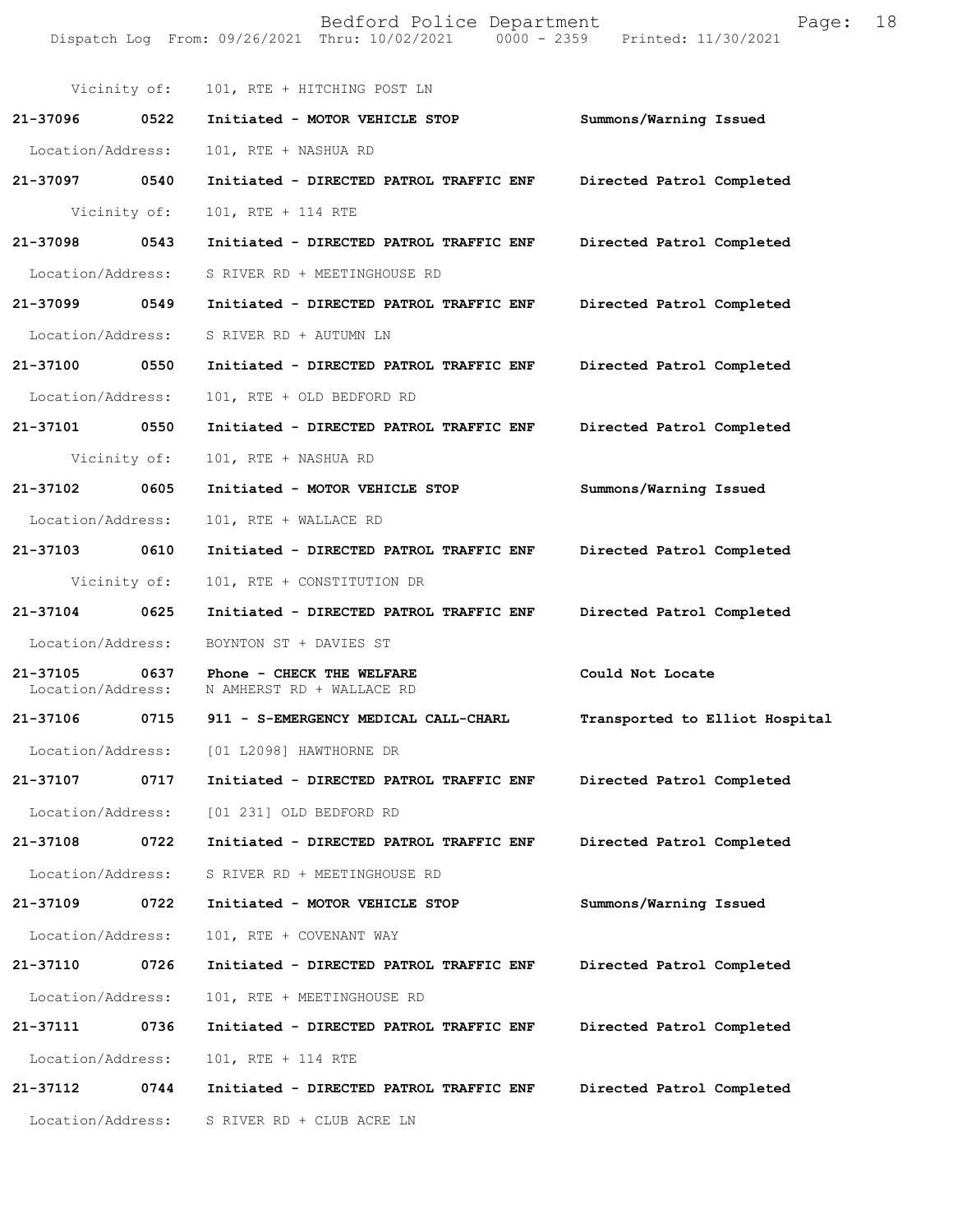Vicinity of: 101, RTE + HITCHING POST LN

**21-37096 0522 Initiated - MOTOR VEHICLE STOP** Summons/Warning Issued
Location/Address: 101, RTE + NASHUA RD

**21-37097 0540 Initiated - DIRECTED PATROL TRAFFIC ENF** Directed Patrol Completed
Vicinity of: 101, RTE + 114 RTE

**21-37098 0543 Initiated - DIRECTED PATROL TRAFFIC ENF** Directed Patrol Completed
Location/Address: S RIVER RD + MEETINGHOUSE RD

**21-37099 0549 Initiated - DIRECTED PATROL TRAFFIC ENF** Directed Patrol Completed
Location/Address: S RIVER RD + AUTUMN LN

**21-37100 0550 Initiated - DIRECTED PATROL TRAFFIC ENF** Directed Patrol Completed
Location/Address: 101, RTE + OLD BEDFORD RD

**21-37101 0550 Initiated - DIRECTED PATROL TRAFFIC ENF** Directed Patrol Completed
Vicinity of: 101, RTE + NASHUA RD

**21-37102 0605 Initiated - MOTOR VEHICLE STOP** Summons/Warning Issued
Location/Address: 101, RTE + WALLACE RD

**21-37103 0610 Initiated - DIRECTED PATROL TRAFFIC ENF** Directed Patrol Completed
Vicinity of: 101, RTE + CONSTITUTION DR

**21-37104 0625 Initiated - DIRECTED PATROL TRAFFIC ENF** Directed Patrol Completed
Location/Address: BOYNTON ST + DAVIES ST

**21-37105 0637 Phone - CHECK THE WELFARE** Could Not Locate
Location/Address: N AMHERST RD + WALLACE RD

**21-37106 0715 911 - S-EMERGENCY MEDICAL CALL-CHARL** Transported to Elliot Hospital
Location/Address: [01 L2098] HAWTHORNE DR

**21-37107 0717 Initiated - DIRECTED PATROL TRAFFIC ENF** Directed Patrol Completed
Location/Address: [01 231] OLD BEDFORD RD

**21-37108 0722 Initiated - DIRECTED PATROL TRAFFIC ENF** Directed Patrol Completed
Location/Address: S RIVER RD + MEETINGHOUSE RD

**21-37109 0722 Initiated - MOTOR VEHICLE STOP** Summons/Warning Issued
Location/Address: 101, RTE + COVENANT WAY

**21-37110 0726 Initiated - DIRECTED PATROL TRAFFIC ENF** Directed Patrol Completed
Location/Address: 101, RTE + MEETINGHOUSE RD

**21-37111 0736 Initiated - DIRECTED PATROL TRAFFIC ENF** Directed Patrol Completed
Location/Address: 101, RTE + 114 RTE

**21-37112 0744 Initiated - DIRECTED PATROL TRAFFIC ENF** Directed Patrol Completed
Location/Address: S RIVER RD + CLUB ACRE LN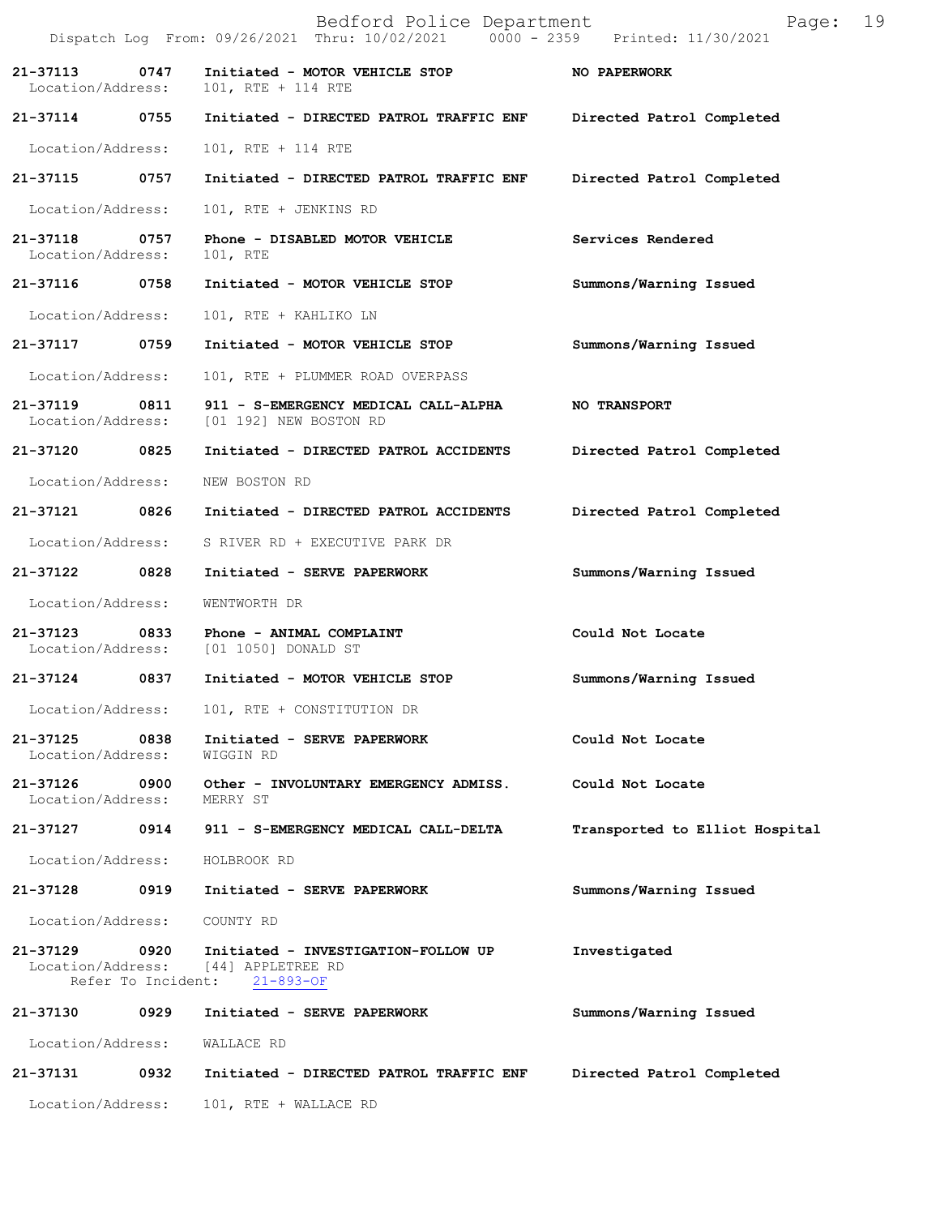| Call Number | Time | Call Reason | Action |
|---|---|---|---|
| 21-37113 | 0747 | Initiated - MOTOR VEHICLE STOP | NO PAPERWORK |
| Location/Address: | | 101, RTE + 114 RTE | |
| 21-37114 | 0755 | Initiated - DIRECTED PATROL TRAFFIC ENF | Directed Patrol Completed |
| Location/Address: | | 101, RTE + 114 RTE | |
| 21-37115 | 0757 | Initiated - DIRECTED PATROL TRAFFIC ENF | Directed Patrol Completed |
| Location/Address: | | 101, RTE + JENKINS RD | |
| 21-37118 | 0757 | Phone - DISABLED MOTOR VEHICLE | Services Rendered |
| Location/Address: | | 101, RTE | |
| 21-37116 | 0758 | Initiated - MOTOR VEHICLE STOP | Summons/Warning Issued |
| Location/Address: | | 101, RTE + KAHLIKO LN | |
| 21-37117 | 0759 | Initiated - MOTOR VEHICLE STOP | Summons/Warning Issued |
| Location/Address: | | 101, RTE + PLUMMER ROAD OVERPASS | |
| 21-37119 | 0811 | 911 - S-EMERGENCY MEDICAL CALL-ALPHA | NO TRANSPORT |
| Location/Address: | | [01 192] NEW BOSTON RD | |
| 21-37120 | 0825 | Initiated - DIRECTED PATROL ACCIDENTS | Directed Patrol Completed |
| Location/Address: | | NEW BOSTON RD | |
| 21-37121 | 0826 | Initiated - DIRECTED PATROL ACCIDENTS | Directed Patrol Completed |
| Location/Address: | | S RIVER RD + EXECUTIVE PARK DR | |
| 21-37122 | 0828 | Initiated - SERVE PAPERWORK | Summons/Warning Issued |
| Location/Address: | | WENTWORTH DR | |
| 21-37123 | 0833 | Phone - ANIMAL COMPLAINT | Could Not Locate |
| Location/Address: | | [01 1050] DONALD ST | |
| 21-37124 | 0837 | Initiated - MOTOR VEHICLE STOP | Summons/Warning Issued |
| Location/Address: | | 101, RTE + CONSTITUTION DR | |
| 21-37125 | 0838 | Initiated - SERVE PAPERWORK | Could Not Locate |
| Location/Address: | | WIGGIN RD | |
| 21-37126 | 0900 | Other - INVOLUNTARY EMERGENCY ADMISS. | Could Not Locate |
| Location/Address: | | MERRY ST | |
| 21-37127 | 0914 | 911 - S-EMERGENCY MEDICAL CALL-DELTA | Transported to Elliot Hospital |
| Location/Address: | | HOLBROOK RD | |
| 21-37128 | 0919 | Initiated - SERVE PAPERWORK | Summons/Warning Issued |
| Location/Address: | | COUNTY RD | |
| 21-37129 | 0920 | Initiated - INVESTIGATION-FOLLOW UP | Investigated |
| Location/Address: | | [44] APPLETREE RD | |
| Refer To Incident: | | 21-893-OF | |
| 21-37130 | 0929 | Initiated - SERVE PAPERWORK | Summons/Warning Issued |
| Location/Address: | | WALLACE RD | |
| 21-37131 | 0932 | Initiated - DIRECTED PATROL TRAFFIC ENF | Directed Patrol Completed |
| Location/Address: | | 101, RTE + WALLACE RD | |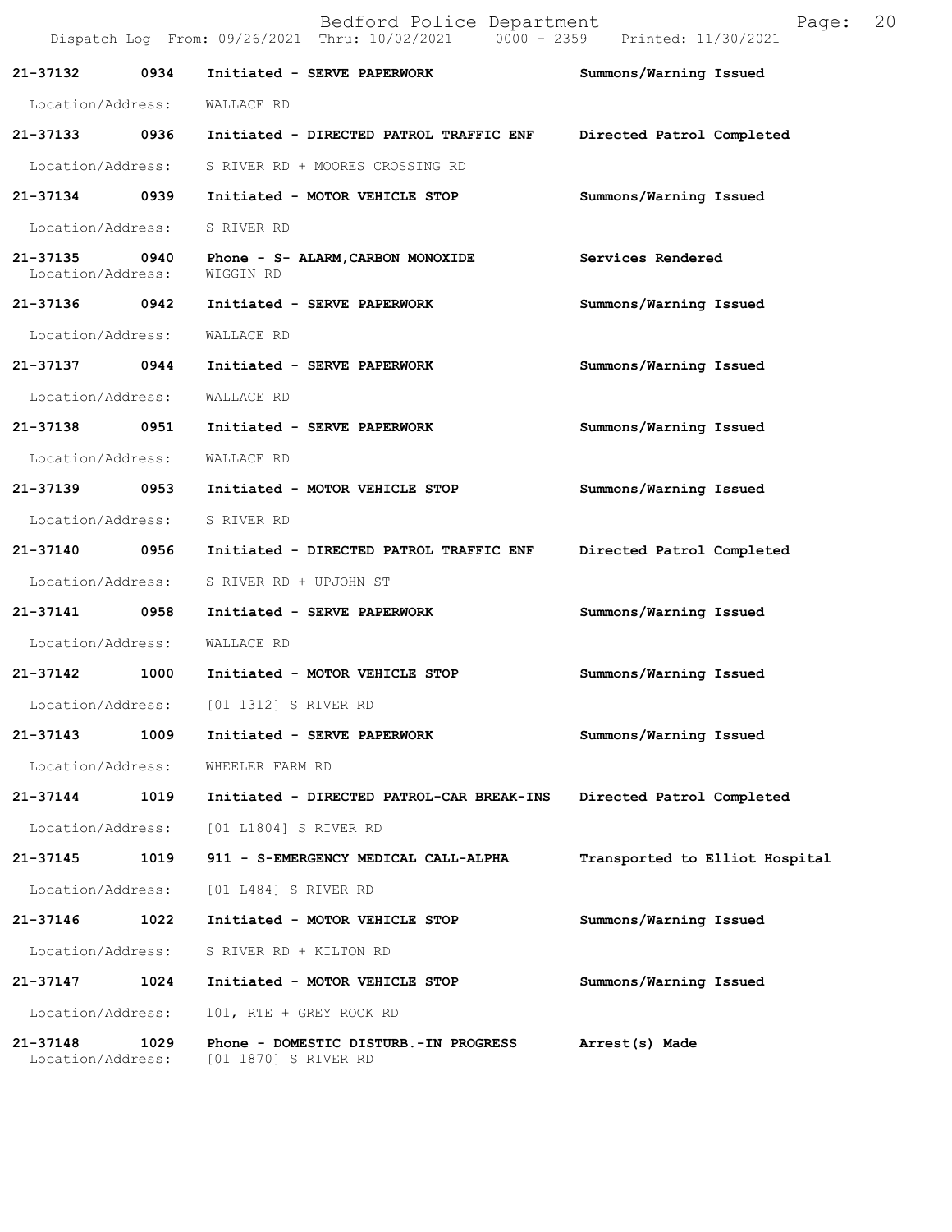| Call # | Time | Call Type | Disposition |
|---|---|---|---|
| 21-37132 | 0934 | Initiated - SERVE PAPERWORK | Summons/Warning Issued |
| Location/Address: | | WALLACE RD | |
| 21-37133 | 0936 | Initiated - DIRECTED PATROL TRAFFIC ENF | Directed Patrol Completed |
| Location/Address: | | S RIVER RD + MOORES CROSSING RD | |
| 21-37134 | 0939 | Initiated - MOTOR VEHICLE STOP | Summons/Warning Issued |
| Location/Address: | | S RIVER RD | |
| 21-37135 | 0940 | Phone - S- ALARM,CARBON MONOXIDE | Services Rendered |
| Location/Address: | | WIGGIN RD | |
| 21-37136 | 0942 | Initiated - SERVE PAPERWORK | Summons/Warning Issued |
| Location/Address: | | WALLACE RD | |
| 21-37137 | 0944 | Initiated - SERVE PAPERWORK | Summons/Warning Issued |
| Location/Address: | | WALLACE RD | |
| 21-37138 | 0951 | Initiated - SERVE PAPERWORK | Summons/Warning Issued |
| Location/Address: | | WALLACE RD | |
| 21-37139 | 0953 | Initiated - MOTOR VEHICLE STOP | Summons/Warning Issued |
| Location/Address: | | S RIVER RD | |
| 21-37140 | 0956 | Initiated - DIRECTED PATROL TRAFFIC ENF | Directed Patrol Completed |
| Location/Address: | | S RIVER RD + UPJOHN ST | |
| 21-37141 | 0958 | Initiated - SERVE PAPERWORK | Summons/Warning Issued |
| Location/Address: | | WALLACE RD | |
| 21-37142 | 1000 | Initiated - MOTOR VEHICLE STOP | Summons/Warning Issued |
| Location/Address: | | [01 1312] S RIVER RD | |
| 21-37143 | 1009 | Initiated - SERVE PAPERWORK | Summons/Warning Issued |
| Location/Address: | | WHEELER FARM RD | |
| 21-37144 | 1019 | Initiated - DIRECTED PATROL-CAR BREAK-INS | Directed Patrol Completed |
| Location/Address: | | [01 L1804] S RIVER RD | |
| 21-37145 | 1019 | 911 - S-EMERGENCY MEDICAL CALL-ALPHA | Transported to Elliot Hospital |
| Location/Address: | | [01 L484] S RIVER RD | |
| 21-37146 | 1022 | Initiated - MOTOR VEHICLE STOP | Summons/Warning Issued |
| Location/Address: | | S RIVER RD + KILTON RD | |
| 21-37147 | 1024 | Initiated - MOTOR VEHICLE STOP | Summons/Warning Issued |
| Location/Address: | | 101, RTE + GREY ROCK RD | |
| 21-37148 | 1029 | Phone - DOMESTIC DISTURB.-IN PROGRESS | Arrest(s) Made |
| Location/Address: | | [01 1870] S RIVER RD | |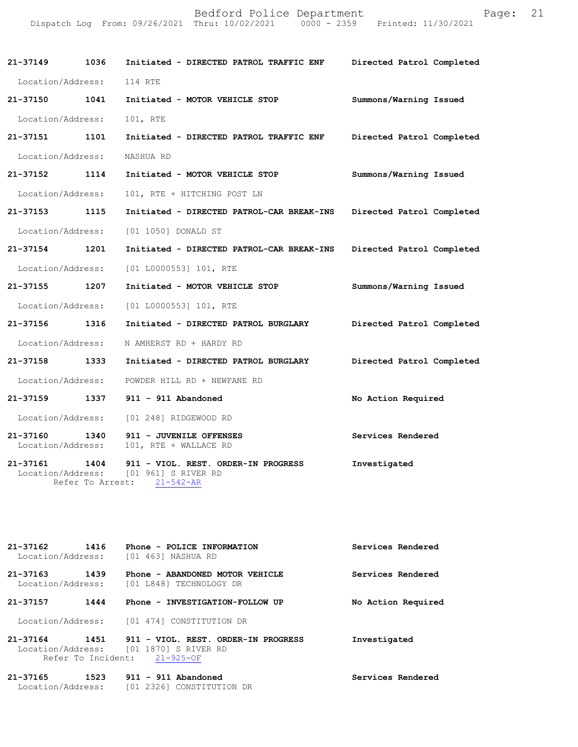| Call # | Time | Call Reason / Action | Disposition |
|---|---|---|---|
| 21-37149 | 1036 | Initiated - DIRECTED PATROL TRAFFIC ENF | Directed Patrol Completed |
| | | Location/Address: 114 RTE | |
| 21-37150 | 1041 | Initiated - MOTOR VEHICLE STOP | Summons/Warning Issued |
| | | Location/Address: 101, RTE | |
| 21-37151 | 1101 | Initiated - DIRECTED PATROL TRAFFIC ENF | Directed Patrol Completed |
| | | Location/Address: NASHUA RD | |
| 21-37152 | 1114 | Initiated - MOTOR VEHICLE STOP | Summons/Warning Issued |
| | | Location/Address: 101, RTE + HITCHING POST LN | |
| 21-37153 | 1115 | Initiated - DIRECTED PATROL-CAR BREAK-INS | Directed Patrol Completed |
| | | Location/Address: [01 1050] DONALD ST | |
| 21-37154 | 1201 | Initiated - DIRECTED PATROL-CAR BREAK-INS | Directed Patrol Completed |
| | | Location/Address: [01 L0000553] 101, RTE | |
| 21-37155 | 1207 | Initiated - MOTOR VEHICLE STOP | Summons/Warning Issued |
| | | Location/Address: [01 L0000553] 101, RTE | |
| 21-37156 | 1316 | Initiated - DIRECTED PATROL BURGLARY | Directed Patrol Completed |
| | | Location/Address: N AMHERST RD + HARDY RD | |
| 21-37158 | 1333 | Initiated - DIRECTED PATROL BURGLARY | Directed Patrol Completed |
| | | Location/Address: POWDER HILL RD + NEWFANE RD | |
| 21-37159 | 1337 | 911 - 911 Abandoned | No Action Required |
| | | Location/Address: [01 248] RIDGEWOOD RD | |
| 21-37160 | 1340 | 911 - JUVENILE OFFENSES | Services Rendered |
| | | Location/Address: 101, RTE + WALLACE RD | |
| 21-37161 | 1404 | 911 - VIOL. REST. ORDER-IN PROGRESS | Investigated |
| | | Location/Address: [01 961] S RIVER RD; Refer To Arrest: 21-542-AR | |
| 21-37162 | 1416 | Phone - POLICE INFORMATION | Services Rendered |
| | | Location/Address: [01 463] NASHUA RD | |
| 21-37163 | 1439 | Phone - ABANDONED MOTOR VEHICLE | Services Rendered |
| | | Location/Address: [01 L848] TECHNOLOGY DR | |
| 21-37157 | 1444 | Phone - INVESTIGATION-FOLLOW UP | No Action Required |
| | | Location/Address: [01 474] CONSTITUTION DR | |
| 21-37164 | 1451 | 911 - VIOL. REST. ORDER-IN PROGRESS | Investigated |
| | | Location/Address: [01 1870] S RIVER RD; Refer To Incident: 21-925-OF | |
| 21-37165 | 1523 | 911 - 911 Abandoned | Services Rendered |
| | | Location/Address: [01 2326] CONSTITUTION DR | |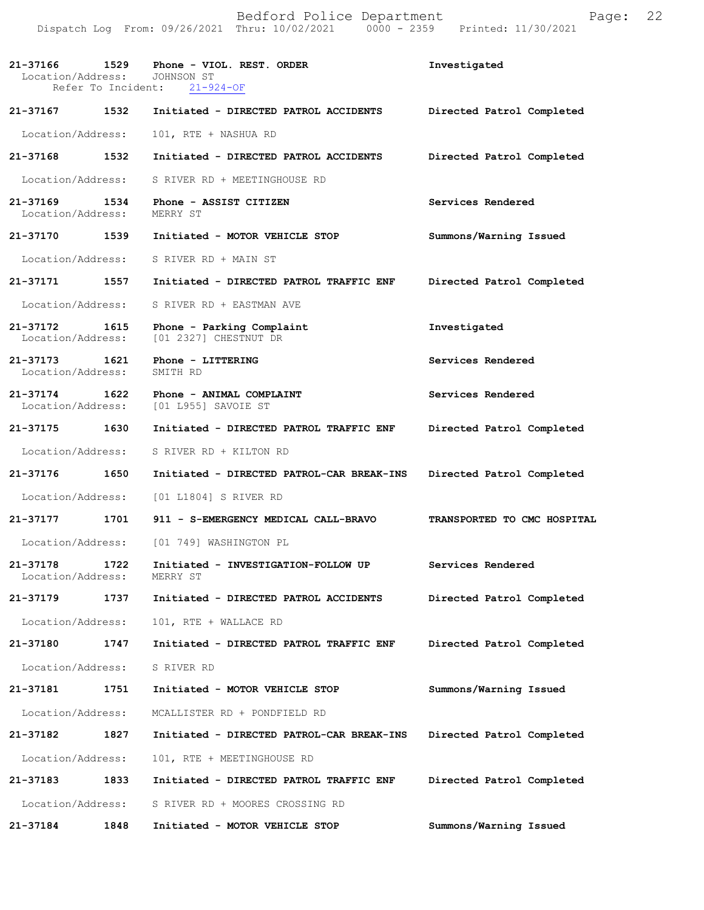**21-37166 1529 Phone - VIOL. REST. ORDER** Investigated
Location/Address: JOHNSON ST
Refer To Incident: 21-924-OF

**21-37167 1532 Initiated - DIRECTED PATROL ACCIDENTS** Directed Patrol Completed
Location/Address: 101, RTE + NASHUA RD

**21-37168 1532 Initiated - DIRECTED PATROL ACCIDENTS** Directed Patrol Completed
Location/Address: S RIVER RD + MEETINGHOUSE RD

**21-37169 1534 Phone - ASSIST CITIZEN** Services Rendered
Location/Address: MERRY ST

**21-37170 1539 Initiated - MOTOR VEHICLE STOP** Summons/Warning Issued
Location/Address: S RIVER RD + MAIN ST

**21-37171 1557 Initiated - DIRECTED PATROL TRAFFIC ENF** Directed Patrol Completed
Location/Address: S RIVER RD + EASTMAN AVE

**21-37172 1615 Phone - Parking Complaint** Investigated
Location/Address: [01 2327] CHESTNUT DR

**21-37173 1621 Phone - LITTERING** Services Rendered
Location/Address: SMITH RD

**21-37174 1622 Phone - ANIMAL COMPLAINT** Services Rendered
Location/Address: [01 L955] SAVOIE ST

**21-37175 1630 Initiated - DIRECTED PATROL TRAFFIC ENF** Directed Patrol Completed
Location/Address: S RIVER RD + KILTON RD

**21-37176 1650 Initiated - DIRECTED PATROL-CAR BREAK-INS** Directed Patrol Completed
Location/Address: [01 L1804] S RIVER RD

**21-37177 1701 911 - S-EMERGENCY MEDICAL CALL-BRAVO** TRANSPORTED TO CMC HOSPITAL
Location/Address: [01 749] WASHINGTON PL

**21-37178 1722 Initiated - INVESTIGATION-FOLLOW UP** Services Rendered
Location/Address: MERRY ST

**21-37179 1737 Initiated - DIRECTED PATROL ACCIDENTS** Directed Patrol Completed
Location/Address: 101, RTE + WALLACE RD

**21-37180 1747 Initiated - DIRECTED PATROL TRAFFIC ENF** Directed Patrol Completed
Location/Address: S RIVER RD

**21-37181 1751 Initiated - MOTOR VEHICLE STOP** Summons/Warning Issued
Location/Address: MCALLISTER RD + PONDFIELD RD

**21-37182 1827 Initiated - DIRECTED PATROL-CAR BREAK-INS** Directed Patrol Completed
Location/Address: 101, RTE + MEETINGHOUSE RD

**21-37183 1833 Initiated - DIRECTED PATROL TRAFFIC ENF** Directed Patrol Completed
Location/Address: S RIVER RD + MOORES CROSSING RD

**21-37184 1848 Initiated - MOTOR VEHICLE STOP** Summons/Warning Issued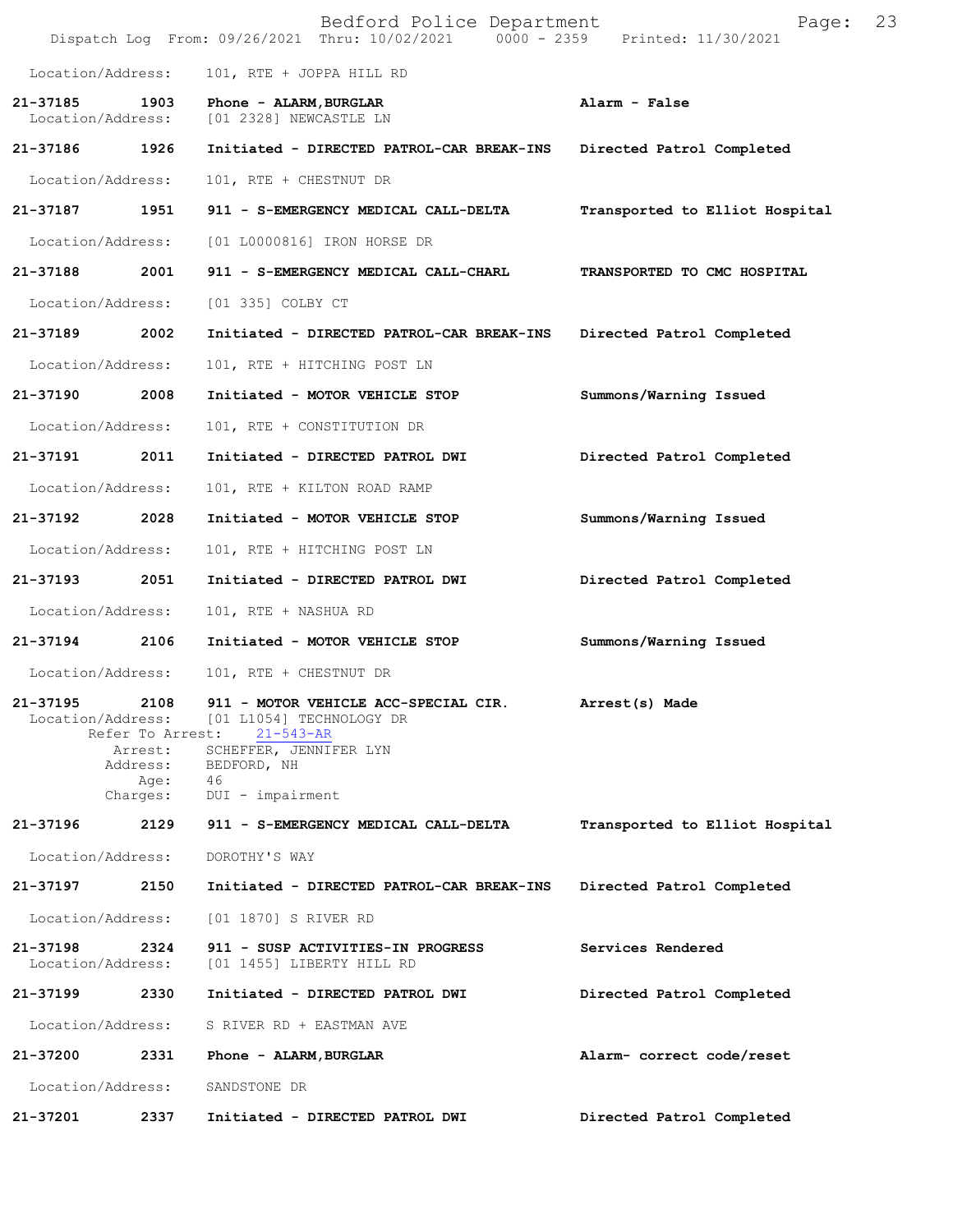Location/Address: 101, RTE + JOPPA HILL RD

**21-37185** **1903** **Phone - ALARM,BURGLAR** **Alarm - False**
Location/Address: [01 2328] NEWCASTLE LN

**21-37186** **1926** Initiated - **DIRECTED PATROL-CAR BREAK-INS** **Directed Patrol Completed**
Location/Address: 101, RTE + CHESTNUT DR

**21-37187** **1951** **911 - S-EMERGENCY MEDICAL CALL-DELTA** **Transported to Elliot Hospital**
Location/Address: [01 L0000816] IRON HORSE DR

**21-37188** **2001** **911 - S-EMERGENCY MEDICAL CALL-CHARL** **TRANSPORTED TO CMC HOSPITAL**
Location/Address: [01 335] COLBY CT

**21-37189** **2002** Initiated - **DIRECTED PATROL-CAR BREAK-INS** **Directed Patrol Completed**
Location/Address: 101, RTE + HITCHING POST LN

**21-37190** **2008** Initiated - **MOTOR VEHICLE STOP** **Summons/Warning Issued**
Location/Address: 101, RTE + CONSTITUTION DR

**21-37191** **2011** Initiated - **DIRECTED PATROL DWI** **Directed Patrol Completed**
Location/Address: 101, RTE + KILTON ROAD RAMP

**21-37192** **2028** Initiated - **MOTOR VEHICLE STOP** **Summons/Warning Issued**
Location/Address: 101, RTE + HITCHING POST LN

**21-37193** **2051** Initiated - **DIRECTED PATROL DWI** **Directed Patrol Completed**
Location/Address: 101, RTE + NASHUA RD

**21-37194** **2106** Initiated - **MOTOR VEHICLE STOP** **Summons/Warning Issued**
Location/Address: 101, RTE + CHESTNUT DR

**21-37195** **2108** **911 - MOTOR VEHICLE ACC-SPECIAL CIR.** **Arrest(s) Made**
Location/Address: [01 L1054] TECHNOLOGY DR
Refer To Arrest: 21-543-AR
Arrest: SCHEFFER, JENNIFER LYN
Address: BEDFORD, NH
Age: 46
Charges: DUI - impairment

**21-37196** **2129** **911 - S-EMERGENCY MEDICAL CALL-DELTA** **Transported to Elliot Hospital**
Location/Address: DOROTHY'S WAY

**21-37197** **2150** Initiated - **DIRECTED PATROL-CAR BREAK-INS** **Directed Patrol Completed**
Location/Address: [01 1870] S RIVER RD

**21-37198** **2324** **911 - SUSP ACTIVITIES-IN PROGRESS** **Services Rendered**
Location/Address: [01 1455] LIBERTY HILL RD

**21-37199** **2330** Initiated - **DIRECTED PATROL DWI** **Directed Patrol Completed**
Location/Address: S RIVER RD + EASTMAN AVE

**21-37200** **2331** **Phone - ALARM,BURGLAR** **Alarm- correct code/reset**
Location/Address: SANDSTONE DR

**21-37201** **2337** Initiated - **DIRECTED PATROL DWI** **Directed Patrol Completed**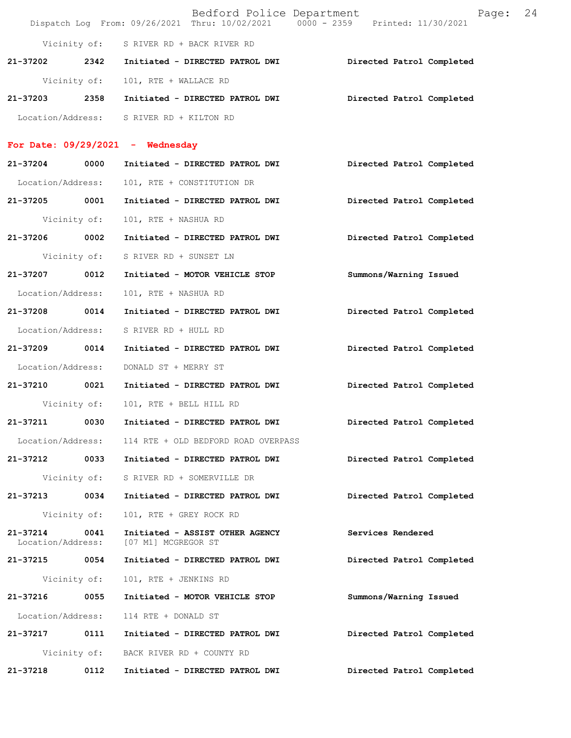Vicinity of: S RIVER RD + BACK RIVER RD

**21-37202 2342 Initiated - DIRECTED PATROL DWI** — **Directed Patrol Completed**
Vicinity of: 101, RTE + WALLACE RD

**21-37203 2358 Initiated - DIRECTED PATROL DWI** — **Directed Patrol Completed**
Location/Address: S RIVER RD + KILTON RD

## For Date: 09/29/2021 - Wednesday

**21-37204 0000 Initiated - DIRECTED PATROL DWI** — **Directed Patrol Completed**
Location/Address: 101, RTE + CONSTITUTION DR

**21-37205 0001 Initiated - DIRECTED PATROL DWI** — **Directed Patrol Completed**
Vicinity of: 101, RTE + NASHUA RD

**21-37206 0002 Initiated - DIRECTED PATROL DWI** — **Directed Patrol Completed**
Vicinity of: S RIVER RD + SUNSET LN

**21-37207 0012 Initiated - MOTOR VEHICLE STOP** — **Summons/Warning Issued**
Location/Address: 101, RTE + NASHUA RD

**21-37208 0014 Initiated - DIRECTED PATROL DWI** — **Directed Patrol Completed**
Location/Address: S RIVER RD + HULL RD

**21-37209 0014 Initiated - DIRECTED PATROL DWI** — **Directed Patrol Completed**
Location/Address: DONALD ST + MERRY ST

**21-37210 0021 Initiated - DIRECTED PATROL DWI** — **Directed Patrol Completed**
Vicinity of: 101, RTE + BELL HILL RD

**21-37211 0030 Initiated - DIRECTED PATROL DWI** — **Directed Patrol Completed**
Location/Address: 114 RTE + OLD BEDFORD ROAD OVERPASS

**21-37212 0033 Initiated - DIRECTED PATROL DWI** — **Directed Patrol Completed**
Vicinity of: S RIVER RD + SOMERVILLE DR

**21-37213 0034 Initiated - DIRECTED PATROL DWI** — **Directed Patrol Completed**
Vicinity of: 101, RTE + GREY ROCK RD

**21-37214 0041 Initiated - ASSIST OTHER AGENCY** — **Services Rendered**
Location/Address: [07 M1] MCGREGOR ST

**21-37215 0054 Initiated - DIRECTED PATROL DWI** — **Directed Patrol Completed**
Vicinity of: 101, RTE + JENKINS RD

**21-37216 0055 Initiated - MOTOR VEHICLE STOP** — **Summons/Warning Issued**
Location/Address: 114 RTE + DONALD ST

**21-37217 0111 Initiated - DIRECTED PATROL DWI** — **Directed Patrol Completed**
Vicinity of: BACK RIVER RD + COUNTY RD

**21-37218 0112 Initiated - DIRECTED PATROL DWI** — **Directed Patrol Completed**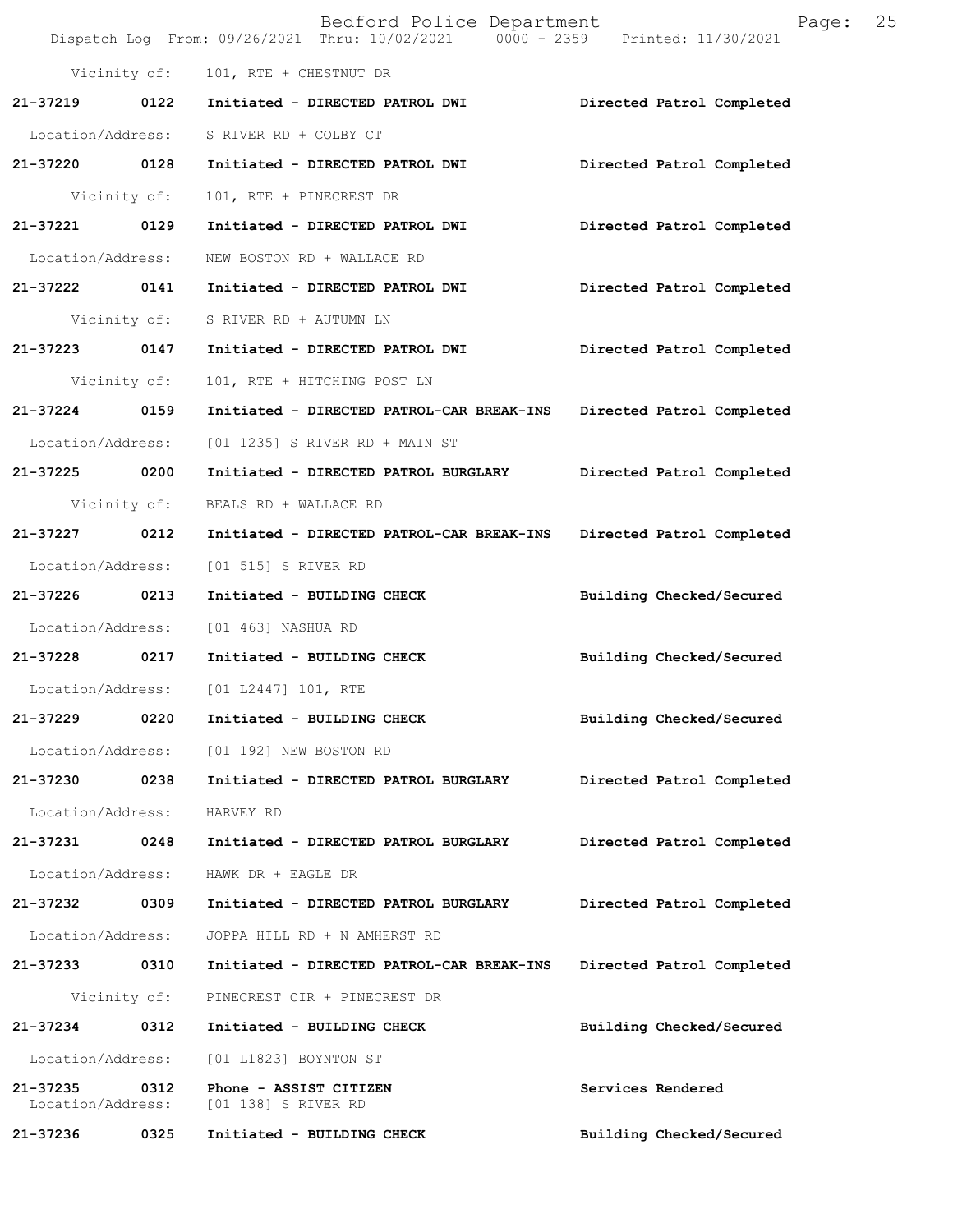Vicinity of: 101, RTE + CHESTNUT DR

**21-37219 0122 Initiated - DIRECTED PATROL DWI Directed Patrol Completed**

Location/Address: S RIVER RD + COLBY CT

**21-37220 0128 Initiated - DIRECTED PATROL DWI Directed Patrol Completed**

Vicinity of: 101, RTE + PINECREST DR

**21-37221 0129 Initiated - DIRECTED PATROL DWI Directed Patrol Completed**

Location/Address: NEW BOSTON RD + WALLACE RD

**21-37222 0141 Initiated - DIRECTED PATROL DWI Directed Patrol Completed**

Vicinity of: S RIVER RD + AUTUMN LN

**21-37223 0147 Initiated - DIRECTED PATROL DWI Directed Patrol Completed**

Vicinity of: 101, RTE + HITCHING POST LN

**21-37224 0159 Initiated - DIRECTED PATROL-CAR BREAK-INS Directed Patrol Completed**

Location/Address: [01 1235] S RIVER RD + MAIN ST

**21-37225 0200 Initiated - DIRECTED PATROL BURGLARY Directed Patrol Completed**

Vicinity of: BEALS RD + WALLACE RD

**21-37227 0212 Initiated - DIRECTED PATROL-CAR BREAK-INS Directed Patrol Completed**

Location/Address: [01 515] S RIVER RD

**21-37226 0213 Initiated - BUILDING CHECK Building Checked/Secured**

Location/Address: [01 463] NASHUA RD

**21-37228 0217 Initiated - BUILDING CHECK Building Checked/Secured**

Location/Address: [01 L2447] 101, RTE

**21-37229 0220 Initiated - BUILDING CHECK Building Checked/Secured**

Location/Address: [01 192] NEW BOSTON RD

**21-37230 0238 Initiated - DIRECTED PATROL BURGLARY Directed Patrol Completed**

Location/Address: HARVEY RD

**21-37231 0248 Initiated - DIRECTED PATROL BURGLARY Directed Patrol Completed**

Location/Address: HAWK DR + EAGLE DR

**21-37232 0309 Initiated - DIRECTED PATROL BURGLARY Directed Patrol Completed**

Location/Address: JOPPA HILL RD + N AMHERST RD

**21-37233 0310 Initiated - DIRECTED PATROL-CAR BREAK-INS Directed Patrol Completed**

Vicinity of: PINECREST CIR + PINECREST DR

**21-37234 0312 Initiated - BUILDING CHECK Building Checked/Secured**

Location/Address: [01 L1823] BOYNTON ST

**21-37235 0312 Phone - ASSIST CITIZEN Services Rendered**
Location/Address: [01 138] S RIVER RD

**21-37236 0325 Initiated - BUILDING CHECK Building Checked/Secured**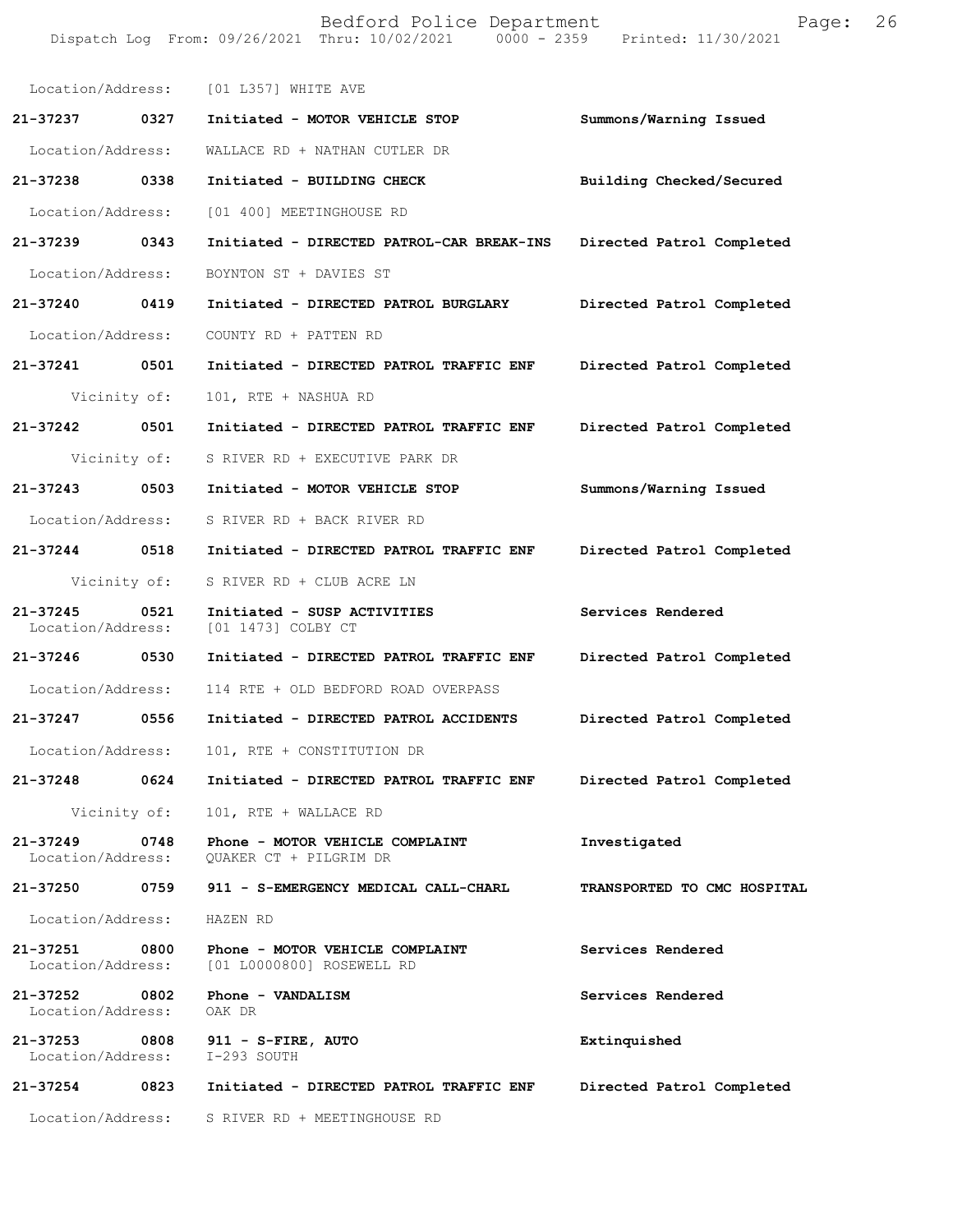Location/Address: [01 L357] WHITE AVE

**21-37237 0327 Initiated - MOTOR VEHICLE STOP** Summons/Warning Issued
Location/Address: WALLACE RD + NATHAN CUTLER DR

**21-37238 0338 Initiated - BUILDING CHECK** Building Checked/Secured
Location/Address: [01 400] MEETINGHOUSE RD

**21-37239 0343 Initiated - DIRECTED PATROL-CAR BREAK-INS** Directed Patrol Completed
Location/Address: BOYNTON ST + DAVIES ST

**21-37240 0419 Initiated - DIRECTED PATROL BURGLARY** Directed Patrol Completed
Location/Address: COUNTY RD + PATTEN RD

**21-37241 0501 Initiated - DIRECTED PATROL TRAFFIC ENF** Directed Patrol Completed
Vicinity of: 101, RTE + NASHUA RD

**21-37242 0501 Initiated - DIRECTED PATROL TRAFFIC ENF** Directed Patrol Completed
Vicinity of: S RIVER RD + EXECUTIVE PARK DR

**21-37243 0503 Initiated - MOTOR VEHICLE STOP** Summons/Warning Issued
Location/Address: S RIVER RD + BACK RIVER RD

**21-37244 0518 Initiated - DIRECTED PATROL TRAFFIC ENF** Directed Patrol Completed
Vicinity of: S RIVER RD + CLUB ACRE LN

**21-37245 0521 Initiated - SUSP ACTIVITIES** Services Rendered
Location/Address: [01 1473] COLBY CT

**21-37246 0530 Initiated - DIRECTED PATROL TRAFFIC ENF** Directed Patrol Completed
Location/Address: 114 RTE + OLD BEDFORD ROAD OVERPASS

**21-37247 0556 Initiated - DIRECTED PATROL ACCIDENTS** Directed Patrol Completed
Location/Address: 101, RTE + CONSTITUTION DR

**21-37248 0624 Initiated - DIRECTED PATROL TRAFFIC ENF** Directed Patrol Completed
Vicinity of: 101, RTE + WALLACE RD

**21-37249 0748 Phone - MOTOR VEHICLE COMPLAINT** Investigated
Location/Address: QUAKER CT + PILGRIM DR

**21-37250 0759 911 - S-EMERGENCY MEDICAL CALL-CHARL** TRANSPORTED TO CMC HOSPITAL
Location/Address: HAZEN RD

**21-37251 0800 Phone - MOTOR VEHICLE COMPLAINT** Services Rendered
Location/Address: [01 L0000800] ROSEWELL RD

**21-37252 0802 Phone - VANDALISM** Services Rendered
Location/Address: OAK DR

**21-37253 0808 911 - S-FIRE, AUTO** Extinquished
Location/Address: I-293 SOUTH

**21-37254 0823 Initiated - DIRECTED PATROL TRAFFIC ENF** Directed Patrol Completed
Location/Address: S RIVER RD + MEETINGHOUSE RD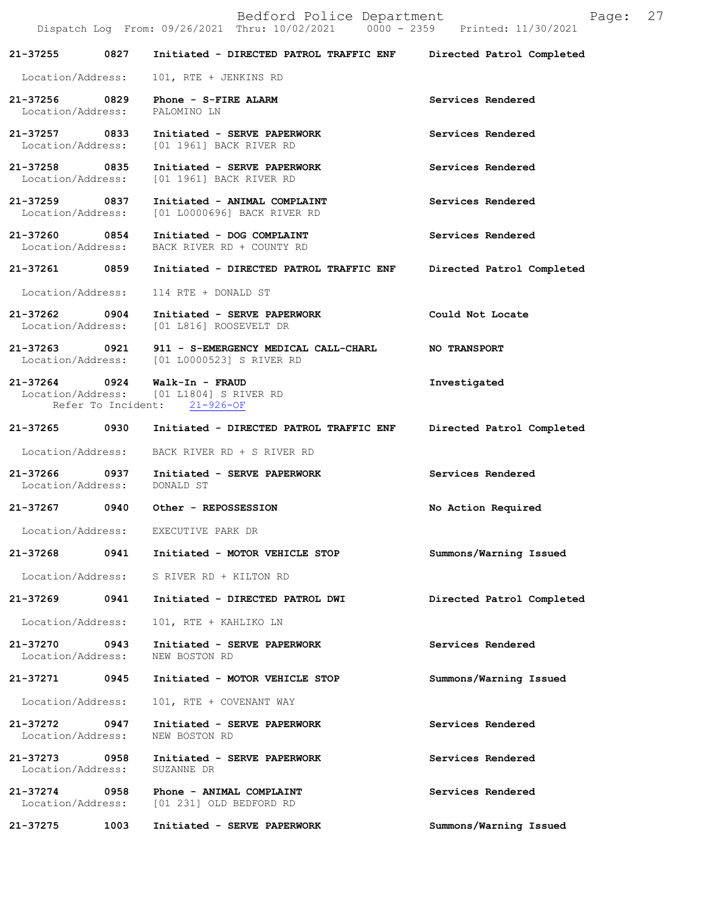Bedford Police Department
Dispatch Log From: 09/26/2021 Thru: 10/02/2021 0000 - 2359 Printed: 11/30/2021

**21-37255 0827 Initiated - DIRECTED PATROL TRAFFIC ENF** — Directed Patrol Completed
Location/Address: 101, RTE + JENKINS RD

**21-37256 0829 Phone - S-FIRE ALARM** — Services Rendered
Location/Address: PALOMINO LN

**21-37257 0833 Initiated - SERVE PAPERWORK** — Services Rendered
Location/Address: [01 1961] BACK RIVER RD

**21-37258 0835 Initiated - SERVE PAPERWORK** — Services Rendered
Location/Address: [01 1961] BACK RIVER RD

**21-37259 0837 Initiated - ANIMAL COMPLAINT** — Services Rendered
Location/Address: [01 L0000696] BACK RIVER RD

**21-37260 0854 Initiated - DOG COMPLAINT** — Services Rendered
Location/Address: BACK RIVER RD + COUNTY RD

**21-37261 0859 Initiated - DIRECTED PATROL TRAFFIC ENF** — Directed Patrol Completed
Location/Address: 114 RTE + DONALD ST

**21-37262 0904 Initiated - SERVE PAPERWORK** — Could Not Locate
Location/Address: [01 L816] ROOSEVELT DR

**21-37263 0921 911 - S-EMERGENCY MEDICAL CALL-CHARL** — NO TRANSPORT
Location/Address: [01 L0000523] S RIVER RD

**21-37264 0924 Walk-In - FRAUD** — Investigated
Location/Address: [01 L1804] S RIVER RD
Refer To Incident: 21-926-OF

**21-37265 0930 Initiated - DIRECTED PATROL TRAFFIC ENF** — Directed Patrol Completed
Location/Address: BACK RIVER RD + S RIVER RD

**21-37266 0937 Initiated - SERVE PAPERWORK** — Services Rendered
Location/Address: DONALD ST

**21-37267 0940 Other - REPOSSESSION** — No Action Required
Location/Address: EXECUTIVE PARK DR

**21-37268 0941 Initiated - MOTOR VEHICLE STOP** — Summons/Warning Issued
Location/Address: S RIVER RD + KILTON RD

**21-37269 0941 Initiated - DIRECTED PATROL DWI** — Directed Patrol Completed
Location/Address: 101, RTE + KAHLIKO LN

**21-37270 0943 Initiated - SERVE PAPERWORK** — Services Rendered
Location/Address: NEW BOSTON RD

**21-37271 0945 Initiated - MOTOR VEHICLE STOP** — Summons/Warning Issued
Location/Address: 101, RTE + COVENANT WAY

**21-37272 0947 Initiated - SERVE PAPERWORK** — Services Rendered
Location/Address: NEW BOSTON RD

**21-37273 0958 Initiated - SERVE PAPERWORK** — Services Rendered
Location/Address: SUZANNE DR

**21-37274 0958 Phone - ANIMAL COMPLAINT** — Services Rendered
Location/Address: [01 231] OLD BEDFORD RD

**21-37275 1003 Initiated - SERVE PAPERWORK** — Summons/Warning Issued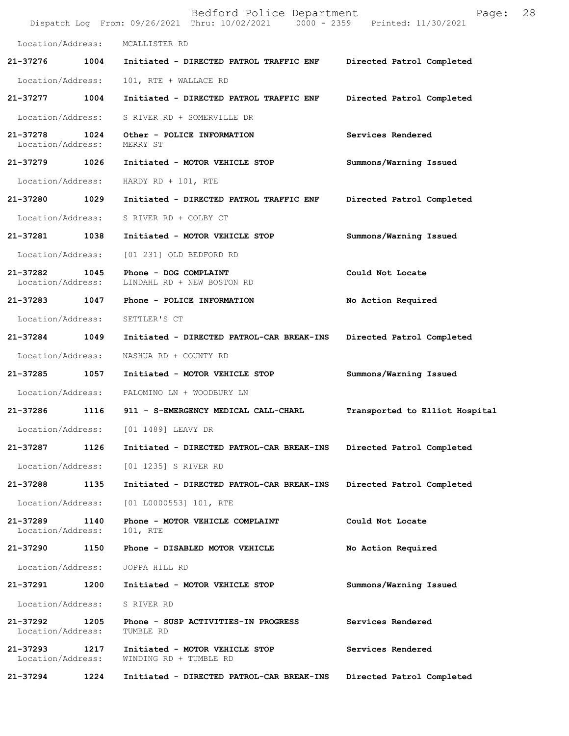Location/Address: MCALLISTER RD

**21-37276 1004 Initiated - DIRECTED PATROL TRAFFIC ENF — Directed Patrol Completed**

Location/Address: 101, RTE + WALLACE RD

**21-37277 1004 Initiated - DIRECTED PATROL TRAFFIC ENF — Directed Patrol Completed**

Location/Address: S RIVER RD + SOMERVILLE DR

**21-37278 1024 Other - POLICE INFORMATION — Services Rendered**

Location/Address: MERRY ST

**21-37279 1026 Initiated - MOTOR VEHICLE STOP — Summons/Warning Issued**

Location/Address: HARDY RD + 101, RTE

**21-37280 1029 Initiated - DIRECTED PATROL TRAFFIC ENF — Directed Patrol Completed**

Location/Address: S RIVER RD + COLBY CT

**21-37281 1038 Initiated - MOTOR VEHICLE STOP — Summons/Warning Issued**

Location/Address: [01 231] OLD BEDFORD RD

**21-37282 1045 Phone - DOG COMPLAINT — Could Not Locate**

Location/Address: LINDAHL RD + NEW BOSTON RD

**21-37283 1047 Phone - POLICE INFORMATION — No Action Required**

Location/Address: SETTLER'S CT

**21-37284 1049 Initiated - DIRECTED PATROL-CAR BREAK-INS — Directed Patrol Completed**

Location/Address: NASHUA RD + COUNTY RD

**21-37285 1057 Initiated - MOTOR VEHICLE STOP — Summons/Warning Issued**

Location/Address: PALOMINO LN + WOODBURY LN

**21-37286 1116 911 - S-EMERGENCY MEDICAL CALL-CHARL — Transported to Elliot Hospital**

Location/Address: [01 1489] LEAVY DR

**21-37287 1126 Initiated - DIRECTED PATROL-CAR BREAK-INS — Directed Patrol Completed**

Location/Address: [01 1235] S RIVER RD

**21-37288 1135 Initiated - DIRECTED PATROL-CAR BREAK-INS — Directed Patrol Completed**

Location/Address: [01 L0000553] 101, RTE

**21-37289 1140 Phone - MOTOR VEHICLE COMPLAINT — Could Not Locate**

Location/Address: 101, RTE

**21-37290 1150 Phone - DISABLED MOTOR VEHICLE — No Action Required**

Location/Address: JOPPA HILL RD

**21-37291 1200 Initiated - MOTOR VEHICLE STOP — Summons/Warning Issued**

Location/Address: S RIVER RD

**21-37292 1205 Phone - SUSP ACTIVITIES-IN PROGRESS — Services Rendered**

Location/Address: TUMBLE RD

**21-37293 1217 Initiated - MOTOR VEHICLE STOP — Services Rendered**

Location/Address: WINDING RD + TUMBLE RD

**21-37294 1224 Initiated - DIRECTED PATROL-CAR BREAK-INS — Directed Patrol Completed**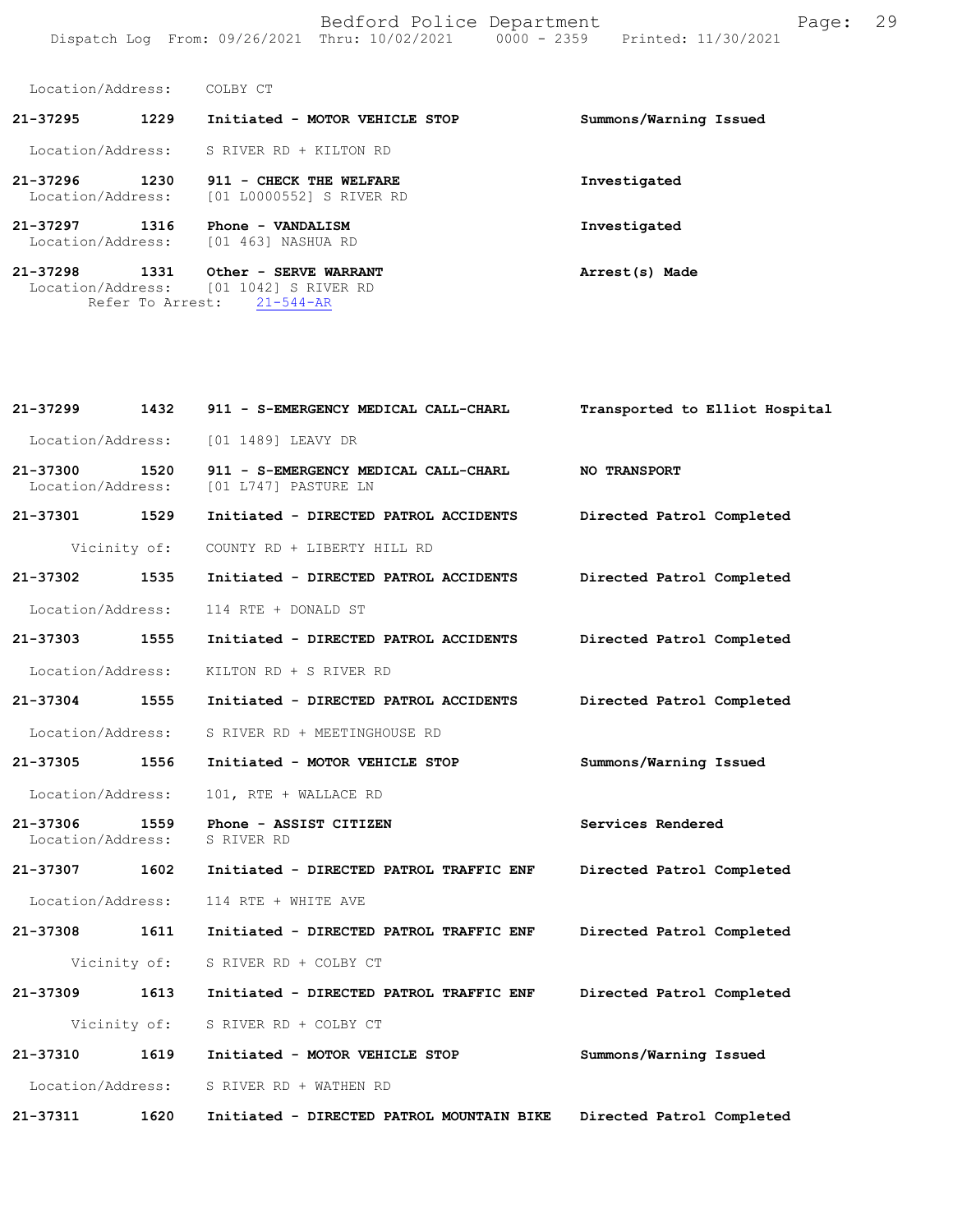Location/Address: COLBY CT

**21-37295 1229 Initiated - MOTOR VEHICLE STOP** — **Summons/Warning Issued**
Location/Address: S RIVER RD + KILTON RD

**21-37296 1230 911 - CHECK THE WELFARE** — **Investigated**
Location/Address: [01 L0000552] S RIVER RD

**21-37297 1316 Phone - VANDALISM** — **Investigated**
Location/Address: [01 463] NASHUA RD

**21-37298 1331 Other - SERVE WARRANT** — **Arrest(s) Made**
Location/Address: [01 1042] S RIVER RD
Refer To Arrest: 21-544-AR

**21-37299 1432 911 - S-EMERGENCY MEDICAL CALL-CHARL** — **Transported to Elliot Hospital**
Location/Address: [01 1489] LEAVY DR

**21-37300 1520 911 - S-EMERGENCY MEDICAL CALL-CHARL** — **NO TRANSPORT**
Location/Address: [01 L747] PASTURE LN

**21-37301 1529 Initiated - DIRECTED PATROL ACCIDENTS** — **Directed Patrol Completed**
Vicinity of: COUNTY RD + LIBERTY HILL RD

**21-37302 1535 Initiated - DIRECTED PATROL ACCIDENTS** — **Directed Patrol Completed**
Location/Address: 114 RTE + DONALD ST

**21-37303 1555 Initiated - DIRECTED PATROL ACCIDENTS** — **Directed Patrol Completed**
Location/Address: KILTON RD + S RIVER RD

**21-37304 1555 Initiated - DIRECTED PATROL ACCIDENTS** — **Directed Patrol Completed**
Location/Address: S RIVER RD + MEETINGHOUSE RD

**21-37305 1556 Initiated - MOTOR VEHICLE STOP** — **Summons/Warning Issued**
Location/Address: 101, RTE + WALLACE RD

**21-37306 1559 Phone - ASSIST CITIZEN** — **Services Rendered**
Location/Address: S RIVER RD

**21-37307 1602 Initiated - DIRECTED PATROL TRAFFIC ENF** — **Directed Patrol Completed**
Location/Address: 114 RTE + WHITE AVE

**21-37308 1611 Initiated - DIRECTED PATROL TRAFFIC ENF** — **Directed Patrol Completed**
Vicinity of: S RIVER RD + COLBY CT

**21-37309 1613 Initiated - DIRECTED PATROL TRAFFIC ENF** — **Directed Patrol Completed**
Vicinity of: S RIVER RD + COLBY CT

**21-37310 1619 Initiated - MOTOR VEHICLE STOP** — **Summons/Warning Issued**
Location/Address: S RIVER RD + WATHEN RD

**21-37311 1620 Initiated - DIRECTED PATROL MOUNTAIN BIKE** — **Directed Patrol Completed**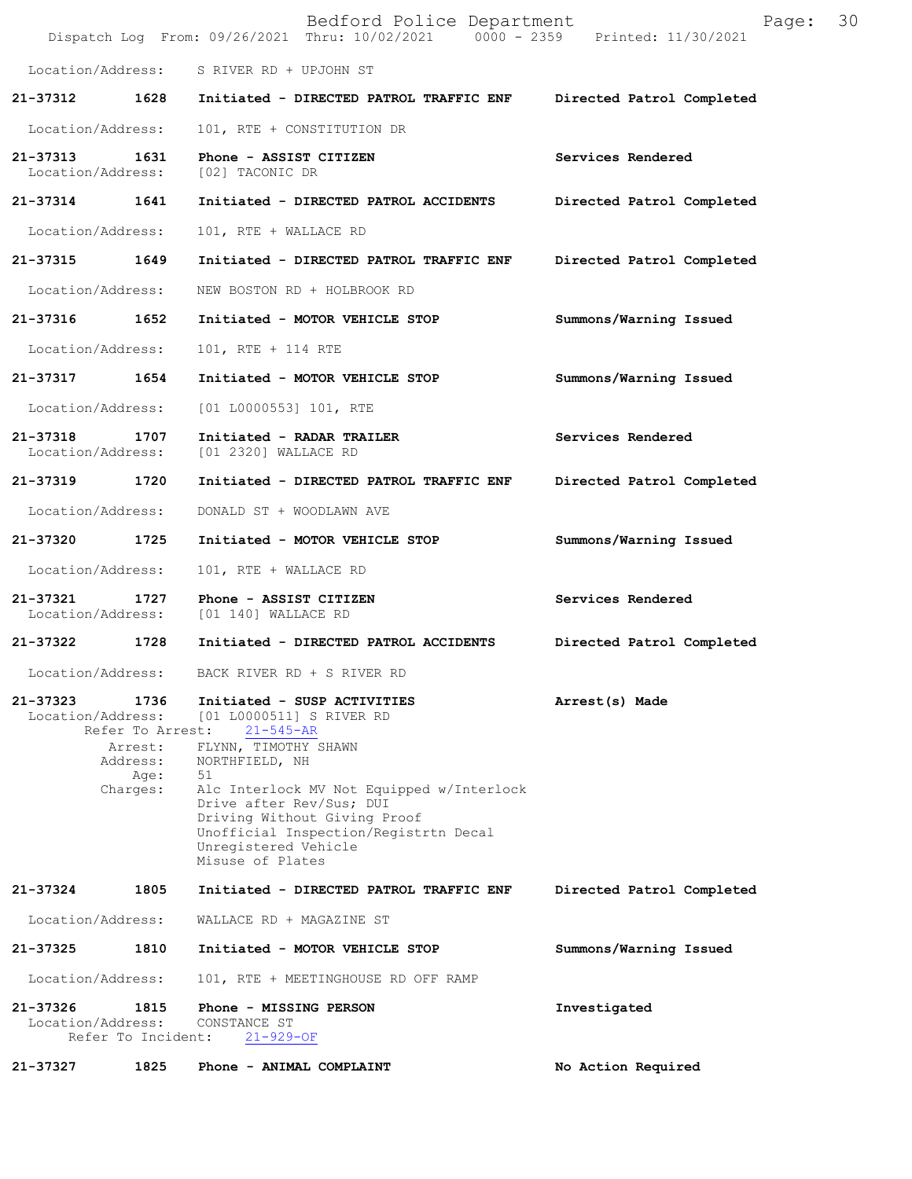Location/Address: S RIVER RD + UPJOHN ST

**21-37312 1628 Initiated - DIRECTED PATROL TRAFFIC ENF** Directed Patrol Completed

Location/Address: 101, RTE + CONSTITUTION DR

**21-37313 1631 Phone - ASSIST CITIZEN** Services Rendered
Location/Address: [02] TACONIC DR

**21-37314 1641 Initiated - DIRECTED PATROL ACCIDENTS** Directed Patrol Completed

Location/Address: 101, RTE + WALLACE RD

**21-37315 1649 Initiated - DIRECTED PATROL TRAFFIC ENF** Directed Patrol Completed

Location/Address: NEW BOSTON RD + HOLBROOK RD

**21-37316 1652 Initiated - MOTOR VEHICLE STOP** Summons/Warning Issued

Location/Address: 101, RTE + 114 RTE

**21-37317 1654 Initiated - MOTOR VEHICLE STOP** Summons/Warning Issued

Location/Address: [01 L0000553] 101, RTE

**21-37318 1707 Initiated - RADAR TRAILER** Services Rendered
Location/Address: [01 2320] WALLACE RD

**21-37319 1720 Initiated - DIRECTED PATROL TRAFFIC ENF** Directed Patrol Completed

Location/Address: DONALD ST + WOODLAWN AVE

**21-37320 1725 Initiated - MOTOR VEHICLE STOP** Summons/Warning Issued

Location/Address: 101, RTE + WALLACE RD

**21-37321 1727 Phone - ASSIST CITIZEN** Services Rendered
Location/Address: [01 140] WALLACE RD

**21-37322 1728 Initiated - DIRECTED PATROL ACCIDENTS** Directed Patrol Completed

Location/Address: BACK RIVER RD + S RIVER RD

**21-37323 1736 Initiated - SUSP ACTIVITIES** Arrest(s) Made
Location/Address: [01 L0000511] S RIVER RD
Refer To Arrest: 21-545-AR
Arrest: FLYNN, TIMOTHY SHAWN
Address: NORTHFIELD, NH
Age: 51
Charges: Alc Interlock MV Not Equipped w/Interlock
Drive after Rev/Sus; DUI
Driving Without Giving Proof
Unofficial Inspection/Registrtn Decal
Unregistered Vehicle
Misuse of Plates

**21-37324 1805 Initiated - DIRECTED PATROL TRAFFIC ENF** Directed Patrol Completed

Location/Address: WALLACE RD + MAGAZINE ST

**21-37325 1810 Initiated - MOTOR VEHICLE STOP** Summons/Warning Issued

Location/Address: 101, RTE + MEETINGHOUSE RD OFF RAMP

**21-37326 1815 Phone - MISSING PERSON** Investigated
Location/Address: CONSTANCE ST
Refer To Incident: 21-929-OF

**21-37327 1825 Phone - ANIMAL COMPLAINT** No Action Required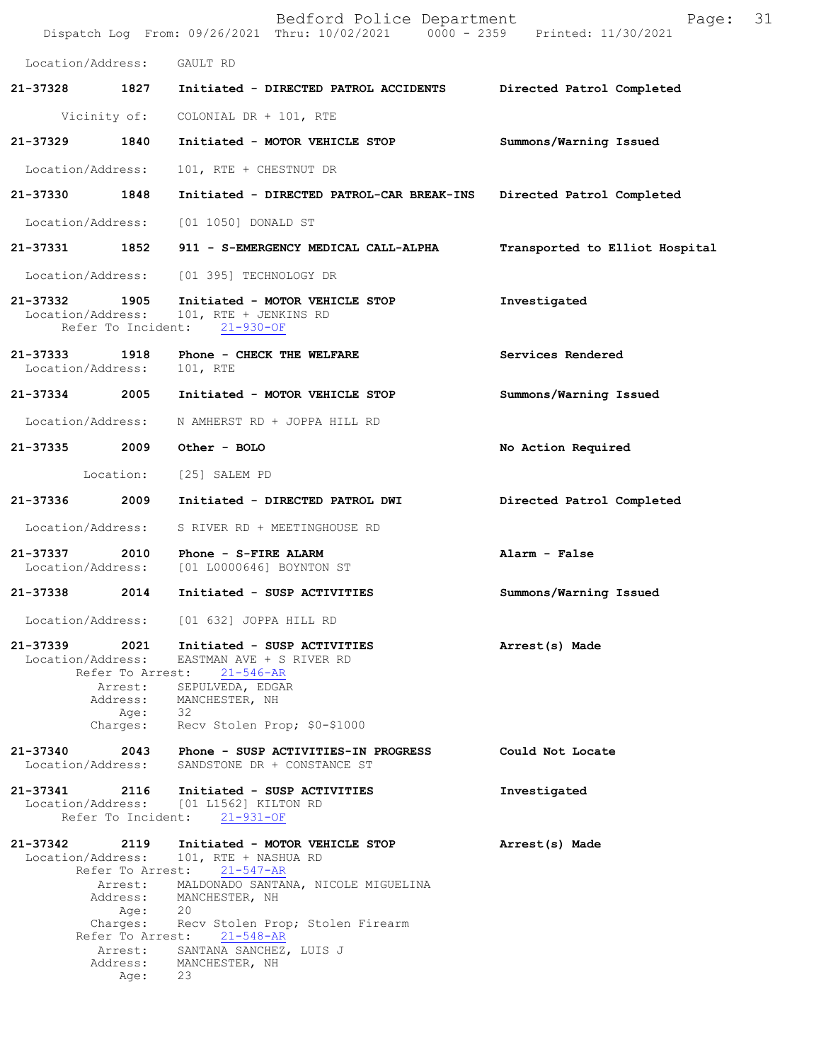Location/Address: GAULT RD

**21-37328** 1827 **Initiated - DIRECTED PATROL ACCIDENTS** **Directed Patrol Completed**

Vicinity of: COLONIAL DR + 101, RTE

**21-37329** 1840 **Initiated - MOTOR VEHICLE STOP** **Summons/Warning Issued**

Location/Address: 101, RTE + CHESTNUT DR

**21-37330** 1848 **Initiated - DIRECTED PATROL-CAR BREAK-INS** **Directed Patrol Completed**

Location/Address: [01 1050] DONALD ST

**21-37331** 1852 **911 - S-EMERGENCY MEDICAL CALL-ALPHA** **Transported to Elliot Hospital**

Location/Address: [01 395] TECHNOLOGY DR

**21-37332** 1905 **Initiated - MOTOR VEHICLE STOP** **Investigated**
Location/Address: 101, RTE + JENKINS RD
Refer To Incident: 21-930-OF

**21-37333** 1918 **Phone - CHECK THE WELFARE** **Services Rendered**
Location/Address: 101, RTE

**21-37334** 2005 **Initiated - MOTOR VEHICLE STOP** **Summons/Warning Issued**

Location/Address: N AMHERST RD + JOPPA HILL RD

**21-37335** 2009 **Other - BOLO** **No Action Required**

Location: [25] SALEM PD

**21-37336** 2009 **Initiated - DIRECTED PATROL DWI** **Directed Patrol Completed**

Location/Address: S RIVER RD + MEETINGHOUSE RD

**21-37337** 2010 **Phone - S-FIRE ALARM** **Alarm - False**
Location/Address: [01 L0000646] BOYNTON ST

**21-37338** 2014 **Initiated - SUSP ACTIVITIES** **Summons/Warning Issued**

Location/Address: [01 632] JOPPA HILL RD

**21-37339** 2021 **Initiated - SUSP ACTIVITIES** **Arrest(s) Made**
Location/Address: EASTMAN AVE + S RIVER RD
Refer To Arrest: 21-546-AR
Arrest: SEPULVEDA, EDGAR
Address: MANCHESTER, NH
Age: 32
Charges: Recv Stolen Prop; $0-$1000

**21-37340** 2043 **Phone - SUSP ACTIVITIES-IN PROGRESS** **Could Not Locate**
Location/Address: SANDSTONE DR + CONSTANCE ST

**21-37341** 2116 **Initiated - SUSP ACTIVITIES** **Investigated**
Location/Address: [01 L1562] KILTON RD
Refer To Incident: 21-931-OF

**21-37342** 2119 **Initiated - MOTOR VEHICLE STOP** **Arrest(s) Made**
Location/Address: 101, RTE + NASHUA RD
Refer To Arrest: 21-547-AR
Arrest: MALDONADO SANTANA, NICOLE MIGUELINA
Address: MANCHESTER, NH
Age: 20
Charges: Recv Stolen Prop; Stolen Firearm
Refer To Arrest: 21-548-AR
Arrest: SANTANA SANCHEZ, LUIS J
Address: MANCHESTER, NH
Age: 23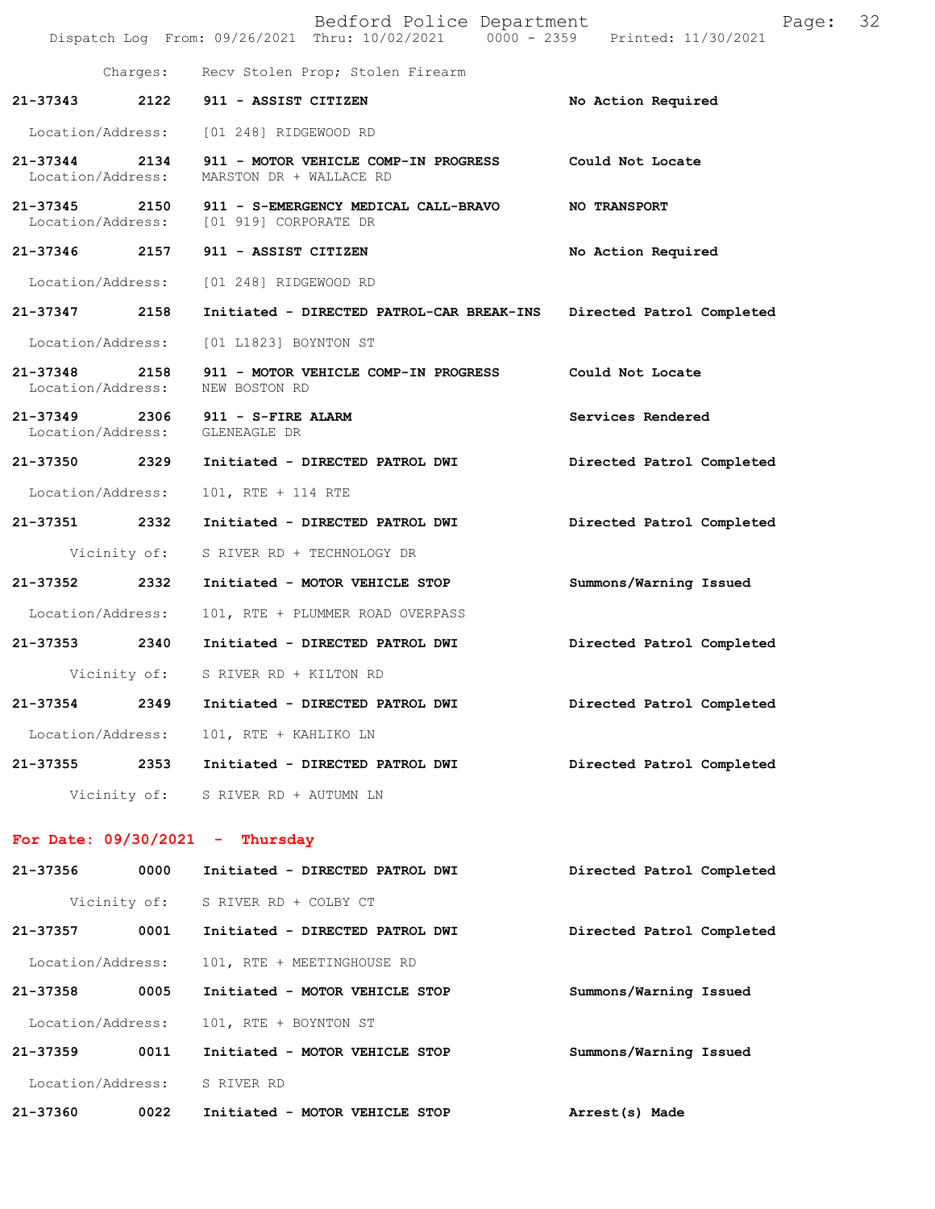Charges: Recv Stolen Prop; Stolen Firearm

**21-37343** 2122 **911 - ASSIST CITIZEN** **No Action Required**

Location/Address: [01 248] RIDGEWOOD RD

**21-37344** 2134 **911 - MOTOR VEHICLE COMP-IN PROGRESS** **Could Not Locate**

Location/Address: MARSTON DR + WALLACE RD

**21-37345** 2150 **911 - S-EMERGENCY MEDICAL CALL-BRAVO** **NO TRANSPORT**

Location/Address: [01 919] CORPORATE DR

**21-37346** 2157 **911 - ASSIST CITIZEN** **No Action Required**

Location/Address: [01 248] RIDGEWOOD RD

**21-37347** 2158 **Initiated - DIRECTED PATROL-CAR BREAK-INS** **Directed Patrol Completed**

Location/Address: [01 L1823] BOYNTON ST

**21-37348** 2158 **911 - MOTOR VEHICLE COMP-IN PROGRESS** **Could Not Locate**

Location/Address: NEW BOSTON RD

**21-37349** 2306 **911 - S-FIRE ALARM** **Services Rendered**

Location/Address: GLENEAGLE DR

**21-37350** 2329 **Initiated - DIRECTED PATROL DWI** **Directed Patrol Completed**

Location/Address: 101, RTE + 114 RTE

**21-37351** 2332 **Initiated - DIRECTED PATROL DWI** **Directed Patrol Completed**

Vicinity of: S RIVER RD + TECHNOLOGY DR

**21-37352** 2332 **Initiated - MOTOR VEHICLE STOP** **Summons/Warning Issued**

Location/Address: 101, RTE + PLUMMER ROAD OVERPASS

**21-37353** 2340 **Initiated - DIRECTED PATROL DWI** **Directed Patrol Completed**

Vicinity of: S RIVER RD + KILTON RD

**21-37354** 2349 **Initiated - DIRECTED PATROL DWI** **Directed Patrol Completed**

Location/Address: 101, RTE + KAHLIKO LN

**21-37355** 2353 **Initiated - DIRECTED PATROL DWI** **Directed Patrol Completed**

Vicinity of: S RIVER RD + AUTUMN LN

## For Date: 09/30/2021 - Thursday

**21-37356** 0000 **Initiated - DIRECTED PATROL DWI** **Directed Patrol Completed**

Vicinity of: S RIVER RD + COLBY CT

**21-37357** 0001 **Initiated - DIRECTED PATROL DWI** **Directed Patrol Completed**

Location/Address: 101, RTE + MEETINGHOUSE RD

**21-37358** 0005 **Initiated - MOTOR VEHICLE STOP** **Summons/Warning Issued**

Location/Address: 101, RTE + BOYNTON ST

**21-37359** 0011 **Initiated - MOTOR VEHICLE STOP** **Summons/Warning Issued**

Location/Address: S RIVER RD

**21-37360** 0022 **Initiated - MOTOR VEHICLE STOP** **Arrest(s) Made**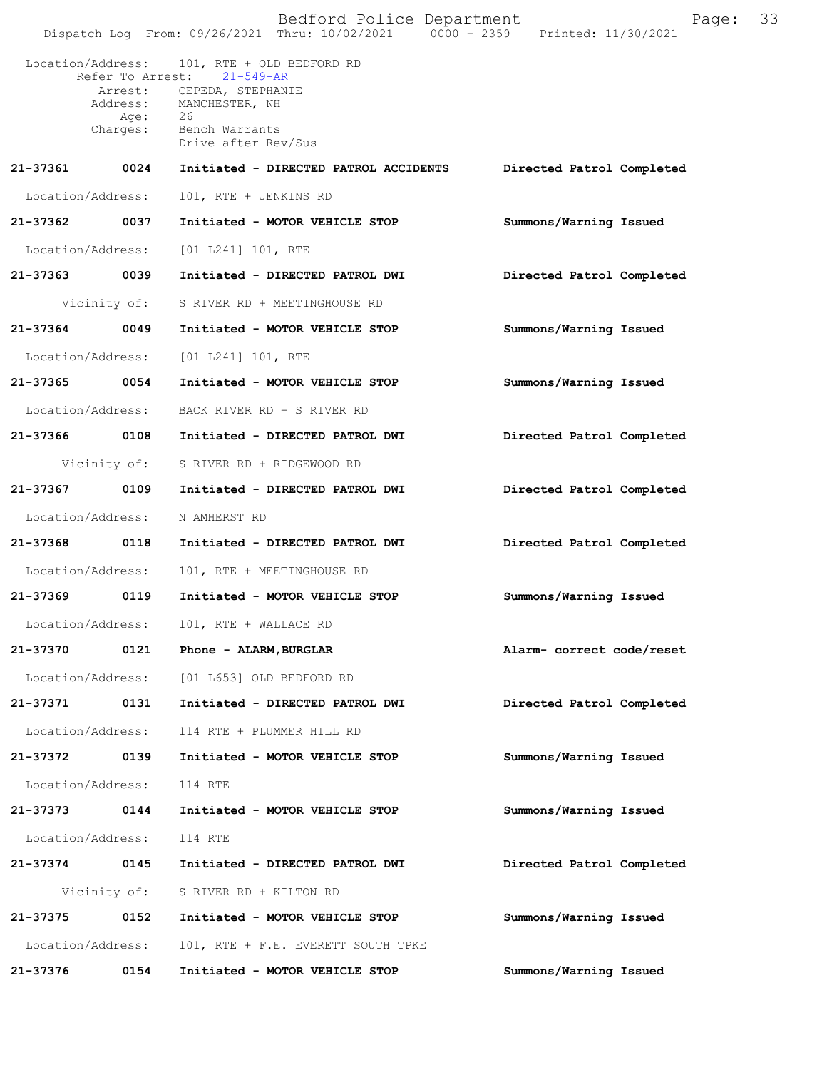Location/Address: 101, RTE + OLD BEDFORD RD
Refer To Arrest: 21-549-AR
Arrest: CEPEDA, STEPHANIE
Address: MANCHESTER, NH
Age: 26
Charges: Bench Warrants
Drive after Rev/Sus

**21-37361 0024 Initiated - DIRECTED PATROL ACCIDENTS — Directed Patrol Completed**

Location/Address: 101, RTE + JENKINS RD

**21-37362 0037 Initiated - MOTOR VEHICLE STOP — Summons/Warning Issued**

Location/Address: [01 L241] 101, RTE

**21-37363 0039 Initiated - DIRECTED PATROL DWI — Directed Patrol Completed**

Vicinity of: S RIVER RD + MEETINGHOUSE RD

**21-37364 0049 Initiated - MOTOR VEHICLE STOP — Summons/Warning Issued**

Location/Address: [01 L241] 101, RTE

**21-37365 0054 Initiated - MOTOR VEHICLE STOP — Summons/Warning Issued**

Location/Address: BACK RIVER RD + S RIVER RD

**21-37366 0108 Initiated - DIRECTED PATROL DWI — Directed Patrol Completed**

Vicinity of: S RIVER RD + RIDGEWOOD RD

**21-37367 0109 Initiated - DIRECTED PATROL DWI — Directed Patrol Completed**

Location/Address: N AMHERST RD

**21-37368 0118 Initiated - DIRECTED PATROL DWI — Directed Patrol Completed**

Location/Address: 101, RTE + MEETINGHOUSE RD

**21-37369 0119 Initiated - MOTOR VEHICLE STOP — Summons/Warning Issued**

Location/Address: 101, RTE + WALLACE RD

**21-37370 0121 Phone - ALARM,BURGLAR — Alarm- correct code/reset**

Location/Address: [01 L653] OLD BEDFORD RD

**21-37371 0131 Initiated - DIRECTED PATROL DWI — Directed Patrol Completed**

Location/Address: 114 RTE + PLUMMER HILL RD

**21-37372 0139 Initiated - MOTOR VEHICLE STOP — Summons/Warning Issued**

Location/Address: 114 RTE

**21-37373 0144 Initiated - MOTOR VEHICLE STOP — Summons/Warning Issued**

Location/Address: 114 RTE

**21-37374 0145 Initiated - DIRECTED PATROL DWI — Directed Patrol Completed**

Vicinity of: S RIVER RD + KILTON RD

**21-37375 0152 Initiated - MOTOR VEHICLE STOP — Summons/Warning Issued**

Location/Address: 101, RTE + F.E. EVERETT SOUTH TPKE

**21-37376 0154 Initiated - MOTOR VEHICLE STOP — Summons/Warning Issued**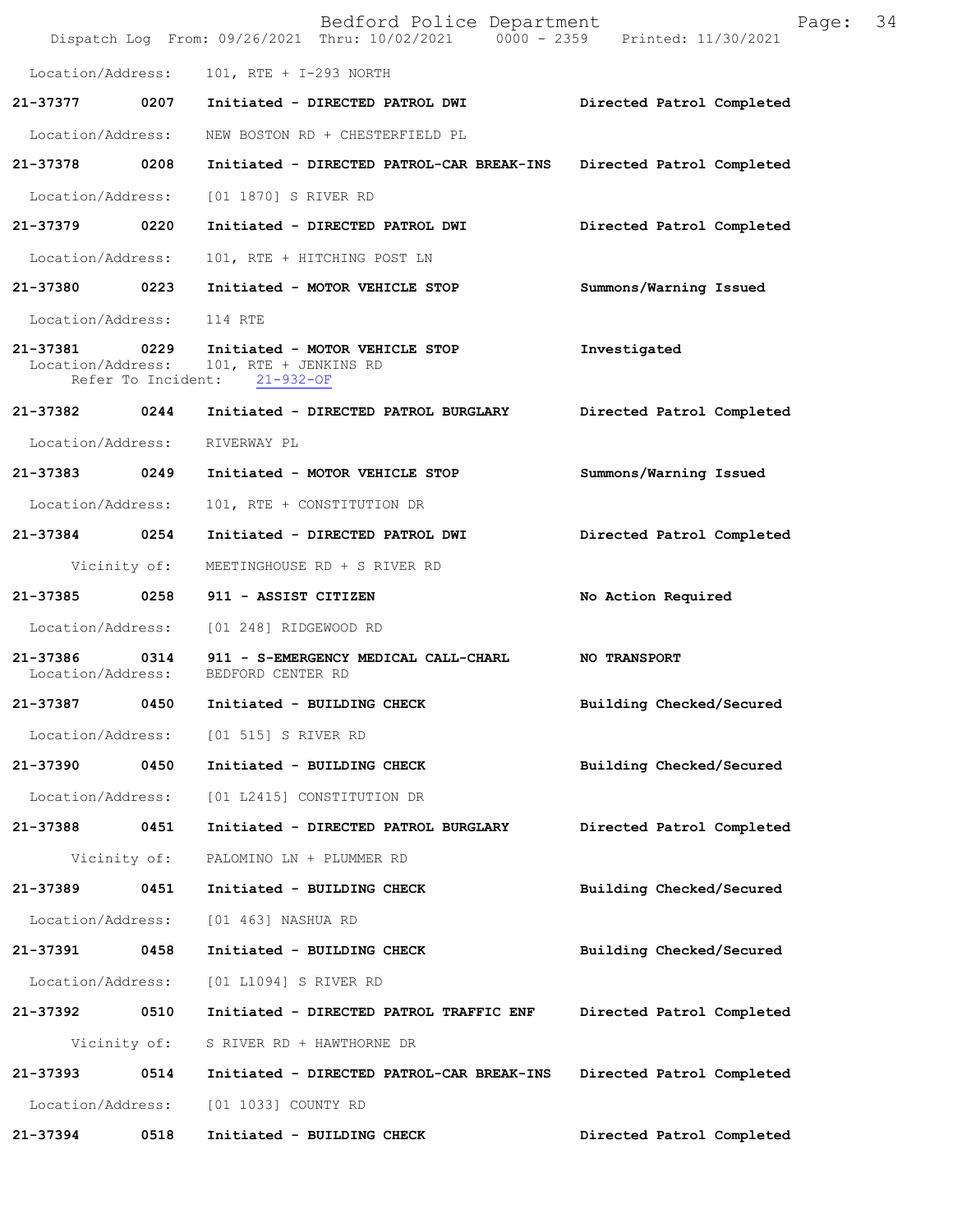Location/Address: 101, RTE + I-293 NORTH

**21-37377 0207 Initiated - DIRECTED PATROL DWI** Directed Patrol Completed

Location/Address: NEW BOSTON RD + CHESTERFIELD PL

**21-37378 0208 Initiated - DIRECTED PATROL-CAR BREAK-INS** Directed Patrol Completed

Location/Address: [01 1870] S RIVER RD

**21-37379 0220 Initiated - DIRECTED PATROL DWI** Directed Patrol Completed

Location/Address: 101, RTE + HITCHING POST LN

**21-37380 0223 Initiated - MOTOR VEHICLE STOP** Summons/Warning Issued

Location/Address: 114 RTE

**21-37381 0229 Initiated - MOTOR VEHICLE STOP** Investigated

Location/Address: 101, RTE + JENKINS RD

Refer To Incident: 21-932-OF

**21-37382 0244 Initiated - DIRECTED PATROL BURGLARY** Directed Patrol Completed

Location/Address: RIVERWAY PL

**21-37383 0249 Initiated - MOTOR VEHICLE STOP** Summons/Warning Issued

Location/Address: 101, RTE + CONSTITUTION DR

**21-37384 0254 Initiated - DIRECTED PATROL DWI** Directed Patrol Completed

Vicinity of: MEETINGHOUSE RD + S RIVER RD

**21-37385 0258 911 - ASSIST CITIZEN** No Action Required

Location/Address: [01 248] RIDGEWOOD RD

**21-37386 0314 911 - S-EMERGENCY MEDICAL CALL-CHARL** NO TRANSPORT

Location/Address: BEDFORD CENTER RD

**21-37387 0450 Initiated - BUILDING CHECK** Building Checked/Secured

Location/Address: [01 515] S RIVER RD

**21-37390 0450 Initiated - BUILDING CHECK** Building Checked/Secured

Location/Address: [01 L2415] CONSTITUTION DR

**21-37388 0451 Initiated - DIRECTED PATROL BURGLARY** Directed Patrol Completed

Vicinity of: PALOMINO LN + PLUMMER RD

**21-37389 0451 Initiated - BUILDING CHECK** Building Checked/Secured

Location/Address: [01 463] NASHUA RD

**21-37391 0458 Initiated - BUILDING CHECK** Building Checked/Secured

Location/Address: [01 L1094] S RIVER RD

**21-37392 0510 Initiated - DIRECTED PATROL TRAFFIC ENF** Directed Patrol Completed

Vicinity of: S RIVER RD + HAWTHORNE DR

**21-37393 0514 Initiated - DIRECTED PATROL-CAR BREAK-INS** Directed Patrol Completed

Location/Address: [01 1033] COUNTY RD

**21-37394 0518 Initiated - BUILDING CHECK** Directed Patrol Completed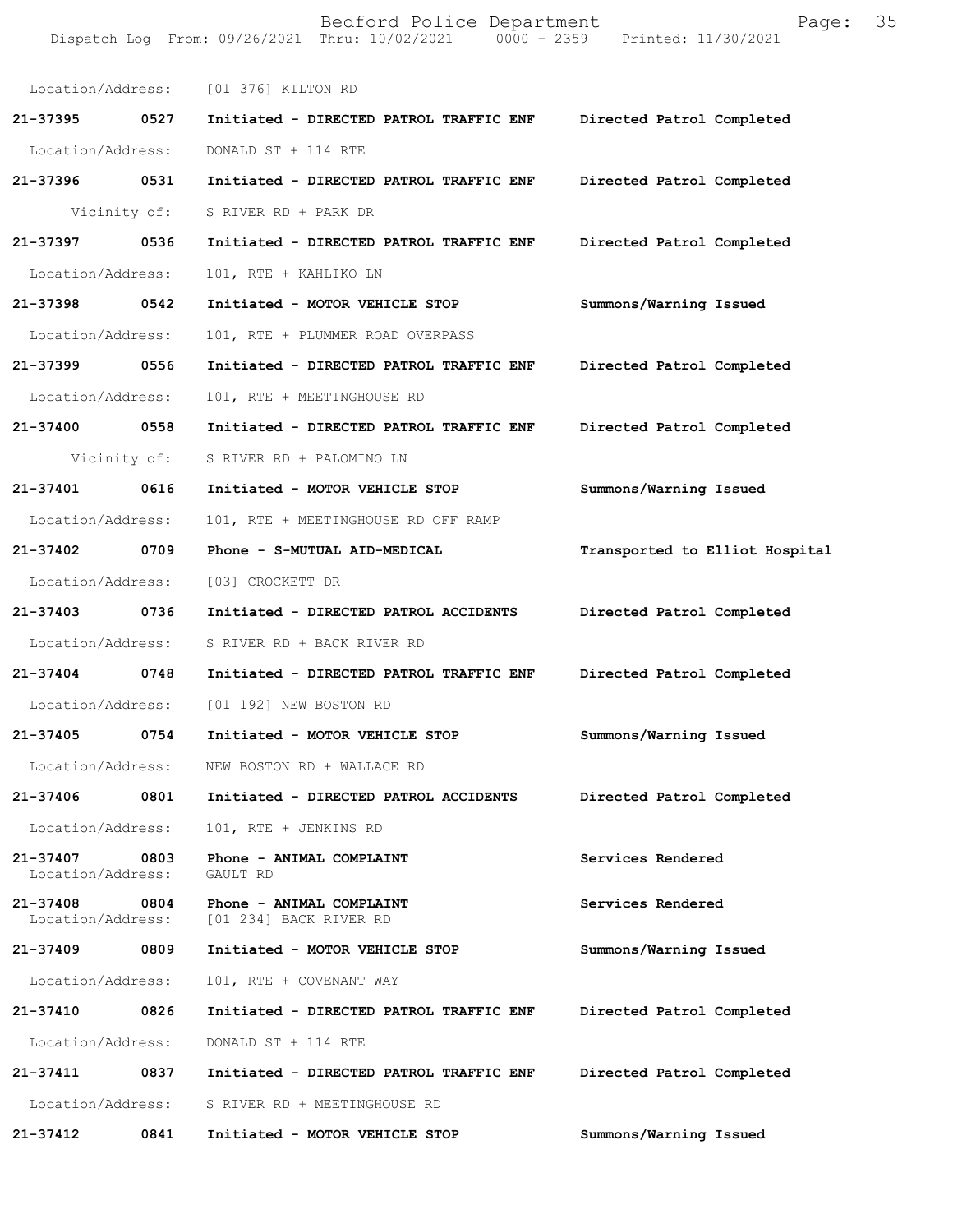Location/Address: [01 376] KILTON RD

| | | | |
|---|---|---|---|
| **21-37395** | **0527** | **Initiated - DIRECTED PATROL TRAFFIC ENF** | **Directed Patrol Completed** |
| Location/Address: | DONALD ST + 114 RTE | | |
| **21-37396** | **0531** | **Initiated - DIRECTED PATROL TRAFFIC ENF** | **Directed Patrol Completed** |
| Vicinity of: | S RIVER RD + PARK DR | | |
| **21-37397** | **0536** | **Initiated - DIRECTED PATROL TRAFFIC ENF** | **Directed Patrol Completed** |
| Location/Address: | 101, RTE + KAHLIKO LN | | |
| **21-37398** | **0542** | **Initiated - MOTOR VEHICLE STOP** | **Summons/Warning Issued** |
| Location/Address: | 101, RTE + PLUMMER ROAD OVERPASS | | |
| **21-37399** | **0556** | **Initiated - DIRECTED PATROL TRAFFIC ENF** | **Directed Patrol Completed** |
| Location/Address: | 101, RTE + MEETINGHOUSE RD | | |
| **21-37400** | **0558** | **Initiated - DIRECTED PATROL TRAFFIC ENF** | **Directed Patrol Completed** |
| Vicinity of: | S RIVER RD + PALOMINO LN | | |
| **21-37401** | **0616** | **Initiated - MOTOR VEHICLE STOP** | **Summons/Warning Issued** |
| Location/Address: | 101, RTE + MEETINGHOUSE RD OFF RAMP | | |
| **21-37402** | **0709** | **Phone - S-MUTUAL AID-MEDICAL** | **Transported to Elliot Hospital** |
| Location/Address: | [03] CROCKETT DR | | |
| **21-37403** | **0736** | **Initiated - DIRECTED PATROL ACCIDENTS** | **Directed Patrol Completed** |
| Location/Address: | S RIVER RD + BACK RIVER RD | | |
| **21-37404** | **0748** | **Initiated - DIRECTED PATROL TRAFFIC ENF** | **Directed Patrol Completed** |
| Location/Address: | [01 192] NEW BOSTON RD | | |
| **21-37405** | **0754** | **Initiated - MOTOR VEHICLE STOP** | **Summons/Warning Issued** |
| Location/Address: | NEW BOSTON RD + WALLACE RD | | |
| **21-37406** | **0801** | **Initiated - DIRECTED PATROL ACCIDENTS** | **Directed Patrol Completed** |
| Location/Address: | 101, RTE + JENKINS RD | | |
| **21-37407** | **0803** | **Phone - ANIMAL COMPLAINT** | **Services Rendered** |
| Location/Address: | GAULT RD | | |
| **21-37408** | **0804** | **Phone - ANIMAL COMPLAINT** | **Services Rendered** |
| Location/Address: | [01 234] BACK RIVER RD | | |
| **21-37409** | **0809** | **Initiated - MOTOR VEHICLE STOP** | **Summons/Warning Issued** |
| Location/Address: | 101, RTE + COVENANT WAY | | |
| **21-37410** | **0826** | **Initiated - DIRECTED PATROL TRAFFIC ENF** | **Directed Patrol Completed** |
| Location/Address: | DONALD ST + 114 RTE | | |
| **21-37411** | **0837** | **Initiated - DIRECTED PATROL TRAFFIC ENF** | **Directed Patrol Completed** |
| Location/Address: | S RIVER RD + MEETINGHOUSE RD | | |
| **21-37412** | **0841** | **Initiated - MOTOR VEHICLE STOP** | **Summons/Warning Issued** |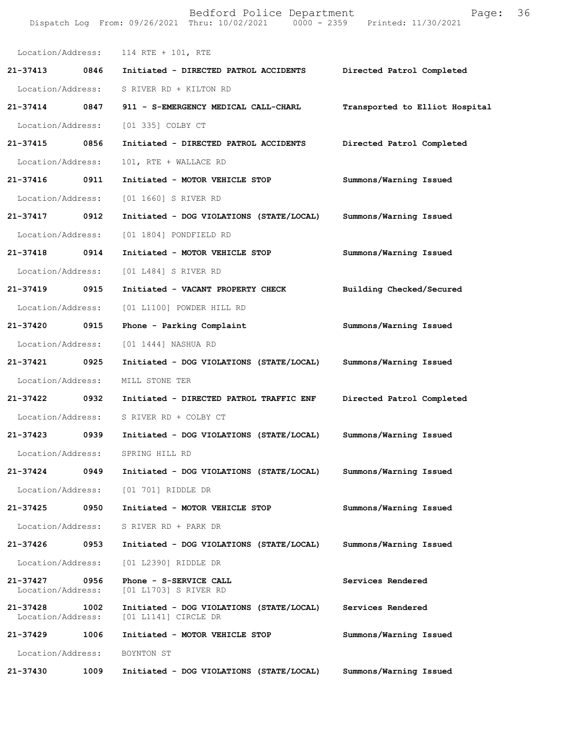Location/Address: 114 RTE + 101, RTE

**21-37413 0846 Initiated - DIRECTED PATROL ACCIDENTS Directed Patrol Completed**

Location/Address: S RIVER RD + KILTON RD

**21-37414 0847 911 - S-EMERGENCY MEDICAL CALL-CHARL Transported to Elliot Hospital**

Location/Address: [01 335] COLBY CT

**21-37415 0856 Initiated - DIRECTED PATROL ACCIDENTS Directed Patrol Completed**

Location/Address: 101, RTE + WALLACE RD

**21-37416 0911 Initiated - MOTOR VEHICLE STOP Summons/Warning Issued**

Location/Address: [01 1660] S RIVER RD

**21-37417 0912 Initiated - DOG VIOLATIONS (STATE/LOCAL) Summons/Warning Issued**

Location/Address: [01 1804] PONDFIELD RD

**21-37418 0914 Initiated - MOTOR VEHICLE STOP Summons/Warning Issued**

Location/Address: [01 L484] S RIVER RD

**21-37419 0915 Initiated - VACANT PROPERTY CHECK Building Checked/Secured**

Location/Address: [01 L1100] POWDER HILL RD

**21-37420 0915 Phone - Parking Complaint Summons/Warning Issued**

Location/Address: [01 1444] NASHUA RD

**21-37421 0925 Initiated - DOG VIOLATIONS (STATE/LOCAL) Summons/Warning Issued**

Location/Address: MILL STONE TER

**21-37422 0932 Initiated - DIRECTED PATROL TRAFFIC ENF Directed Patrol Completed**

Location/Address: S RIVER RD + COLBY CT

**21-37423 0939 Initiated - DOG VIOLATIONS (STATE/LOCAL) Summons/Warning Issued**

Location/Address: SPRING HILL RD

**21-37424 0949 Initiated - DOG VIOLATIONS (STATE/LOCAL) Summons/Warning Issued**

Location/Address: [01 701] RIDDLE DR

**21-37425 0950 Initiated - MOTOR VEHICLE STOP Summons/Warning Issued**

Location/Address: S RIVER RD + PARK DR

**21-37426 0953 Initiated - DOG VIOLATIONS (STATE/LOCAL) Summons/Warning Issued**

Location/Address: [01 L2390] RIDDLE DR

**21-37427 0956 Phone - S-SERVICE CALL Services Rendered**

Location/Address: [01 L1703] S RIVER RD

**21-37428 1002 Initiated - DOG VIOLATIONS (STATE/LOCAL) Services Rendered**

Location/Address: [01 L1141] CIRCLE DR

**21-37429 1006 Initiated - MOTOR VEHICLE STOP Summons/Warning Issued**

Location/Address: BOYNTON ST

**21-37430 1009 Initiated - DOG VIOLATIONS (STATE/LOCAL) Summons/Warning Issued**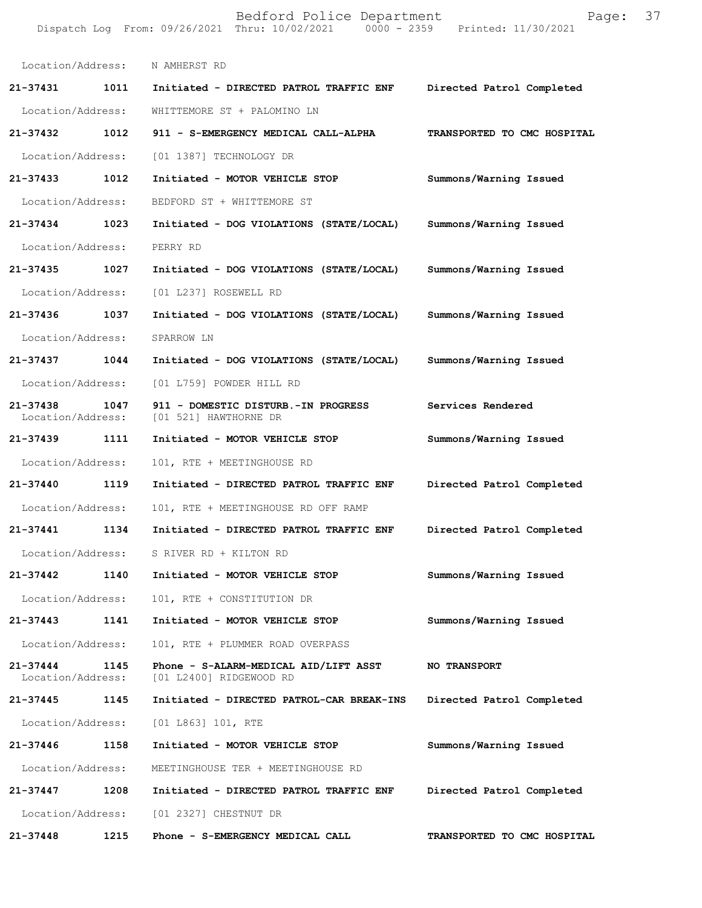Location/Address: N AMHERST RD

**21-37431 1011 Initiated - DIRECTED PATROL TRAFFIC ENF Directed Patrol Completed**

Location/Address: WHITTEMORE ST + PALOMINO LN

**21-37432 1012 911 - S-EMERGENCY MEDICAL CALL-ALPHA TRANSPORTED TO CMC HOSPITAL**

Location/Address: [01 1387] TECHNOLOGY DR

**21-37433 1012 Initiated - MOTOR VEHICLE STOP Summons/Warning Issued**

Location/Address: BEDFORD ST + WHITTEMORE ST

**21-37434 1023 Initiated - DOG VIOLATIONS (STATE/LOCAL) Summons/Warning Issued**

Location/Address: PERRY RD

**21-37435 1027 Initiated - DOG VIOLATIONS (STATE/LOCAL) Summons/Warning Issued**

Location/Address: [01 L237] ROSEWELL RD

**21-37436 1037 Initiated - DOG VIOLATIONS (STATE/LOCAL) Summons/Warning Issued**

Location/Address: SPARROW LN

**21-37437 1044 Initiated - DOG VIOLATIONS (STATE/LOCAL) Summons/Warning Issued**

Location/Address: [01 L759] POWDER HILL RD

**21-37438 1047 911 - DOMESTIC DISTURB.-IN PROGRESS Services Rendered**
Location/Address: [01 521] HAWTHORNE DR

**21-37439 1111 Initiated - MOTOR VEHICLE STOP Summons/Warning Issued**

Location/Address: 101, RTE + MEETINGHOUSE RD

**21-37440 1119 Initiated - DIRECTED PATROL TRAFFIC ENF Directed Patrol Completed**

Location/Address: 101, RTE + MEETINGHOUSE RD OFF RAMP

**21-37441 1134 Initiated - DIRECTED PATROL TRAFFIC ENF Directed Patrol Completed**

Location/Address: S RIVER RD + KILTON RD

**21-37442 1140 Initiated - MOTOR VEHICLE STOP Summons/Warning Issued**

Location/Address: 101, RTE + CONSTITUTION DR

**21-37443 1141 Initiated - MOTOR VEHICLE STOP Summons/Warning Issued**

Location/Address: 101, RTE + PLUMMER ROAD OVERPASS

**21-37444 1145 Phone - S-ALARM-MEDICAL AID/LIFT ASST NO TRANSPORT**
Location/Address: [01 L2400] RIDGEWOOD RD

**21-37445 1145 Initiated - DIRECTED PATROL-CAR BREAK-INS Directed Patrol Completed**

Location/Address: [01 L863] 101, RTE

**21-37446 1158 Initiated - MOTOR VEHICLE STOP Summons/Warning Issued**

Location/Address: MEETINGHOUSE TER + MEETINGHOUSE RD

**21-37447 1208 Initiated - DIRECTED PATROL TRAFFIC ENF Directed Patrol Completed**

Location/Address: [01 2327] CHESTNUT DR

**21-37448 1215 Phone - S-EMERGENCY MEDICAL CALL TRANSPORTED TO CMC HOSPITAL**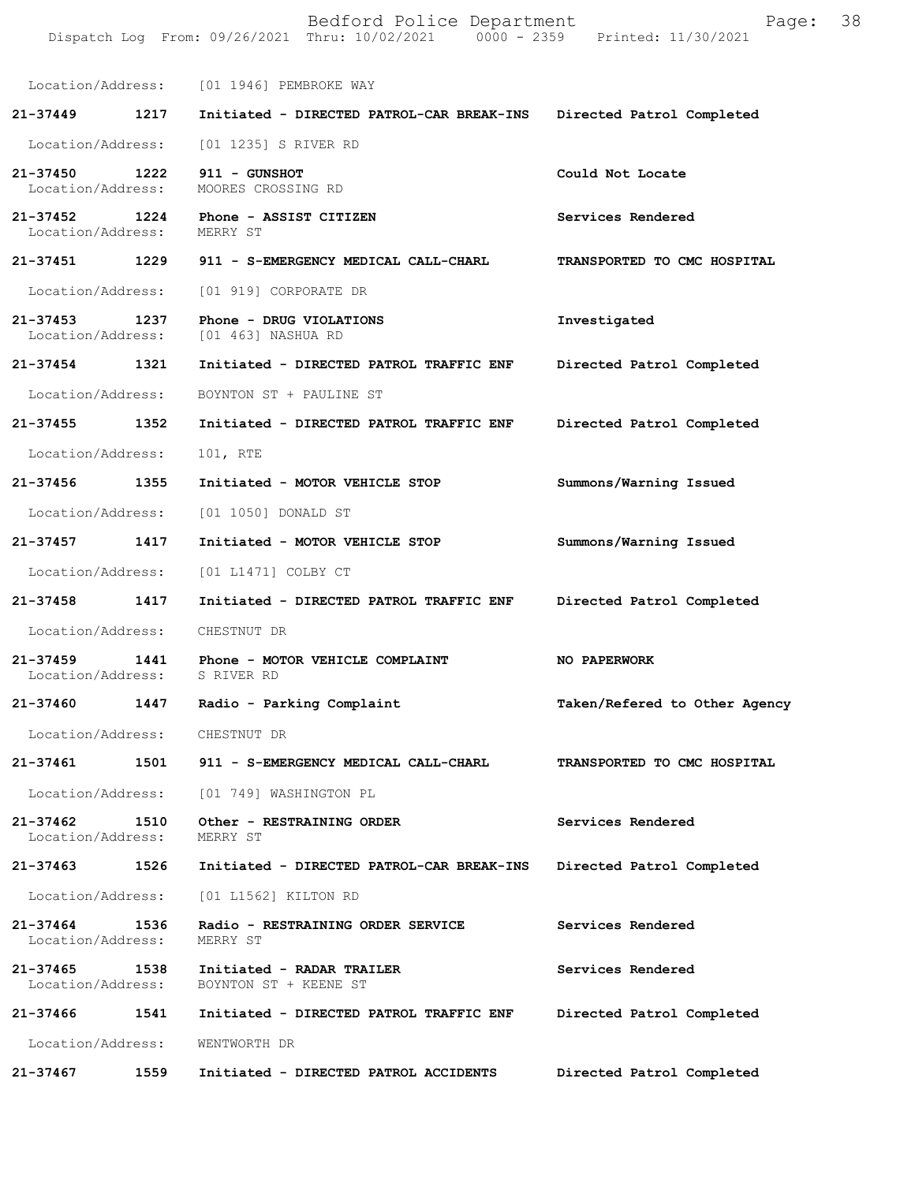Location/Address: [01 1946] PEMBROKE WAY

**21-37449 1217 Initiated - DIRECTED PATROL-CAR BREAK-INS Directed Patrol Completed**

Location/Address: [01 1235] S RIVER RD

**21-37450 1222 911 - GUNSHOT Could Not Locate**
Location/Address: MOORES CROSSING RD

**21-37452 1224 Phone - ASSIST CITIZEN Services Rendered**
Location/Address: MERRY ST

**21-37451 1229 911 - S-EMERGENCY MEDICAL CALL-CHARL TRANSPORTED TO CMC HOSPITAL**

Location/Address: [01 919] CORPORATE DR

**21-37453 1237 Phone - DRUG VIOLATIONS Investigated**
Location/Address: [01 463] NASHUA RD

**21-37454 1321 Initiated - DIRECTED PATROL TRAFFIC ENF Directed Patrol Completed**

Location/Address: BOYNTON ST + PAULINE ST

**21-37455 1352 Initiated - DIRECTED PATROL TRAFFIC ENF Directed Patrol Completed**

Location/Address: 101, RTE

**21-37456 1355 Initiated - MOTOR VEHICLE STOP Summons/Warning Issued**

Location/Address: [01 1050] DONALD ST

**21-37457 1417 Initiated - MOTOR VEHICLE STOP Summons/Warning Issued**

Location/Address: [01 L1471] COLBY CT

**21-37458 1417 Initiated - DIRECTED PATROL TRAFFIC ENF Directed Patrol Completed**

Location/Address: CHESTNUT DR

**21-37459 1441 Phone - MOTOR VEHICLE COMPLAINT NO PAPERWORK**
Location/Address: S RIVER RD

**21-37460 1447 Radio - Parking Complaint Taken/Refered to Other Agency**

Location/Address: CHESTNUT DR

**21-37461 1501 911 - S-EMERGENCY MEDICAL CALL-CHARL TRANSPORTED TO CMC HOSPITAL**

Location/Address: [01 749] WASHINGTON PL

**21-37462 1510 Other - RESTRAINING ORDER Services Rendered**
Location/Address: MERRY ST

**21-37463 1526 Initiated - DIRECTED PATROL-CAR BREAK-INS Directed Patrol Completed**

Location/Address: [01 L1562] KILTON RD

**21-37464 1536 Radio - RESTRAINING ORDER SERVICE Services Rendered**
Location/Address: MERRY ST

**21-37465 1538 Initiated - RADAR TRAILER Services Rendered**
Location/Address: BOYNTON ST + KEENE ST

**21-37466 1541 Initiated - DIRECTED PATROL TRAFFIC ENF Directed Patrol Completed**

Location/Address: WENTWORTH DR

**21-37467 1559 Initiated - DIRECTED PATROL ACCIDENTS Directed Patrol Completed**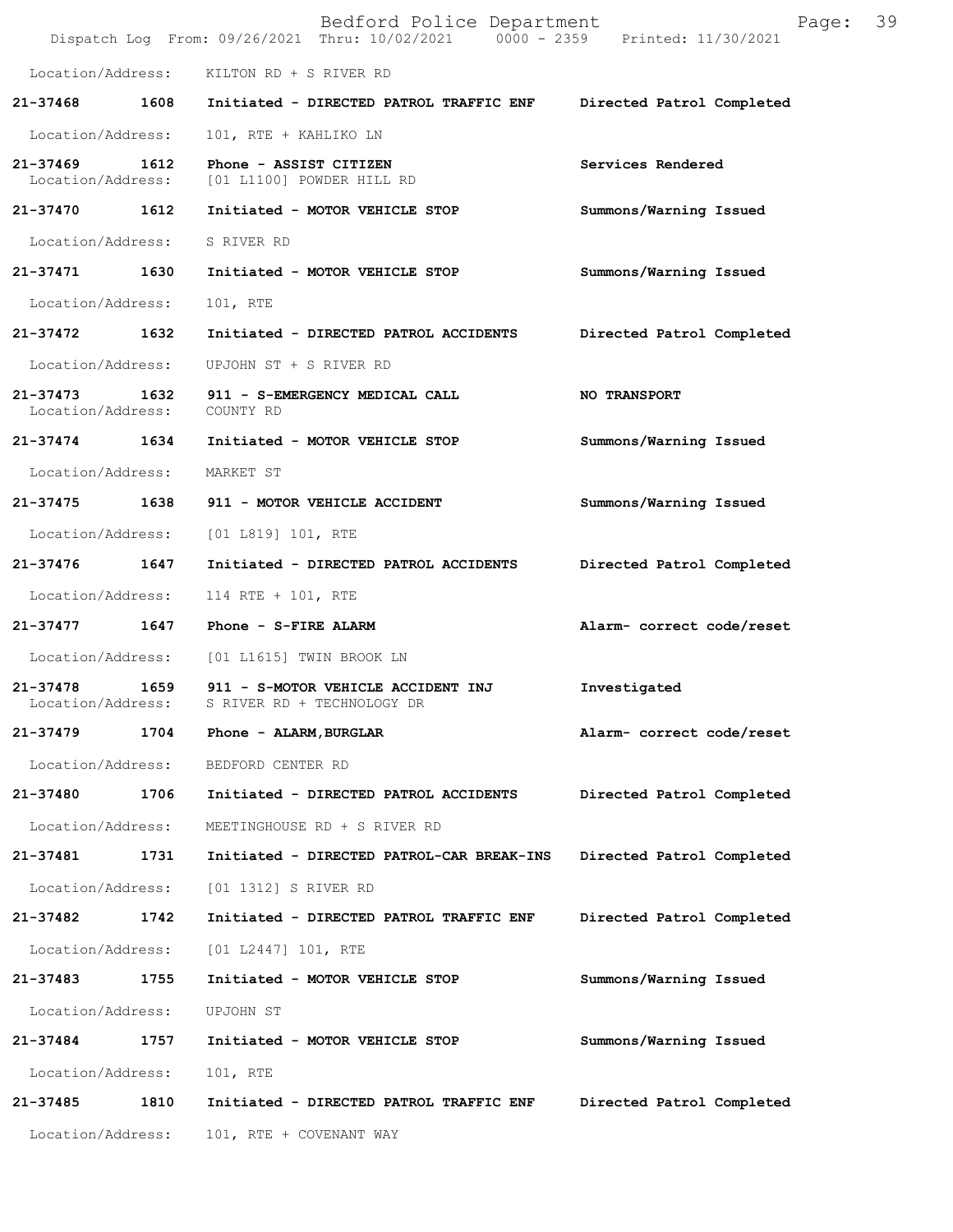Location/Address: KILTON RD + S RIVER RD

| Call # | Time | Call Reason | Action |
|---|---|---|---|
| 21-37468 | 1608 | Initiated - DIRECTED PATROL TRAFFIC ENF | Directed Patrol Completed |
| | | Location/Address: 101, RTE + KAHLIKO LN | |
| 21-37469 | 1612 | Phone - ASSIST CITIZEN | Services Rendered |
| | | Location/Address: [01 L1100] POWDER HILL RD | |
| 21-37470 | 1612 | Initiated - MOTOR VEHICLE STOP | Summons/Warning Issued |
| | | Location/Address: S RIVER RD | |
| 21-37471 | 1630 | Initiated - MOTOR VEHICLE STOP | Summons/Warning Issued |
| | | Location/Address: 101, RTE | |
| 21-37472 | 1632 | Initiated - DIRECTED PATROL ACCIDENTS | Directed Patrol Completed |
| | | Location/Address: UPJOHN ST + S RIVER RD | |
| 21-37473 | 1632 | 911 - S-EMERGENCY MEDICAL CALL | NO TRANSPORT |
| | | Location/Address: COUNTY RD | |
| 21-37474 | 1634 | Initiated - MOTOR VEHICLE STOP | Summons/Warning Issued |
| | | Location/Address: MARKET ST | |
| 21-37475 | 1638 | 911 - MOTOR VEHICLE ACCIDENT | Summons/Warning Issued |
| | | Location/Address: [01 L819] 101, RTE | |
| 21-37476 | 1647 | Initiated - DIRECTED PATROL ACCIDENTS | Directed Patrol Completed |
| | | Location/Address: 114 RTE + 101, RTE | |
| 21-37477 | 1647 | Phone - S-FIRE ALARM | Alarm- correct code/reset |
| | | Location/Address: [01 L1615] TWIN BROOK LN | |
| 21-37478 | 1659 | 911 - S-MOTOR VEHICLE ACCIDENT INJ | Investigated |
| | | Location/Address: S RIVER RD + TECHNOLOGY DR | |
| 21-37479 | 1704 | Phone - ALARM,BURGLAR | Alarm- correct code/reset |
| | | Location/Address: BEDFORD CENTER RD | |
| 21-37480 | 1706 | Initiated - DIRECTED PATROL ACCIDENTS | Directed Patrol Completed |
| | | Location/Address: MEETINGHOUSE RD + S RIVER RD | |
| 21-37481 | 1731 | Initiated - DIRECTED PATROL-CAR BREAK-INS | Directed Patrol Completed |
| | | Location/Address: [01 1312] S RIVER RD | |
| 21-37482 | 1742 | Initiated - DIRECTED PATROL TRAFFIC ENF | Directed Patrol Completed |
| | | Location/Address: [01 L2447] 101, RTE | |
| 21-37483 | 1755 | Initiated - MOTOR VEHICLE STOP | Summons/Warning Issued |
| | | Location/Address: UPJOHN ST | |
| 21-37484 | 1757 | Initiated - MOTOR VEHICLE STOP | Summons/Warning Issued |
| | | Location/Address: 101, RTE | |
| 21-37485 | 1810 | Initiated - DIRECTED PATROL TRAFFIC ENF | Directed Patrol Completed |
| | | Location/Address: 101, RTE + COVENANT WAY | |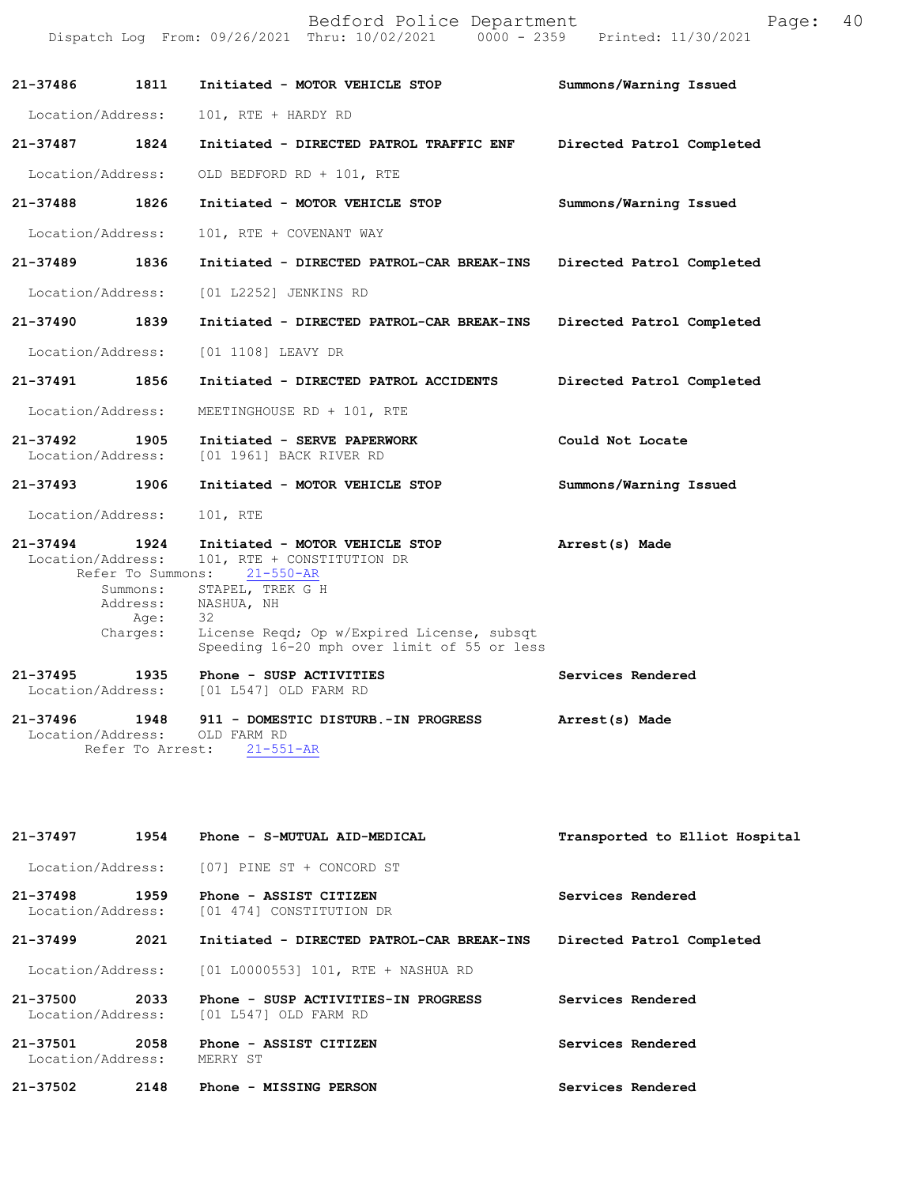21-37486 1811 Initiated - MOTOR VEHICLE STOP Summons/Warning Issued

Location/Address: 101, RTE + HARDY RD

21-37487 1824 Initiated - DIRECTED PATROL TRAFFIC ENF Directed Patrol Completed

Location/Address: OLD BEDFORD RD + 101, RTE

21-37488 1826 Initiated - MOTOR VEHICLE STOP Summons/Warning Issued

Location/Address: 101, RTE + COVENANT WAY

21-37489 1836 Initiated - DIRECTED PATROL-CAR BREAK-INS Directed Patrol Completed

Location/Address: [01 L2252] JENKINS RD

21-37490 1839 Initiated - DIRECTED PATROL-CAR BREAK-INS Directed Patrol Completed

Location/Address: [01 1108] LEAVY DR

21-37491 1856 Initiated - DIRECTED PATROL ACCIDENTS Directed Patrol Completed

Location/Address: MEETINGHOUSE RD + 101, RTE

21-37492 1905 Initiated - SERVE PAPERWORK Could Not Locate
Location/Address: [01 1961] BACK RIVER RD

21-37493 1906 Initiated - MOTOR VEHICLE STOP Summons/Warning Issued

Location/Address: 101, RTE

21-37494 1924 Initiated - MOTOR VEHICLE STOP Arrest(s) Made
Location/Address: 101, RTE + CONSTITUTION DR
Refer To Summons: 21-550-AR
Summons: STAPEL, TREK G H
Address: NASHUA, NH
Age: 32
Charges: License Reqd; Op w/Expired License, subsqt
Speeding 16-20 mph over limit of 55 or less

21-37495 1935 Phone - SUSP ACTIVITIES Services Rendered
Location/Address: [01 L547] OLD FARM RD

21-37496 1948 911 - DOMESTIC DISTURB.-IN PROGRESS Arrest(s) Made
Location/Address: OLD FARM RD
Refer To Arrest: 21-551-AR

21-37497 1954 Phone - S-MUTUAL AID-MEDICAL Transported to Elliot Hospital

Location/Address: [07] PINE ST + CONCORD ST

21-37498 1959 Phone - ASSIST CITIZEN Services Rendered
Location/Address: [01 474] CONSTITUTION DR

21-37499 2021 Initiated - DIRECTED PATROL-CAR BREAK-INS Directed Patrol Completed

Location/Address: [01 L0000553] 101, RTE + NASHUA RD

21-37500 2033 Phone - SUSP ACTIVITIES-IN PROGRESS Services Rendered
Location/Address: [01 L547] OLD FARM RD

21-37501 2058 Phone - ASSIST CITIZEN Services Rendered
Location/Address: MERRY ST

21-37502 2148 Phone - MISSING PERSON Services Rendered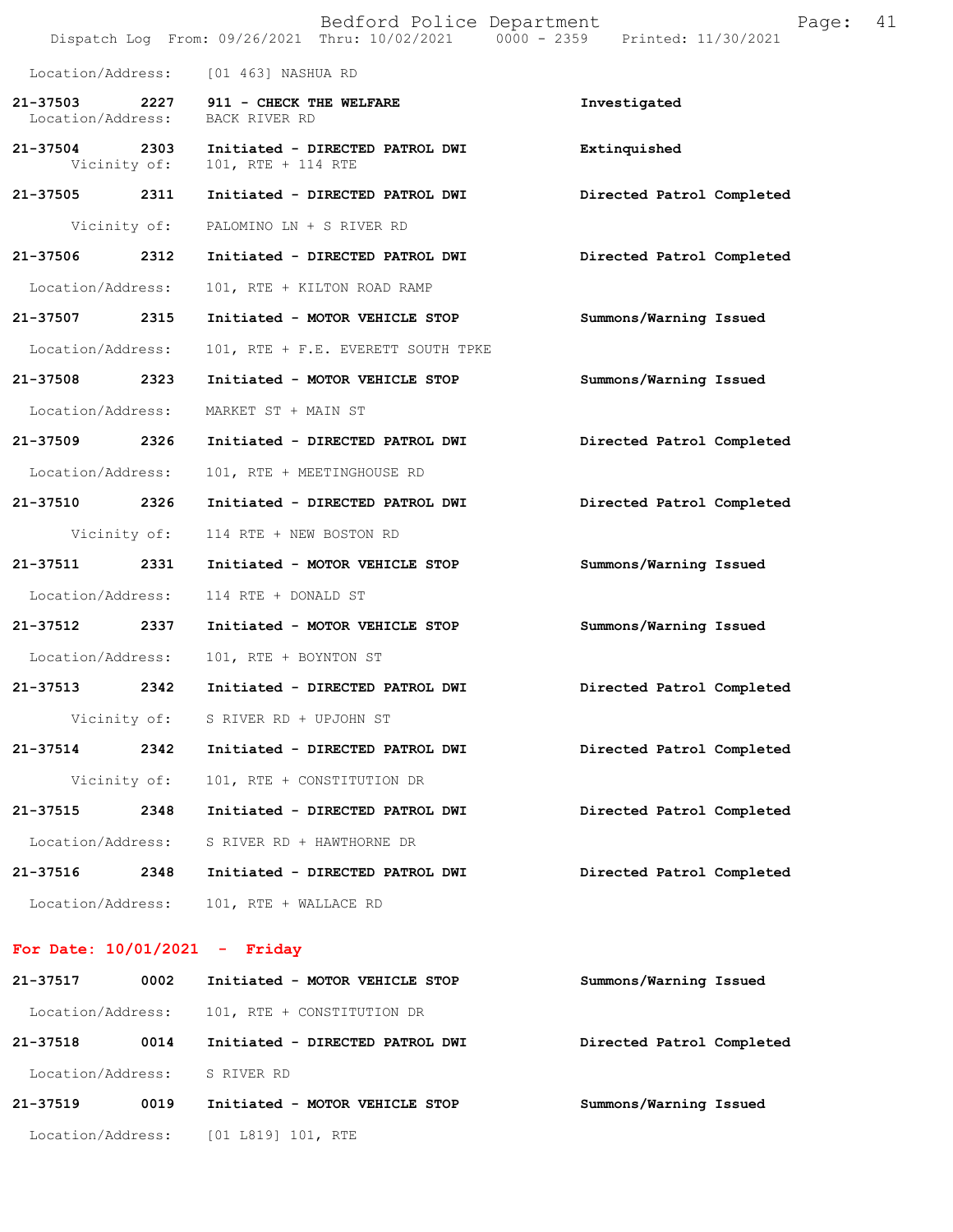Location/Address: [01 463] NASHUA RD

**21-37503 2227 911 - CHECK THE WELFARE** — **Investigated**
Location/Address: BACK RIVER RD

**21-37504 2303 Initiated - DIRECTED PATROL DWI** — **Extinquished**
Vicinity of: 101, RTE + 114 RTE

**21-37505 2311 Initiated - DIRECTED PATROL DWI** — **Directed Patrol Completed**
Vicinity of: PALOMINO LN + S RIVER RD

**21-37506 2312 Initiated - DIRECTED PATROL DWI** — **Directed Patrol Completed**
Location/Address: 101, RTE + KILTON ROAD RAMP

**21-37507 2315 Initiated - MOTOR VEHICLE STOP** — **Summons/Warning Issued**
Location/Address: 101, RTE + F.E. EVERETT SOUTH TPKE

**21-37508 2323 Initiated - MOTOR VEHICLE STOP** — **Summons/Warning Issued**
Location/Address: MARKET ST + MAIN ST

**21-37509 2326 Initiated - DIRECTED PATROL DWI** — **Directed Patrol Completed**
Location/Address: 101, RTE + MEETINGHOUSE RD

**21-37510 2326 Initiated - DIRECTED PATROL DWI** — **Directed Patrol Completed**
Vicinity of: 114 RTE + NEW BOSTON RD

**21-37511 2331 Initiated - MOTOR VEHICLE STOP** — **Summons/Warning Issued**
Location/Address: 114 RTE + DONALD ST

**21-37512 2337 Initiated - MOTOR VEHICLE STOP** — **Summons/Warning Issued**
Location/Address: 101, RTE + BOYNTON ST

**21-37513 2342 Initiated - DIRECTED PATROL DWI** — **Directed Patrol Completed**
Vicinity of: S RIVER RD + UPJOHN ST

**21-37514 2342 Initiated - DIRECTED PATROL DWI** — **Directed Patrol Completed**
Vicinity of: 101, RTE + CONSTITUTION DR

**21-37515 2348 Initiated - DIRECTED PATROL DWI** — **Directed Patrol Completed**
Location/Address: S RIVER RD + HAWTHORNE DR

**21-37516 2348 Initiated - DIRECTED PATROL DWI** — **Directed Patrol Completed**
Location/Address: 101, RTE + WALLACE RD

## For Date: 10/01/2021 - Friday

**21-37517 0002 Initiated - MOTOR VEHICLE STOP** — **Summons/Warning Issued**
Location/Address: 101, RTE + CONSTITUTION DR

**21-37518 0014 Initiated - DIRECTED PATROL DWI** — **Directed Patrol Completed**
Location/Address: S RIVER RD

**21-37519 0019 Initiated - MOTOR VEHICLE STOP** — **Summons/Warning Issued**
Location/Address: [01 L819] 101, RTE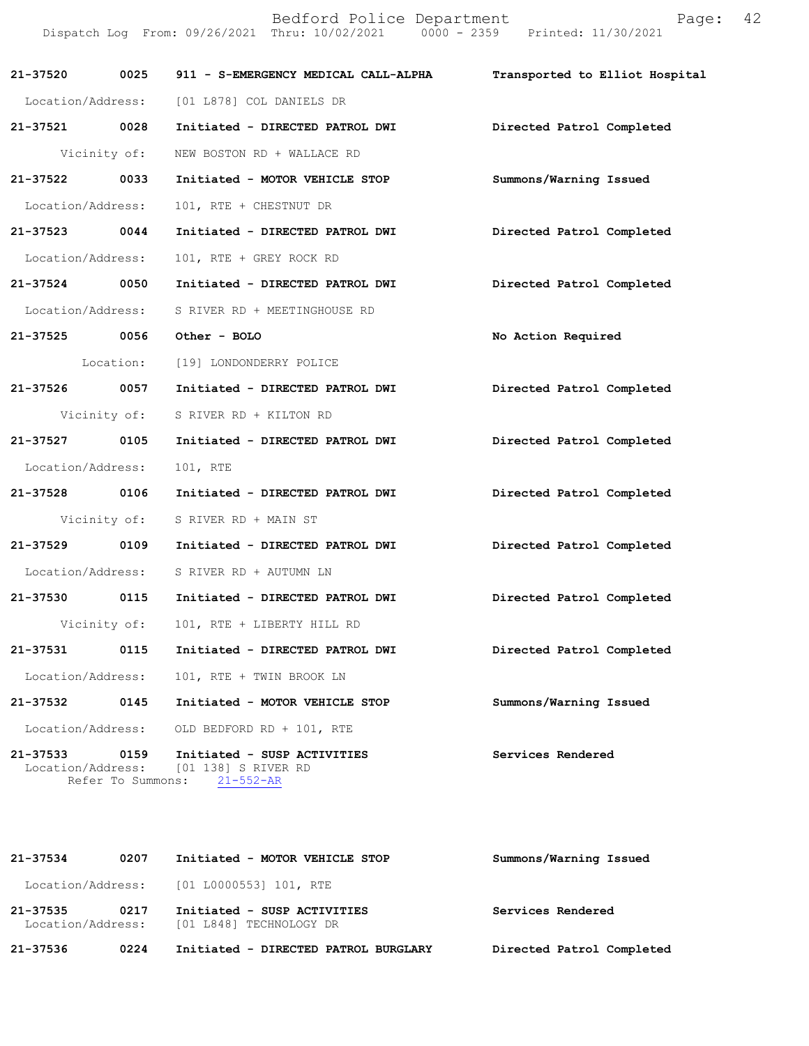**21-37520** **0025** **911 - S-EMERGENCY MEDICAL CALL-ALPHA** **Transported to Elliot Hospital**
Location/Address: [01 L878] COL DANIELS DR

**21-37521** **0028** **Initiated - DIRECTED PATROL DWI** **Directed Patrol Completed**
Vicinity of: NEW BOSTON RD + WALLACE RD

**21-37522** **0033** **Initiated - MOTOR VEHICLE STOP** **Summons/Warning Issued**
Location/Address: 101, RTE + CHESTNUT DR

**21-37523** **0044** **Initiated - DIRECTED PATROL DWI** **Directed Patrol Completed**
Location/Address: 101, RTE + GREY ROCK RD

**21-37524** **0050** **Initiated - DIRECTED PATROL DWI** **Directed Patrol Completed**
Location/Address: S RIVER RD + MEETINGHOUSE RD

**21-37525** **0056** **Other - BOLO** **No Action Required**
Location: [19] LONDONDERRY POLICE

**21-37526** **0057** **Initiated - DIRECTED PATROL DWI** **Directed Patrol Completed**
Vicinity of: S RIVER RD + KILTON RD

**21-37527** **0105** **Initiated - DIRECTED PATROL DWI** **Directed Patrol Completed**
Location/Address: 101, RTE

**21-37528** **0106** **Initiated - DIRECTED PATROL DWI** **Directed Patrol Completed**
Vicinity of: S RIVER RD + MAIN ST

**21-37529** **0109** **Initiated - DIRECTED PATROL DWI** **Directed Patrol Completed**
Location/Address: S RIVER RD + AUTUMN LN

**21-37530** **0115** **Initiated - DIRECTED PATROL DWI** **Directed Patrol Completed**
Vicinity of: 101, RTE + LIBERTY HILL RD

**21-37531** **0115** **Initiated - DIRECTED PATROL DWI** **Directed Patrol Completed**
Location/Address: 101, RTE + TWIN BROOK LN

**21-37532** **0145** **Initiated - MOTOR VEHICLE STOP** **Summons/Warning Issued**
Location/Address: OLD BEDFORD RD + 101, RTE

**21-37533** **0159** **Initiated - SUSP ACTIVITIES** **Services Rendered**
Location/Address: [01 138] S RIVER RD
Refer To Summons: 21-552-AR

**21-37534** **0207** **Initiated - MOTOR VEHICLE STOP** **Summons/Warning Issued**
Location/Address: [01 L0000553] 101, RTE

**21-37535** **0217** **Initiated - SUSP ACTIVITIES** **Services Rendered**
Location/Address: [01 L848] TECHNOLOGY DR

**21-37536** **0224** **Initiated - DIRECTED PATROL BURGLARY** **Directed Patrol Completed**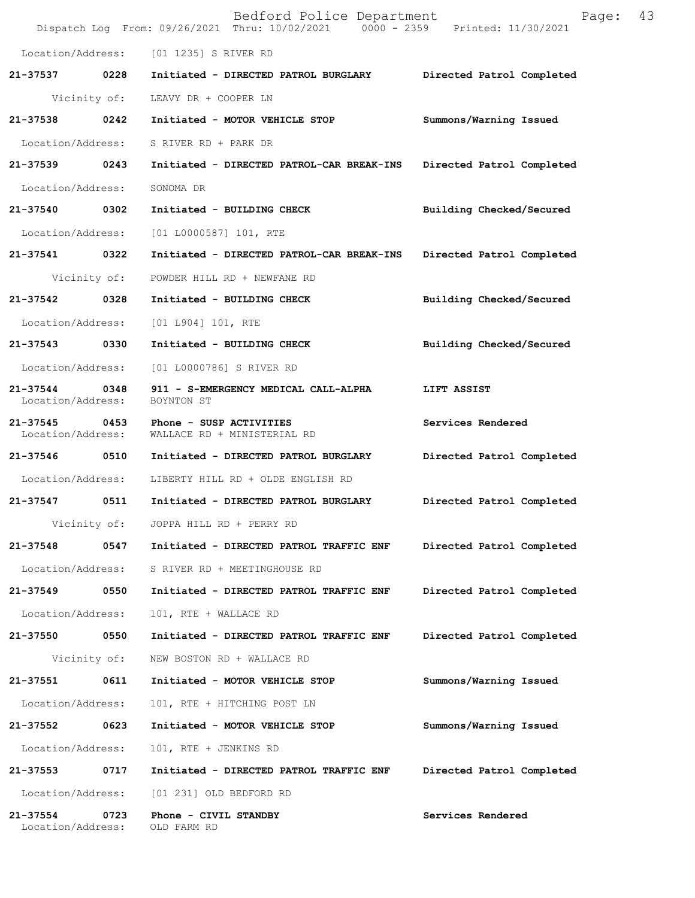Location/Address: [01 1235] S RIVER RD

**21-37537 0228 Initiated - DIRECTED PATROL BURGLARY Directed Patrol Completed**

Vicinity of: LEAVY DR + COOPER LN

**21-37538 0242 Initiated - MOTOR VEHICLE STOP Summons/Warning Issued**

Location/Address: S RIVER RD + PARK DR

**21-37539 0243 Initiated - DIRECTED PATROL-CAR BREAK-INS Directed Patrol Completed**

Location/Address: SONOMA DR

**21-37540 0302 Initiated - BUILDING CHECK Building Checked/Secured**

Location/Address: [01 L0000587] 101, RTE

**21-37541 0322 Initiated - DIRECTED PATROL-CAR BREAK-INS Directed Patrol Completed**

Vicinity of: POWDER HILL RD + NEWFANE RD

**21-37542 0328 Initiated - BUILDING CHECK Building Checked/Secured**

Location/Address: [01 L904] 101, RTE

**21-37543 0330 Initiated - BUILDING CHECK Building Checked/Secured**

Location/Address: [01 L0000786] S RIVER RD

**21-37544 0348 911 - S-EMERGENCY MEDICAL CALL-ALPHA LIFT ASSIST**
Location/Address: BOYNTON ST

**21-37545 0453 Phone - SUSP ACTIVITIES Services Rendered**
Location/Address: WALLACE RD + MINISTERIAL RD

**21-37546 0510 Initiated - DIRECTED PATROL BURGLARY Directed Patrol Completed**

Location/Address: LIBERTY HILL RD + OLDE ENGLISH RD

**21-37547 0511 Initiated - DIRECTED PATROL BURGLARY Directed Patrol Completed**

Vicinity of: JOPPA HILL RD + PERRY RD

**21-37548 0547 Initiated - DIRECTED PATROL TRAFFIC ENF Directed Patrol Completed**

Location/Address: S RIVER RD + MEETINGHOUSE RD

**21-37549 0550 Initiated - DIRECTED PATROL TRAFFIC ENF Directed Patrol Completed**

Location/Address: 101, RTE + WALLACE RD

**21-37550 0550 Initiated - DIRECTED PATROL TRAFFIC ENF Directed Patrol Completed**

Vicinity of: NEW BOSTON RD + WALLACE RD

**21-37551 0611 Initiated - MOTOR VEHICLE STOP Summons/Warning Issued**

Location/Address: 101, RTE + HITCHING POST LN

**21-37552 0623 Initiated - MOTOR VEHICLE STOP Summons/Warning Issued**

Location/Address: 101, RTE + JENKINS RD

**21-37553 0717 Initiated - DIRECTED PATROL TRAFFIC ENF Directed Patrol Completed**

Location/Address: [01 231] OLD BEDFORD RD

**21-37554 0723 Phone - CIVIL STANDBY Services Rendered**
Location/Address: OLD FARM RD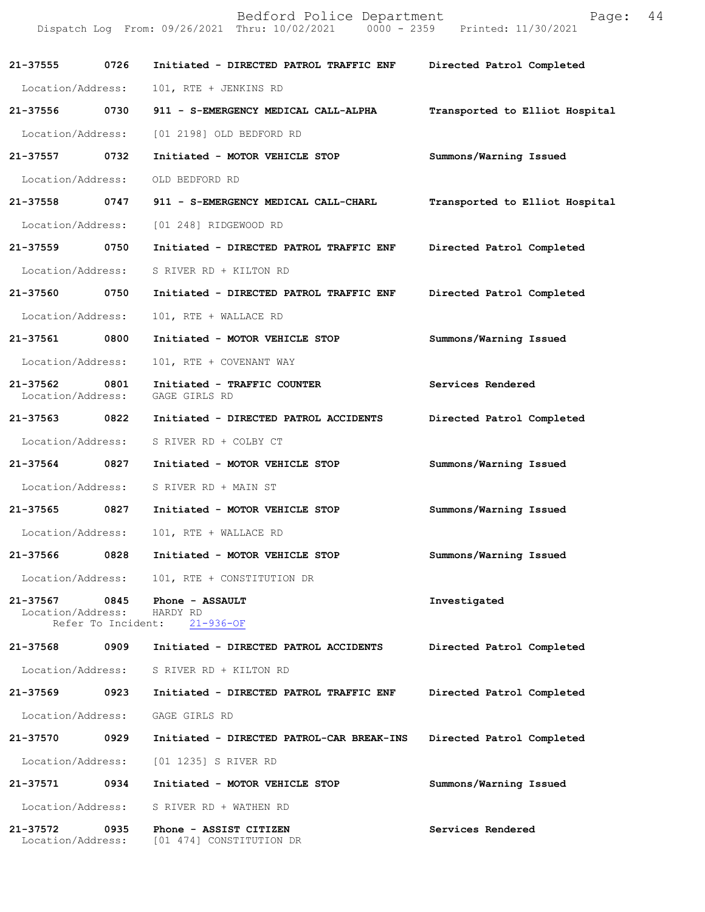Bedford Police Department

Dispatch Log From: 09/26/2021 Thru: 10/02/2021 0000 - 2359 Printed: 11/30/2021

**21-37555 0726 Initiated - DIRECTED PATROL TRAFFIC ENF** — **Directed Patrol Completed**
Location/Address: 101, RTE + JENKINS RD

**21-37556 0730 911 - S-EMERGENCY MEDICAL CALL-ALPHA** — **Transported to Elliot Hospital**
Location/Address: [01 2198] OLD BEDFORD RD

**21-37557 0732 Initiated - MOTOR VEHICLE STOP** — **Summons/Warning Issued**
Location/Address: OLD BEDFORD RD

**21-37558 0747 911 - S-EMERGENCY MEDICAL CALL-CHARL** — **Transported to Elliot Hospital**
Location/Address: [01 248] RIDGEWOOD RD

**21-37559 0750 Initiated - DIRECTED PATROL TRAFFIC ENF** — **Directed Patrol Completed**
Location/Address: S RIVER RD + KILTON RD

**21-37560 0750 Initiated - DIRECTED PATROL TRAFFIC ENF** — **Directed Patrol Completed**
Location/Address: 101, RTE + WALLACE RD

**21-37561 0800 Initiated - MOTOR VEHICLE STOP** — **Summons/Warning Issued**
Location/Address: 101, RTE + COVENANT WAY

**21-37562 0801 Initiated - TRAFFIC COUNTER** — **Services Rendered**
Location/Address: GAGE GIRLS RD

**21-37563 0822 Initiated - DIRECTED PATROL ACCIDENTS** — **Directed Patrol Completed**
Location/Address: S RIVER RD + COLBY CT

**21-37564 0827 Initiated - MOTOR VEHICLE STOP** — **Summons/Warning Issued**
Location/Address: S RIVER RD + MAIN ST

**21-37565 0827 Initiated - MOTOR VEHICLE STOP** — **Summons/Warning Issued**
Location/Address: 101, RTE + WALLACE RD

**21-37566 0828 Initiated - MOTOR VEHICLE STOP** — **Summons/Warning Issued**
Location/Address: 101, RTE + CONSTITUTION DR

**21-37567 0845 Phone - ASSAULT** — **Investigated**
Location/Address: HARDY RD
Refer To Incident: 21-936-OF

**21-37568 0909 Initiated - DIRECTED PATROL ACCIDENTS** — **Directed Patrol Completed**
Location/Address: S RIVER RD + KILTON RD

**21-37569 0923 Initiated - DIRECTED PATROL TRAFFIC ENF** — **Directed Patrol Completed**
Location/Address: GAGE GIRLS RD

**21-37570 0929 Initiated - DIRECTED PATROL-CAR BREAK-INS** — **Directed Patrol Completed**
Location/Address: [01 1235] S RIVER RD

**21-37571 0934 Initiated - MOTOR VEHICLE STOP** — **Summons/Warning Issued**
Location/Address: S RIVER RD + WATHEN RD

**21-37572 0935 Phone - ASSIST CITIZEN** — **Services Rendered**
Location/Address: [01 474] CONSTITUTION DR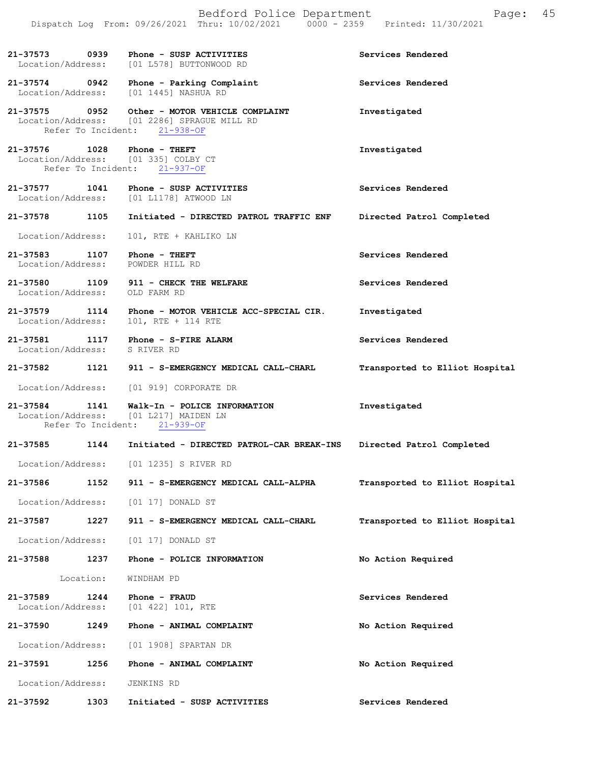**21-37573** **0939** **Phone - SUSP ACTIVITIES** **Services Rendered**
Location/Address: [01 L578] BUTTONWOOD RD

**21-37574** **0942** **Phone - Parking Complaint** **Services Rendered**
Location/Address: [01 1445] NASHUA RD

**21-37575** **0952** **Other - MOTOR VEHICLE COMPLAINT** **Investigated**
Location/Address: [01 2286] SPRAGUE MILL RD
Refer To Incident: 21-938-OF

**21-37576** **1028** **Phone - THEFT** **Investigated**
Location/Address: [01 335] COLBY CT
Refer To Incident: 21-937-OF

**21-37577** **1041** **Phone - SUSP ACTIVITIES** **Services Rendered**
Location/Address: [01 L1178] ATWOOD LN

**21-37578** **1105** **Initiated - DIRECTED PATROL TRAFFIC ENF** **Directed Patrol Completed**
Location/Address: 101, RTE + KAHLIKO LN

**21-37583** **1107** **Phone - THEFT** **Services Rendered**
Location/Address: POWDER HILL RD

**21-37580** **1109** **911 - CHECK THE WELFARE** **Services Rendered**
Location/Address: OLD FARM RD

**21-37579** **1114** **Phone - MOTOR VEHICLE ACC-SPECIAL CIR.** **Investigated**
Location/Address: 101, RTE + 114 RTE

**21-37581** **1117** **Phone - S-FIRE ALARM** **Services Rendered**
Location/Address: S RIVER RD

**21-37582** **1121** **911 - S-EMERGENCY MEDICAL CALL-CHARL** **Transported to Elliot Hospital**
Location/Address: [01 919] CORPORATE DR

**21-37584** **1141** **Walk-In - POLICE INFORMATION** **Investigated**
Location/Address: [01 L217] MAIDEN LN
Refer To Incident: 21-939-OF

**21-37585** **1144** **Initiated - DIRECTED PATROL-CAR BREAK-INS** **Directed Patrol Completed**
Location/Address: [01 1235] S RIVER RD

**21-37586** **1152** **911 - S-EMERGENCY MEDICAL CALL-ALPHA** **Transported to Elliot Hospital**
Location/Address: [01 17] DONALD ST

**21-37587** **1227** **911 - S-EMERGENCY MEDICAL CALL-CHARL** **Transported to Elliot Hospital**
Location/Address: [01 17] DONALD ST

**21-37588** **1237** **Phone - POLICE INFORMATION** **No Action Required**
Location: WINDHAM PD

**21-37589** **1244** **Phone - FRAUD** **Services Rendered**
Location/Address: [01 422] 101, RTE

**21-37590** **1249** **Phone - ANIMAL COMPLAINT** **No Action Required**
Location/Address: [01 1908] SPARTAN DR

**21-37591** **1256** **Phone - ANIMAL COMPLAINT** **No Action Required**
Location/Address: JENKINS RD

**21-37592** **1303** **Initiated - SUSP ACTIVITIES** **Services Rendered**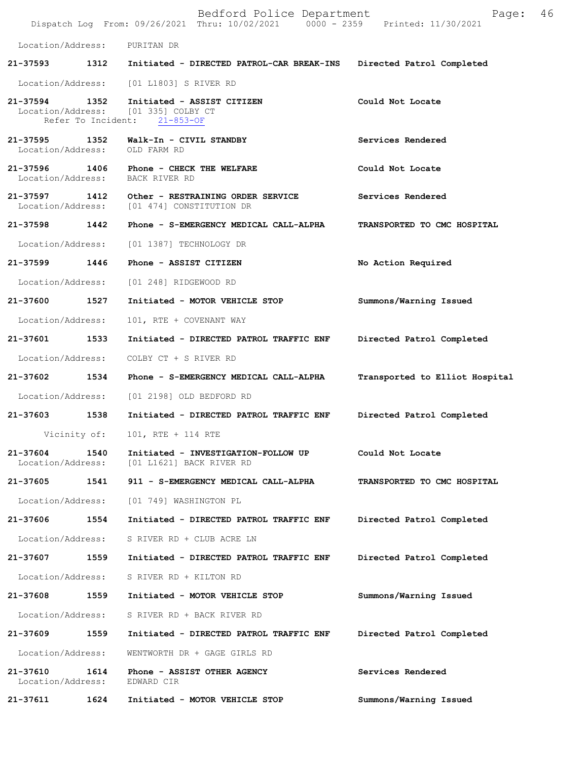Location/Address: PURITAN DR

**21-37593** 1312 **Initiated - DIRECTED PATROL-CAR BREAK-INS** **Directed Patrol Completed**
Location/Address: [01 L1803] S RIVER RD

**21-37594** 1352 **Initiated - ASSIST CITIZEN** **Could Not Locate**
Location/Address: [01 335] COLBY CT
Refer To Incident: 21-853-OF

**21-37595** 1352 **Walk-In - CIVIL STANDBY** **Services Rendered**
Location/Address: OLD FARM RD

**21-37596** 1406 **Phone - CHECK THE WELFARE** **Could Not Locate**
Location/Address: BACK RIVER RD

**21-37597** 1412 **Other - RESTRAINING ORDER SERVICE** **Services Rendered**
Location/Address: [01 474] CONSTITUTION DR

**21-37598** 1442 **Phone - S-EMERGENCY MEDICAL CALL-ALPHA** **TRANSPORTED TO CMC HOSPITAL**
Location/Address: [01 1387] TECHNOLOGY DR

**21-37599** 1446 **Phone - ASSIST CITIZEN** **No Action Required**
Location/Address: [01 248] RIDGEWOOD RD

**21-37600** 1527 **Initiated - MOTOR VEHICLE STOP** **Summons/Warning Issued**
Location/Address: 101, RTE + COVENANT WAY

**21-37601** 1533 **Initiated - DIRECTED PATROL TRAFFIC ENF** **Directed Patrol Completed**
Location/Address: COLBY CT + S RIVER RD

**21-37602** 1534 **Phone - S-EMERGENCY MEDICAL CALL-ALPHA** **Transported to Elliot Hospital**
Location/Address: [01 2198] OLD BEDFORD RD

**21-37603** 1538 **Initiated - DIRECTED PATROL TRAFFIC ENF** **Directed Patrol Completed**
Vicinity of: 101, RTE + 114 RTE

**21-37604** 1540 **Initiated - INVESTIGATION-FOLLOW UP** **Could Not Locate**
Location/Address: [01 L1621] BACK RIVER RD

**21-37605** 1541 **911 - S-EMERGENCY MEDICAL CALL-ALPHA** **TRANSPORTED TO CMC HOSPITAL**
Location/Address: [01 749] WASHINGTON PL

**21-37606** 1554 **Initiated - DIRECTED PATROL TRAFFIC ENF** **Directed Patrol Completed**
Location/Address: S RIVER RD + CLUB ACRE LN

**21-37607** 1559 **Initiated - DIRECTED PATROL TRAFFIC ENF** **Directed Patrol Completed**
Location/Address: S RIVER RD + KILTON RD

**21-37608** 1559 **Initiated - MOTOR VEHICLE STOP** **Summons/Warning Issued**
Location/Address: S RIVER RD + BACK RIVER RD

**21-37609** 1559 **Initiated - DIRECTED PATROL TRAFFIC ENF** **Directed Patrol Completed**
Location/Address: WENTWORTH DR + GAGE GIRLS RD

**21-37610** 1614 **Phone - ASSIST OTHER AGENCY** **Services Rendered**
Location/Address: EDWARD CIR

**21-37611** 1624 **Initiated - MOTOR VEHICLE STOP** **Summons/Warning Issued**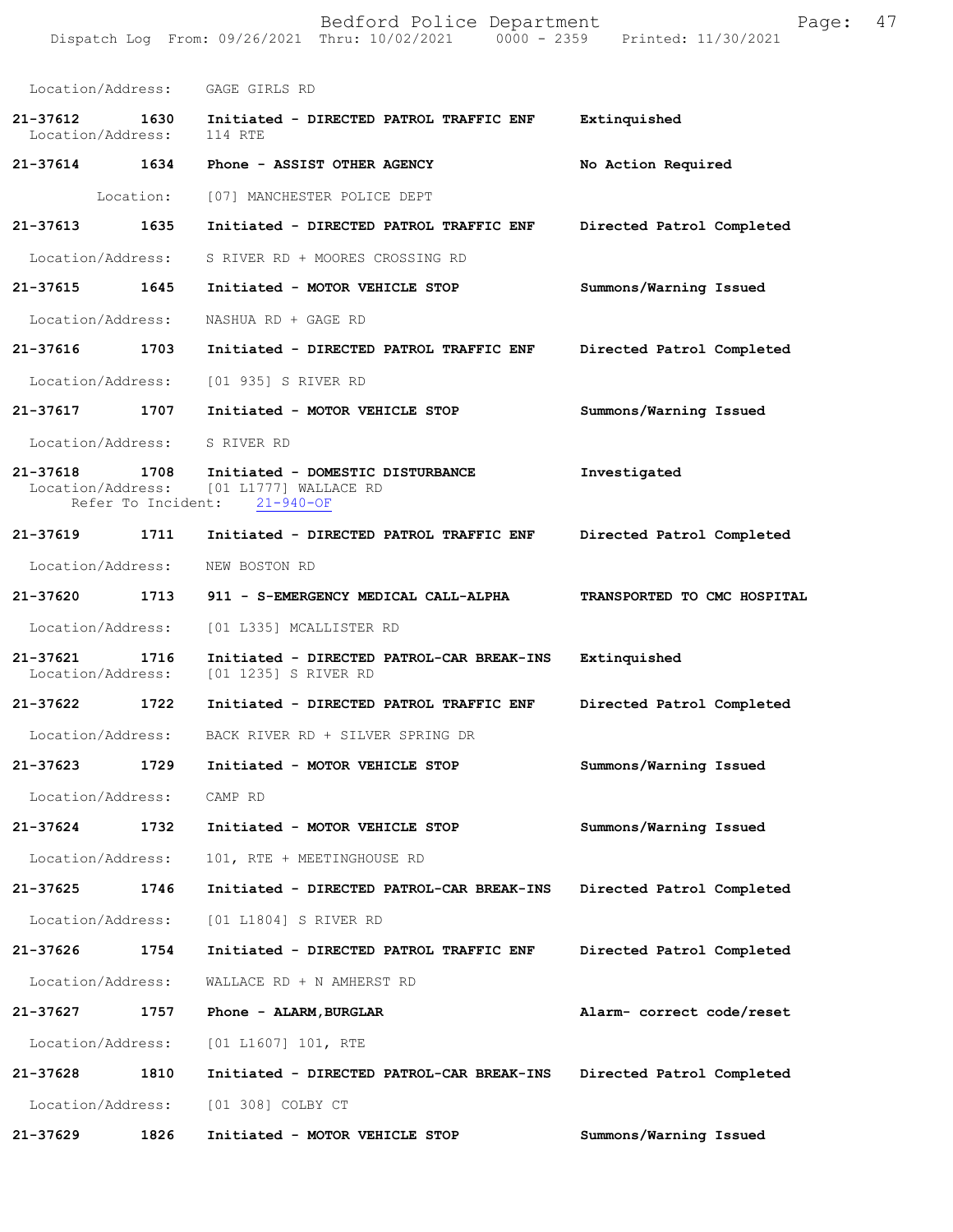Location/Address: GAGE GIRLS RD

**21-37612 1630 Initiated - DIRECTED PATROL TRAFFIC ENF** — Extinguished
Location/Address: 114 RTE

**21-37614 1634 Phone - ASSIST OTHER AGENCY** — No Action Required
Location: [07] MANCHESTER POLICE DEPT

**21-37613 1635 Initiated - DIRECTED PATROL TRAFFIC ENF** — Directed Patrol Completed
Location/Address: S RIVER RD + MOORES CROSSING RD

**21-37615 1645 Initiated - MOTOR VEHICLE STOP** — Summons/Warning Issued
Location/Address: NASHUA RD + GAGE RD

**21-37616 1703 Initiated - DIRECTED PATROL TRAFFIC ENF** — Directed Patrol Completed
Location/Address: [01 935] S RIVER RD

**21-37617 1707 Initiated - MOTOR VEHICLE STOP** — Summons/Warning Issued
Location/Address: S RIVER RD

**21-37618 1708 Initiated - DOMESTIC DISTURBANCE** — Investigated
Location/Address: [01 L1777] WALLACE RD
Refer To Incident: 21-940-OF

**21-37619 1711 Initiated - DIRECTED PATROL TRAFFIC ENF** — Directed Patrol Completed
Location/Address: NEW BOSTON RD

**21-37620 1713 911 - S-EMERGENCY MEDICAL CALL-ALPHA** — TRANSPORTED TO CMC HOSPITAL
Location/Address: [01 L335] MCALLISTER RD

**21-37621 1716 Initiated - DIRECTED PATROL-CAR BREAK-INS** — Extinguished
Location/Address: [01 1235] S RIVER RD

**21-37622 1722 Initiated - DIRECTED PATROL TRAFFIC ENF** — Directed Patrol Completed
Location/Address: BACK RIVER RD + SILVER SPRING DR

**21-37623 1729 Initiated - MOTOR VEHICLE STOP** — Summons/Warning Issued
Location/Address: CAMP RD

**21-37624 1732 Initiated - MOTOR VEHICLE STOP** — Summons/Warning Issued
Location/Address: 101, RTE + MEETINGHOUSE RD

**21-37625 1746 Initiated - DIRECTED PATROL-CAR BREAK-INS** — Directed Patrol Completed
Location/Address: [01 L1804] S RIVER RD

**21-37626 1754 Initiated - DIRECTED PATROL TRAFFIC ENF** — Directed Patrol Completed
Location/Address: WALLACE RD + N AMHERST RD

**21-37627 1757 Phone - ALARM,BURGLAR** — Alarm- correct code/reset
Location/Address: [01 L1607] 101, RTE

**21-37628 1810 Initiated - DIRECTED PATROL-CAR BREAK-INS** — Directed Patrol Completed
Location/Address: [01 308] COLBY CT

**21-37629 1826 Initiated - MOTOR VEHICLE STOP** — Summons/Warning Issued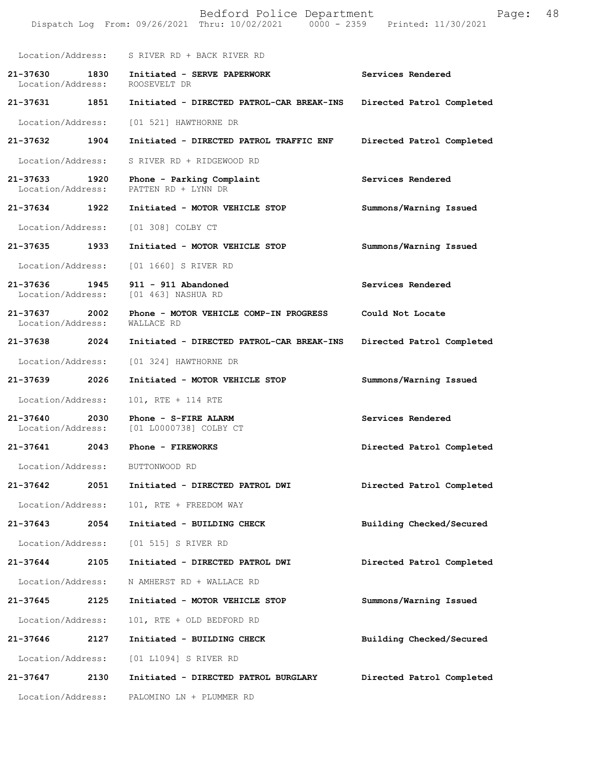Location/Address: S RIVER RD + BACK RIVER RD

**21-37630 1830 Initiated - SERVE PAPERWORK** Services Rendered
Location/Address: ROOSEVELT DR

**21-37631 1851 Initiated - DIRECTED PATROL-CAR BREAK-INS** Directed Patrol Completed
Location/Address: [01 521] HAWTHORNE DR

**21-37632 1904 Initiated - DIRECTED PATROL TRAFFIC ENF** Directed Patrol Completed
Location/Address: S RIVER RD + RIDGEWOOD RD

**21-37633 1920 Phone - Parking Complaint** Services Rendered
Location/Address: PATTEN RD + LYNN DR

**21-37634 1922 Initiated - MOTOR VEHICLE STOP** Summons/Warning Issued
Location/Address: [01 308] COLBY CT

**21-37635 1933 Initiated - MOTOR VEHICLE STOP** Summons/Warning Issued
Location/Address: [01 1660] S RIVER RD

**21-37636 1945 911 - 911 Abandoned** Services Rendered
Location/Address: [01 463] NASHUA RD

**21-37637 2002 Phone - MOTOR VEHICLE COMP-IN PROGRESS** Could Not Locate
Location/Address: WALLACE RD

**21-37638 2024 Initiated - DIRECTED PATROL-CAR BREAK-INS** Directed Patrol Completed
Location/Address: [01 324] HAWTHORNE DR

**21-37639 2026 Initiated - MOTOR VEHICLE STOP** Summons/Warning Issued
Location/Address: 101, RTE + 114 RTE

**21-37640 2030 Phone - S-FIRE ALARM** Services Rendered
Location/Address: [01 L0000738] COLBY CT

**21-37641 2043 Phone - FIREWORKS** Directed Patrol Completed
Location/Address: BUTTONWOOD RD

**21-37642 2051 Initiated - DIRECTED PATROL DWI** Directed Patrol Completed
Location/Address: 101, RTE + FREEDOM WAY

**21-37643 2054 Initiated - BUILDING CHECK** Building Checked/Secured
Location/Address: [01 515] S RIVER RD

**21-37644 2105 Initiated - DIRECTED PATROL DWI** Directed Patrol Completed
Location/Address: N AMHERST RD + WALLACE RD

**21-37645 2125 Initiated - MOTOR VEHICLE STOP** Summons/Warning Issued
Location/Address: 101, RTE + OLD BEDFORD RD

**21-37646 2127 Initiated - BUILDING CHECK** Building Checked/Secured
Location/Address: [01 L1094] S RIVER RD

**21-37647 2130 Initiated - DIRECTED PATROL BURGLARY** Directed Patrol Completed
Location/Address: PALOMINO LN + PLUMMER RD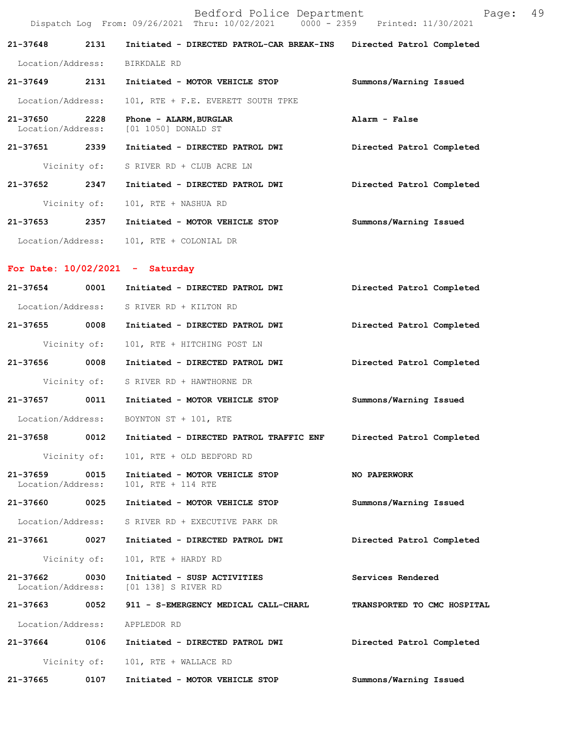| Call Number | Time | Call Reason | Action |
|---|---|---|---|
| 21-37648 | 2131 | Initiated - DIRECTED PATROL-CAR BREAK-INS | Directed Patrol Completed |
| Location/Address: | | BIRKDALE RD | |
| 21-37649 | 2131 | Initiated - MOTOR VEHICLE STOP | Summons/Warning Issued |
| Location/Address: | | 101, RTE + F.E. EVERETT SOUTH TPKE | |
| 21-37650 | 2228 | Phone - ALARM,BURGLAR | Alarm - False |
| Location/Address: | | [01 1050] DONALD ST | |
| 21-37651 | 2339 | Initiated - DIRECTED PATROL DWI | Directed Patrol Completed |
| Vicinity of: | | S RIVER RD + CLUB ACRE LN | |
| 21-37652 | 2347 | Initiated - DIRECTED PATROL DWI | Directed Patrol Completed |
| Vicinity of: | | 101, RTE + NASHUA RD | |
| 21-37653 | 2357 | Initiated - MOTOR VEHICLE STOP | Summons/Warning Issued |
| Location/Address: | | 101, RTE + COLONIAL DR | |

## For Date: 10/02/2021 - Saturday

| Call Number | Time | Call Reason | Action |
|---|---|---|---|
| 21-37654 | 0001 | Initiated - DIRECTED PATROL DWI | Directed Patrol Completed |
| Location/Address: | | S RIVER RD + KILTON RD | |
| 21-37655 | 0008 | Initiated - DIRECTED PATROL DWI | Directed Patrol Completed |
| Vicinity of: | | 101, RTE + HITCHING POST LN | |
| 21-37656 | 0008 | Initiated - DIRECTED PATROL DWI | Directed Patrol Completed |
| Vicinity of: | | S RIVER RD + HAWTHORNE DR | |
| 21-37657 | 0011 | Initiated - MOTOR VEHICLE STOP | Summons/Warning Issued |
| Location/Address: | | BOYNTON ST + 101, RTE | |
| 21-37658 | 0012 | Initiated - DIRECTED PATROL TRAFFIC ENF | Directed Patrol Completed |
| Vicinity of: | | 101, RTE + OLD BEDFORD RD | |
| 21-37659 | 0015 | Initiated - MOTOR VEHICLE STOP | NO PAPERWORK |
| Location/Address: | | 101, RTE + 114 RTE | |
| 21-37660 | 0025 | Initiated - MOTOR VEHICLE STOP | Summons/Warning Issued |
| Location/Address: | | S RIVER RD + EXECUTIVE PARK DR | |
| 21-37661 | 0027 | Initiated - DIRECTED PATROL DWI | Directed Patrol Completed |
| Vicinity of: | | 101, RTE + HARDY RD | |
| 21-37662 | 0030 | Initiated - SUSP ACTIVITIES | Services Rendered |
| Location/Address: | | [01 138] S RIVER RD | |
| 21-37663 | 0052 | 911 - S-EMERGENCY MEDICAL CALL-CHARL | TRANSPORTED TO CMC HOSPITAL |
| Location/Address: | | APPLEDOR RD | |
| 21-37664 | 0106 | Initiated - DIRECTED PATROL DWI | Directed Patrol Completed |
| Vicinity of: | | 101, RTE + WALLACE RD | |
| 21-37665 | 0107 | Initiated - MOTOR VEHICLE STOP | Summons/Warning Issued |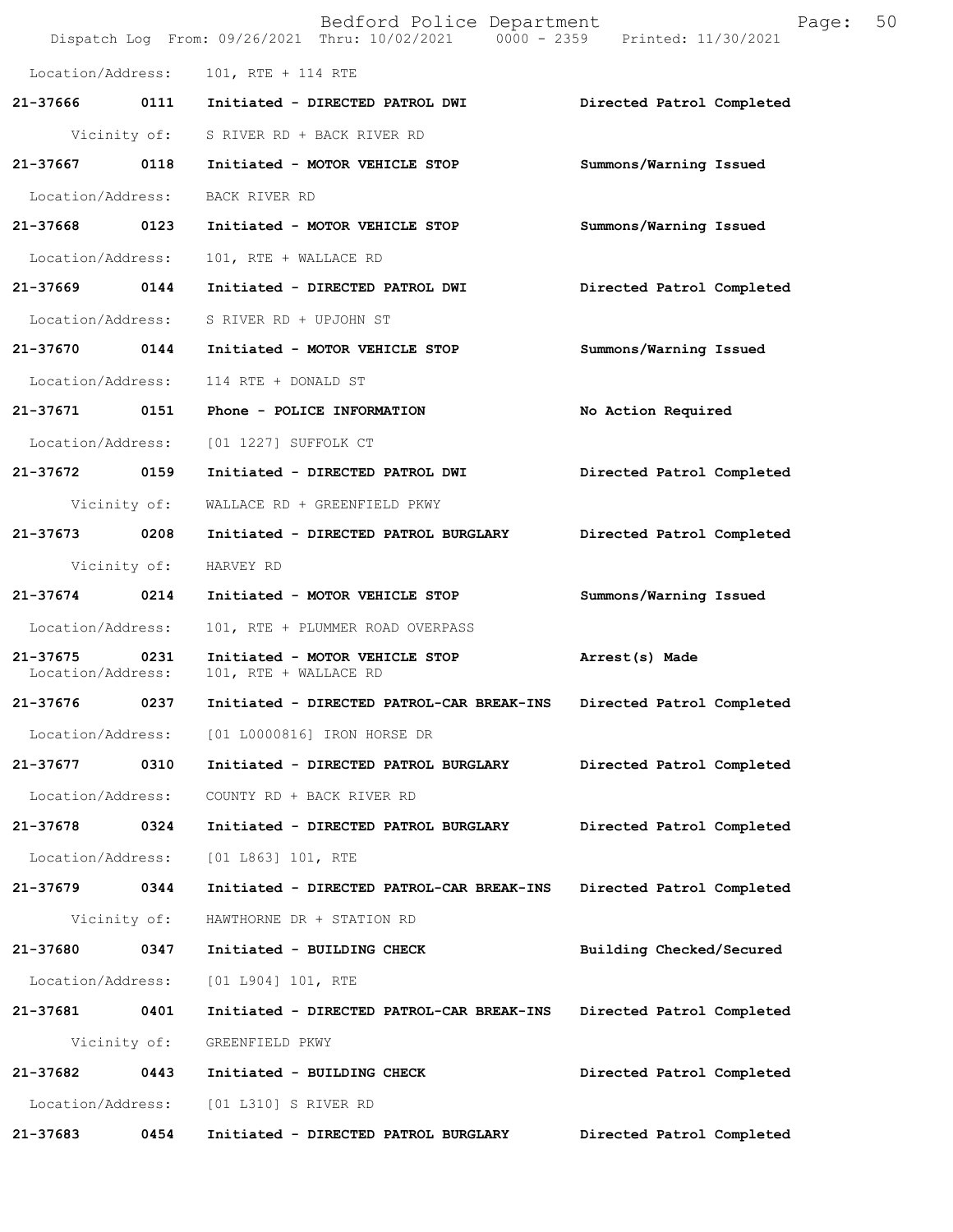Location/Address: 101, RTE + 114 RTE

**21-37666 0111 Initiated - DIRECTED PATROL DWI Directed Patrol Completed**

Vicinity of: S RIVER RD + BACK RIVER RD

**21-37667 0118 Initiated - MOTOR VEHICLE STOP Summons/Warning Issued**

Location/Address: BACK RIVER RD

**21-37668 0123 Initiated - MOTOR VEHICLE STOP Summons/Warning Issued**

Location/Address: 101, RTE + WALLACE RD

**21-37669 0144 Initiated - DIRECTED PATROL DWI Directed Patrol Completed**

Location/Address: S RIVER RD + UPJOHN ST

**21-37670 0144 Initiated - MOTOR VEHICLE STOP Summons/Warning Issued**

Location/Address: 114 RTE + DONALD ST

**21-37671 0151 Phone - POLICE INFORMATION No Action Required**

Location/Address: [01 1227] SUFFOLK CT

**21-37672 0159 Initiated - DIRECTED PATROL DWI Directed Patrol Completed**

Vicinity of: WALLACE RD + GREENFIELD PKWY

**21-37673 0208 Initiated - DIRECTED PATROL BURGLARY Directed Patrol Completed**

Vicinity of: HARVEY RD

**21-37674 0214 Initiated - MOTOR VEHICLE STOP Summons/Warning Issued**

Location/Address: 101, RTE + PLUMMER ROAD OVERPASS

**21-37675 0231 Initiated - MOTOR VEHICLE STOP Arrest(s) Made**

Location/Address: 101, RTE + WALLACE RD

**21-37676 0237 Initiated - DIRECTED PATROL-CAR BREAK-INS Directed Patrol Completed**

Location/Address: [01 L0000816] IRON HORSE DR

**21-37677 0310 Initiated - DIRECTED PATROL BURGLARY Directed Patrol Completed**

Location/Address: COUNTY RD + BACK RIVER RD

**21-37678 0324 Initiated - DIRECTED PATROL BURGLARY Directed Patrol Completed**

Location/Address: [01 L863] 101, RTE

**21-37679 0344 Initiated - DIRECTED PATROL-CAR BREAK-INS Directed Patrol Completed**

Vicinity of: HAWTHORNE DR + STATION RD

**21-37680 0347 Initiated - BUILDING CHECK Building Checked/Secured**

Location/Address: [01 L904] 101, RTE

**21-37681 0401 Initiated - DIRECTED PATROL-CAR BREAK-INS Directed Patrol Completed**

Vicinity of: GREENFIELD PKWY

**21-37682 0443 Initiated - BUILDING CHECK Directed Patrol Completed**

Location/Address: [01 L310] S RIVER RD

**21-37683 0454 Initiated - DIRECTED PATROL BURGLARY Directed Patrol Completed**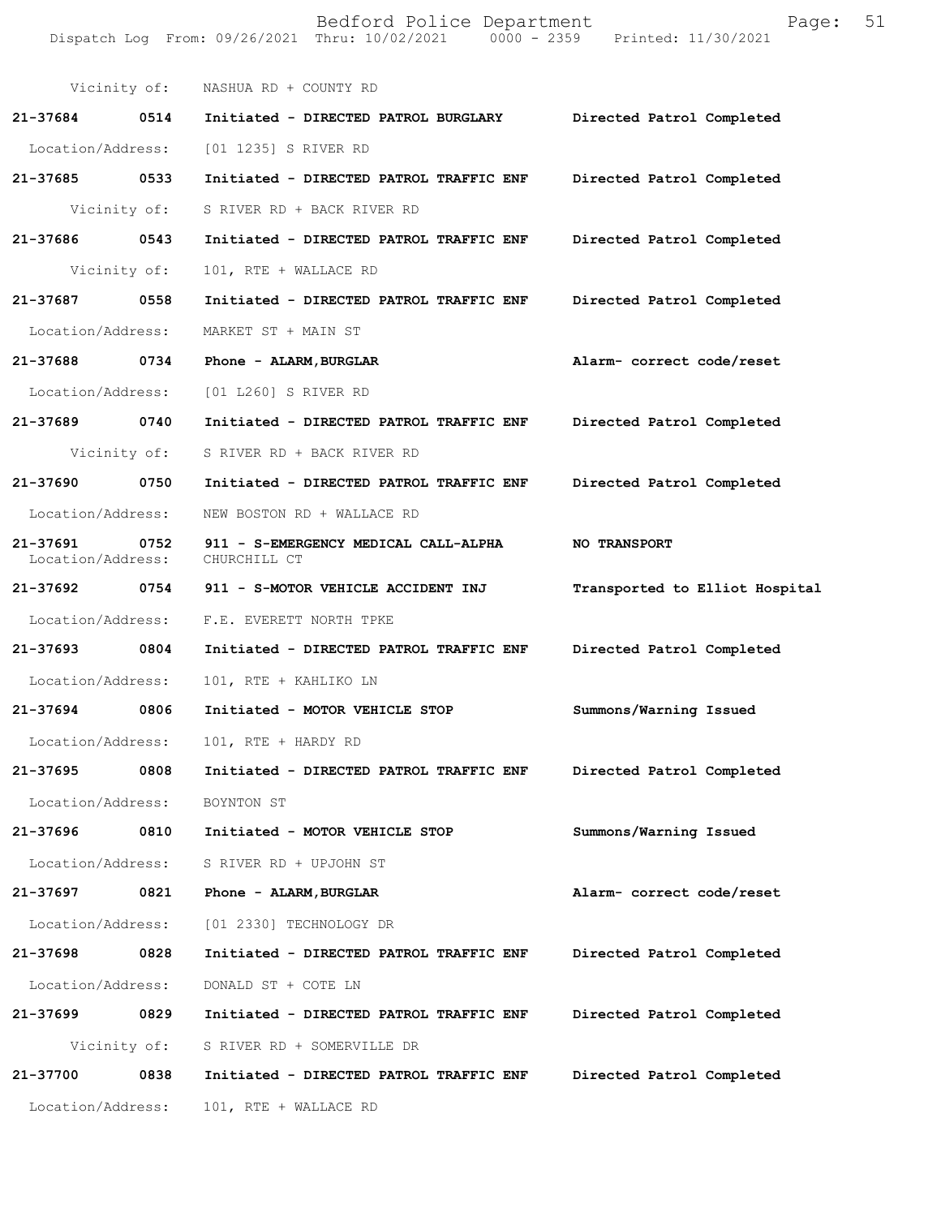Vicinity of: NASHUA RD + COUNTY RD

**21-37684 0514 Initiated - DIRECTED PATROL BURGLARY Directed Patrol Completed**

Location/Address: [01 1235] S RIVER RD

**21-37685 0533 Initiated - DIRECTED PATROL TRAFFIC ENF Directed Patrol Completed**

Vicinity of: S RIVER RD + BACK RIVER RD

**21-37686 0543 Initiated - DIRECTED PATROL TRAFFIC ENF Directed Patrol Completed**

Vicinity of: 101, RTE + WALLACE RD

**21-37687 0558 Initiated - DIRECTED PATROL TRAFFIC ENF Directed Patrol Completed**

Location/Address: MARKET ST + MAIN ST

**21-37688 0734 Phone - ALARM,BURGLAR Alarm- correct code/reset**

Location/Address: [01 L260] S RIVER RD

**21-37689 0740 Initiated - DIRECTED PATROL TRAFFIC ENF Directed Patrol Completed**

Vicinity of: S RIVER RD + BACK RIVER RD

**21-37690 0750 Initiated - DIRECTED PATROL TRAFFIC ENF Directed Patrol Completed**

Location/Address: NEW BOSTON RD + WALLACE RD

**21-37691 0752 911 - S-EMERGENCY MEDICAL CALL-ALPHA NO TRANSPORT**

Location/Address: CHURCHILL CT

**21-37692 0754 911 - S-MOTOR VEHICLE ACCIDENT INJ Transported to Elliot Hospital**

Location/Address: F.E. EVERETT NORTH TPKE

**21-37693 0804 Initiated - DIRECTED PATROL TRAFFIC ENF Directed Patrol Completed**

Location/Address: 101, RTE + KAHLIKO LN

**21-37694 0806 Initiated - MOTOR VEHICLE STOP Summons/Warning Issued**

Location/Address: 101, RTE + HARDY RD

**21-37695 0808 Initiated - DIRECTED PATROL TRAFFIC ENF Directed Patrol Completed**

Location/Address: BOYNTON ST

**21-37696 0810 Initiated - MOTOR VEHICLE STOP Summons/Warning Issued**

Location/Address: S RIVER RD + UPJOHN ST

**21-37697 0821 Phone - ALARM,BURGLAR Alarm- correct code/reset**

Location/Address: [01 2330] TECHNOLOGY DR

**21-37698 0828 Initiated - DIRECTED PATROL TRAFFIC ENF Directed Patrol Completed**

Location/Address: DONALD ST + COTE LN

**21-37699 0829 Initiated - DIRECTED PATROL TRAFFIC ENF Directed Patrol Completed**

Vicinity of: S RIVER RD + SOMERVILLE DR

**21-37700 0838 Initiated - DIRECTED PATROL TRAFFIC ENF Directed Patrol Completed**

Location/Address: 101, RTE + WALLACE RD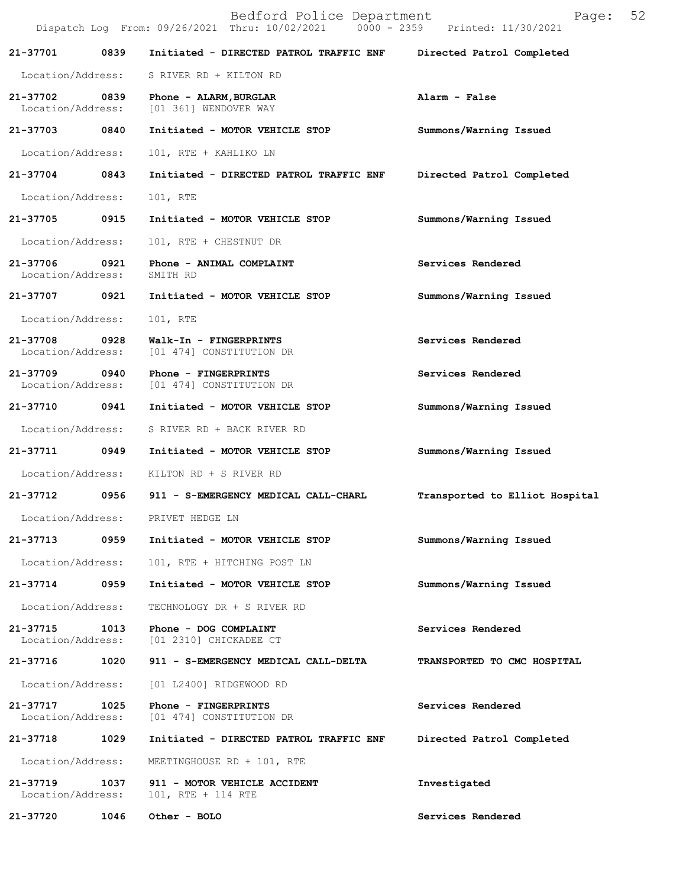Bedford Police Department

Dispatch Log From: 09/26/2021 Thru: 10/02/2021 0000 - 2359 Printed: 11/30/2021

| Call # | Time | Call Type | Disposition |
|---|---|---|---|
| 21-37701 | 0839 | Initiated - DIRECTED PATROL TRAFFIC ENF | Directed Patrol Completed |
| Location/Address: | | S RIVER RD + KILTON RD | |
| 21-37702 | 0839 | Phone - ALARM,BURGLAR | Alarm - False |
| Location/Address: | | [01 361] WENDOVER WAY | |
| 21-37703 | 0840 | Initiated - MOTOR VEHICLE STOP | Summons/Warning Issued |
| Location/Address: | | 101, RTE + KAHLIKO LN | |
| 21-37704 | 0843 | Initiated - DIRECTED PATROL TRAFFIC ENF | Directed Patrol Completed |
| Location/Address: | | 101, RTE | |
| 21-37705 | 0915 | Initiated - MOTOR VEHICLE STOP | Summons/Warning Issued |
| Location/Address: | | 101, RTE + CHESTNUT DR | |
| 21-37706 | 0921 | Phone - ANIMAL COMPLAINT | Services Rendered |
| Location/Address: | | SMITH RD | |
| 21-37707 | 0921 | Initiated - MOTOR VEHICLE STOP | Summons/Warning Issued |
| Location/Address: | | 101, RTE | |
| 21-37708 | 0928 | Walk-In - FINGERPRINTS | Services Rendered |
| Location/Address: | | [01 474] CONSTITUTION DR | |
| 21-37709 | 0940 | Phone - FINGERPRINTS | Services Rendered |
| Location/Address: | | [01 474] CONSTITUTION DR | |
| 21-37710 | 0941 | Initiated - MOTOR VEHICLE STOP | Summons/Warning Issued |
| Location/Address: | | S RIVER RD + BACK RIVER RD | |
| 21-37711 | 0949 | Initiated - MOTOR VEHICLE STOP | Summons/Warning Issued |
| Location/Address: | | KILTON RD + S RIVER RD | |
| 21-37712 | 0956 | 911 - S-EMERGENCY MEDICAL CALL-CHARL | Transported to Elliot Hospital |
| Location/Address: | | PRIVET HEDGE LN | |
| 21-37713 | 0959 | Initiated - MOTOR VEHICLE STOP | Summons/Warning Issued |
| Location/Address: | | 101, RTE + HITCHING POST LN | |
| 21-37714 | 0959 | Initiated - MOTOR VEHICLE STOP | Summons/Warning Issued |
| Location/Address: | | TECHNOLOGY DR + S RIVER RD | |
| 21-37715 | 1013 | Phone - DOG COMPLAINT | Services Rendered |
| Location/Address: | | [01 2310] CHICKADEE CT | |
| 21-37716 | 1020 | 911 - S-EMERGENCY MEDICAL CALL-DELTA | TRANSPORTED TO CMC HOSPITAL |
| Location/Address: | | [01 L2400] RIDGEWOOD RD | |
| 21-37717 | 1025 | Phone - FINGERPRINTS | Services Rendered |
| Location/Address: | | [01 474] CONSTITUTION DR | |
| 21-37718 | 1029 | Initiated - DIRECTED PATROL TRAFFIC ENF | Directed Patrol Completed |
| Location/Address: | | MEETINGHOUSE RD + 101, RTE | |
| 21-37719 | 1037 | 911 - MOTOR VEHICLE ACCIDENT | Investigated |
| Location/Address: | | 101, RTE + 114 RTE | |
| 21-37720 | 1046 | Other - BOLO | Services Rendered |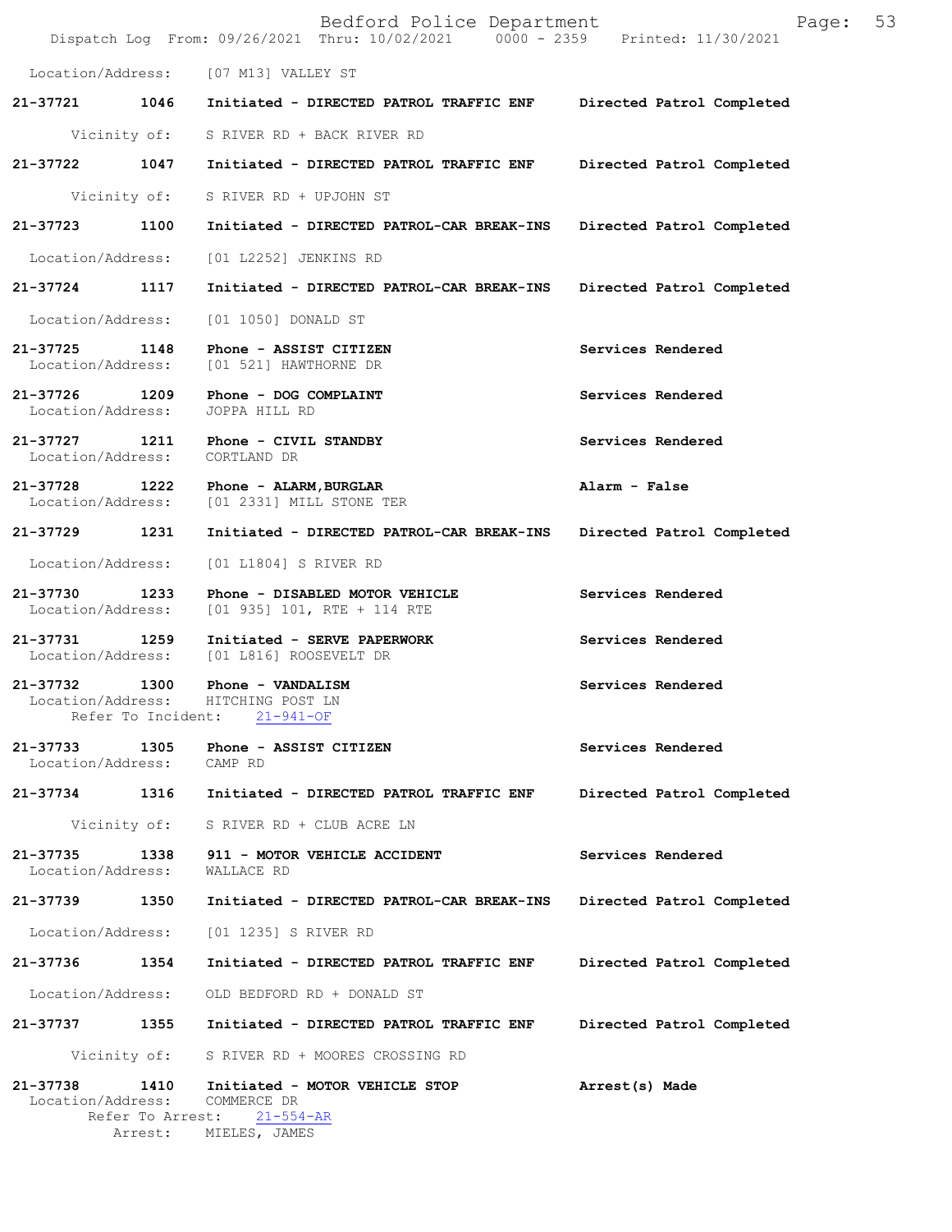Location/Address: [07 M13] VALLEY ST

**21-37721** **1046** **Initiated - DIRECTED PATROL TRAFFIC ENF** **Directed Patrol Completed**
Vicinity of: S RIVER RD + BACK RIVER RD

**21-37722** **1047** **Initiated - DIRECTED PATROL TRAFFIC ENF** **Directed Patrol Completed**
Vicinity of: S RIVER RD + UPJOHN ST

**21-37723** **1100** **Initiated - DIRECTED PATROL-CAR BREAK-INS** **Directed Patrol Completed**
Location/Address: [01 L2252] JENKINS RD

**21-37724** **1117** **Initiated - DIRECTED PATROL-CAR BREAK-INS** **Directed Patrol Completed**
Location/Address: [01 1050] DONALD ST

**21-37725** **1148** **Phone - ASSIST CITIZEN** **Services Rendered**
Location/Address: [01 521] HAWTHORNE DR

**21-37726** **1209** **Phone - DOG COMPLAINT** **Services Rendered**
Location/Address: JOPPA HILL RD

**21-37727** **1211** **Phone - CIVIL STANDBY** **Services Rendered**
Location/Address: CORTLAND DR

**21-37728** **1222** **Phone - ALARM,BURGLAR** **Alarm - False**
Location/Address: [01 2331] MILL STONE TER

**21-37729** **1231** **Initiated - DIRECTED PATROL-CAR BREAK-INS** **Directed Patrol Completed**
Location/Address: [01 L1804] S RIVER RD

**21-37730** **1233** **Phone - DISABLED MOTOR VEHICLE** **Services Rendered**
Location/Address: [01 935] 101, RTE + 114 RTE

**21-37731** **1259** **Initiated - SERVE PAPERWORK** **Services Rendered**
Location/Address: [01 L816] ROOSEVELT DR

**21-37732** **1300** **Phone - VANDALISM** **Services Rendered**
Location/Address: HITCHING POST LN
Refer To Incident: 21-941-OF

**21-37733** **1305** **Phone - ASSIST CITIZEN** **Services Rendered**
Location/Address: CAMP RD

**21-37734** **1316** **Initiated - DIRECTED PATROL TRAFFIC ENF** **Directed Patrol Completed**
Vicinity of: S RIVER RD + CLUB ACRE LN

**21-37735** **1338** **911 - MOTOR VEHICLE ACCIDENT** **Services Rendered**
Location/Address: WALLACE RD

**21-37739** **1350** **Initiated - DIRECTED PATROL-CAR BREAK-INS** **Directed Patrol Completed**
Location/Address: [01 1235] S RIVER RD

**21-37736** **1354** **Initiated - DIRECTED PATROL TRAFFIC ENF** **Directed Patrol Completed**
Location/Address: OLD BEDFORD RD + DONALD ST

**21-37737** **1355** **Initiated - DIRECTED PATROL TRAFFIC ENF** **Directed Patrol Completed**
Vicinity of: S RIVER RD + MOORES CROSSING RD

**21-37738** **1410** **Initiated - MOTOR VEHICLE STOP** **Arrest(s) Made**
Location/Address: COMMERCE DR
Refer To Arrest: 21-554-AR
Arrest: MIELES, JAMES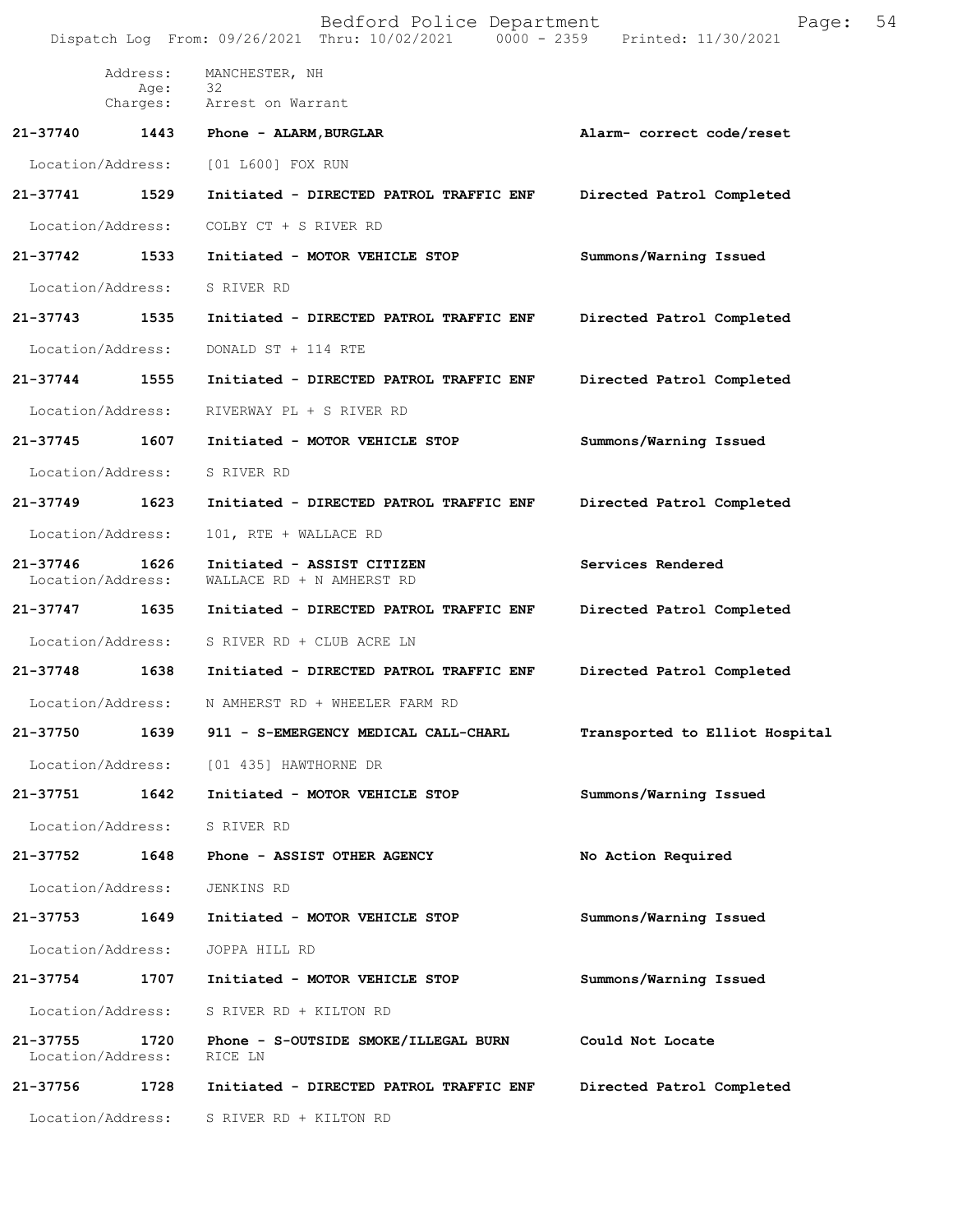Address: MANCHESTER, NH
Age: 32
Charges: Arrest on Warrant

**21-37740 1443 Phone - ALARM,BURGLAR — Alarm- correct code/reset**
Location/Address: [01 L600] FOX RUN

**21-37741 1529 Initiated - DIRECTED PATROL TRAFFIC ENF — Directed Patrol Completed**
Location/Address: COLBY CT + S RIVER RD

**21-37742 1533 Initiated - MOTOR VEHICLE STOP — Summons/Warning Issued**
Location/Address: S RIVER RD

**21-37743 1535 Initiated - DIRECTED PATROL TRAFFIC ENF — Directed Patrol Completed**
Location/Address: DONALD ST + 114 RTE

**21-37744 1555 Initiated - DIRECTED PATROL TRAFFIC ENF — Directed Patrol Completed**
Location/Address: RIVERWAY PL + S RIVER RD

**21-37745 1607 Initiated - MOTOR VEHICLE STOP — Summons/Warning Issued**
Location/Address: S RIVER RD

**21-37749 1623 Initiated - DIRECTED PATROL TRAFFIC ENF — Directed Patrol Completed**
Location/Address: 101, RTE + WALLACE RD

**21-37746 1626 Initiated - ASSIST CITIZEN — Services Rendered**
Location/Address: WALLACE RD + N AMHERST RD

**21-37747 1635 Initiated - DIRECTED PATROL TRAFFIC ENF — Directed Patrol Completed**
Location/Address: S RIVER RD + CLUB ACRE LN

**21-37748 1638 Initiated - DIRECTED PATROL TRAFFIC ENF — Directed Patrol Completed**
Location/Address: N AMHERST RD + WHEELER FARM RD

**21-37750 1639 911 - S-EMERGENCY MEDICAL CALL-CHARL — Transported to Elliot Hospital**
Location/Address: [01 435] HAWTHORNE DR

**21-37751 1642 Initiated - MOTOR VEHICLE STOP — Summons/Warning Issued**
Location/Address: S RIVER RD

**21-37752 1648 Phone - ASSIST OTHER AGENCY — No Action Required**
Location/Address: JENKINS RD

**21-37753 1649 Initiated - MOTOR VEHICLE STOP — Summons/Warning Issued**
Location/Address: JOPPA HILL RD

**21-37754 1707 Initiated - MOTOR VEHICLE STOP — Summons/Warning Issued**
Location/Address: S RIVER RD + KILTON RD

**21-37755 1720 Phone - S-OUTSIDE SMOKE/ILLEGAL BURN — Could Not Locate**
Location/Address: RICE LN

**21-37756 1728 Initiated - DIRECTED PATROL TRAFFIC ENF — Directed Patrol Completed**
Location/Address: S RIVER RD + KILTON RD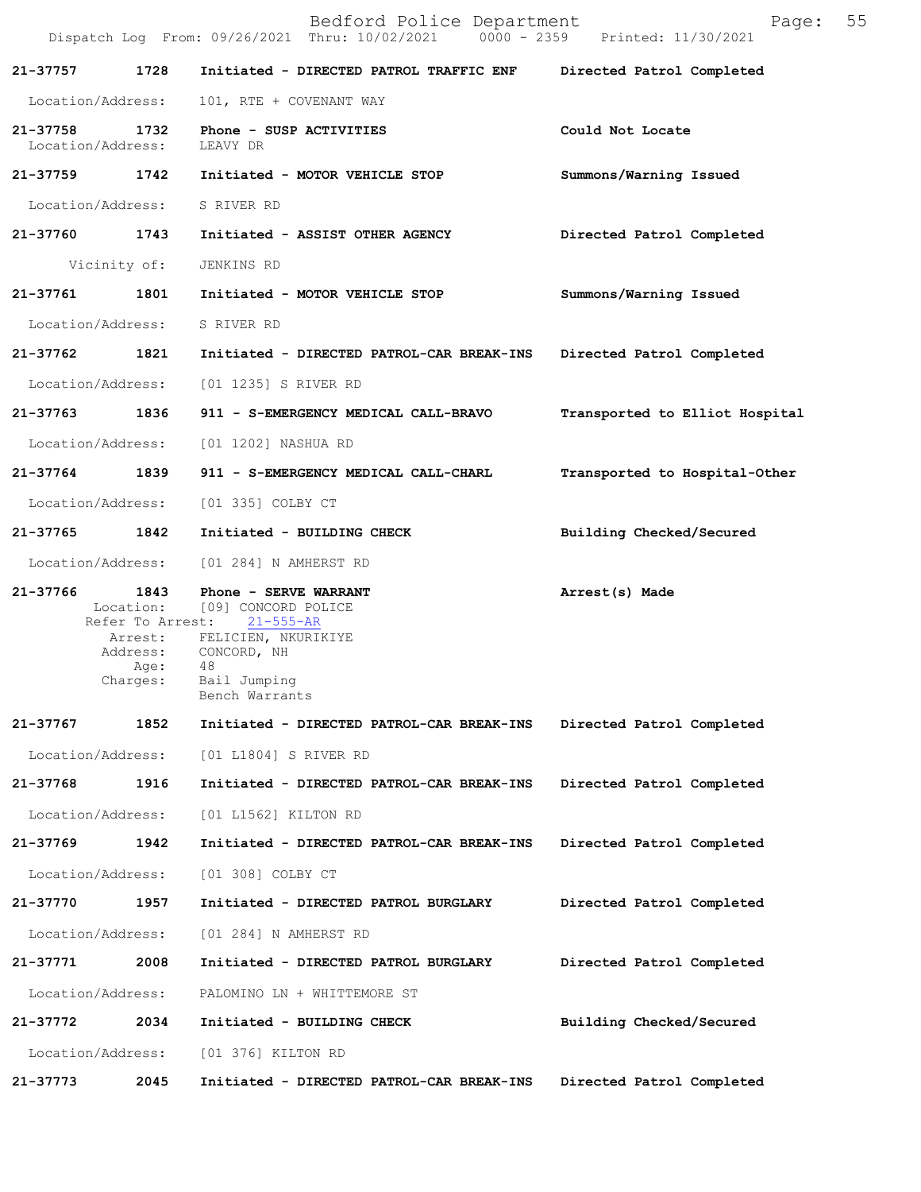| Call Number | Time | Call Reason | Action |
|---|---|---|---|
| 21-37757 | 1728 | Initiated - DIRECTED PATROL TRAFFIC ENF | Directed Patrol Completed |
| | | Location/Address: 101, RTE + COVENANT WAY | |
| 21-37758 | 1732 | Phone - SUSP ACTIVITIES | Could Not Locate |
| | | Location/Address: LEAVY DR | |
| 21-37759 | 1742 | Initiated - MOTOR VEHICLE STOP | Summons/Warning Issued |
| | | Location/Address: S RIVER RD | |
| 21-37760 | 1743 | Initiated - ASSIST OTHER AGENCY | Directed Patrol Completed |
| | | Vicinity of: JENKINS RD | |
| 21-37761 | 1801 | Initiated - MOTOR VEHICLE STOP | Summons/Warning Issued |
| | | Location/Address: S RIVER RD | |
| 21-37762 | 1821 | Initiated - DIRECTED PATROL-CAR BREAK-INS | Directed Patrol Completed |
| | | Location/Address: [01 1235] S RIVER RD | |
| 21-37763 | 1836 | 911 - S-EMERGENCY MEDICAL CALL-BRAVO | Transported to Elliot Hospital |
| | | Location/Address: [01 1202] NASHUA RD | |
| 21-37764 | 1839 | 911 - S-EMERGENCY MEDICAL CALL-CHARL | Transported to Hospital-Other |
| | | Location/Address: [01 335] COLBY CT | |
| 21-37765 | 1842 | Initiated - BUILDING CHECK | Building Checked/Secured |
| | | Location/Address: [01 284] N AMHERST RD | |
| 21-37766 | 1843 | Phone - SERVE WARRANT | Arrest(s) Made |
| | | Location: [09] CONCORD POLICE<br>Refer To Arrest: 21-555-AR<br>Arrest: FELICIEN, NKURIKIYE<br>Address: CONCORD, NH<br>Age: 48<br>Charges: Bail Jumping<br>Bench Warrants | |
| 21-37767 | 1852 | Initiated - DIRECTED PATROL-CAR BREAK-INS | Directed Patrol Completed |
| | | Location/Address: [01 L1804] S RIVER RD | |
| 21-37768 | 1916 | Initiated - DIRECTED PATROL-CAR BREAK-INS | Directed Patrol Completed |
| | | Location/Address: [01 L1562] KILTON RD | |
| 21-37769 | 1942 | Initiated - DIRECTED PATROL-CAR BREAK-INS | Directed Patrol Completed |
| | | Location/Address: [01 308] COLBY CT | |
| 21-37770 | 1957 | Initiated - DIRECTED PATROL BURGLARY | Directed Patrol Completed |
| | | Location/Address: [01 284] N AMHERST RD | |
| 21-37771 | 2008 | Initiated - DIRECTED PATROL BURGLARY | Directed Patrol Completed |
| | | Location/Address: PALOMINO LN + WHITTEMORE ST | |
| 21-37772 | 2034 | Initiated - BUILDING CHECK | Building Checked/Secured |
| | | Location/Address: [01 376] KILTON RD | |
| 21-37773 | 2045 | Initiated - DIRECTED PATROL-CAR BREAK-INS | Directed Patrol Completed |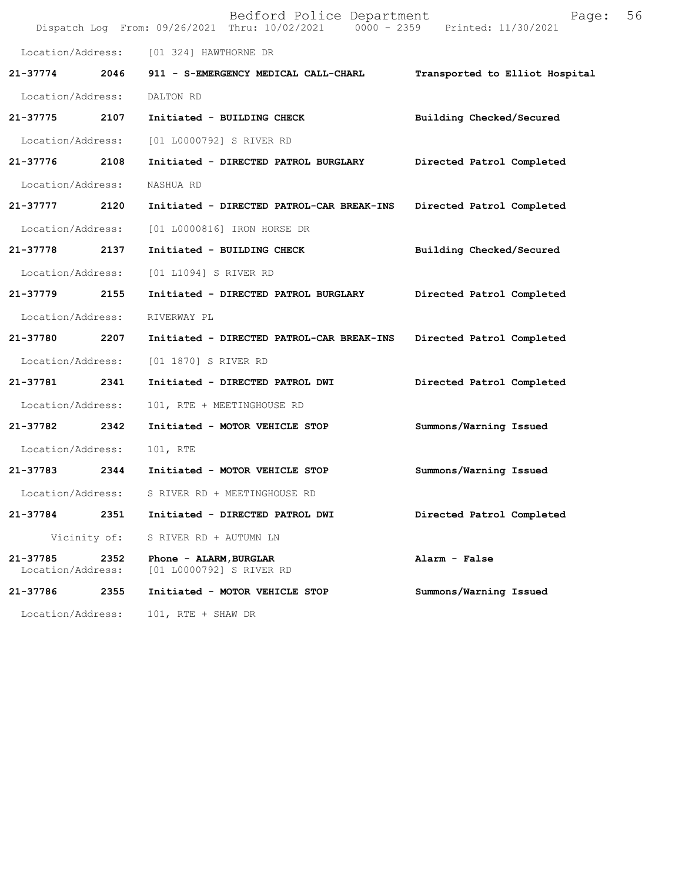Location/Address: [01 324] HAWTHORNE DR

**21-37774 2046 911 - S-EMERGENCY MEDICAL CALL-CHARL Transported to Elliot Hospital**

Location/Address: DALTON RD

**21-37775 2107 Initiated - BUILDING CHECK Building Checked/Secured**

Location/Address: [01 L0000792] S RIVER RD

**21-37776 2108 Initiated - DIRECTED PATROL BURGLARY Directed Patrol Completed**

Location/Address: NASHUA RD

**21-37777 2120 Initiated - DIRECTED PATROL-CAR BREAK-INS Directed Patrol Completed**

Location/Address: [01 L0000816] IRON HORSE DR

**21-37778 2137 Initiated - BUILDING CHECK Building Checked/Secured**

Location/Address: [01 L1094] S RIVER RD

**21-37779 2155 Initiated - DIRECTED PATROL BURGLARY Directed Patrol Completed**

Location/Address: RIVERWAY PL

**21-37780 2207 Initiated - DIRECTED PATROL-CAR BREAK-INS Directed Patrol Completed**

Location/Address: [01 1870] S RIVER RD

**21-37781 2341 Initiated - DIRECTED PATROL DWI Directed Patrol Completed**

Location/Address: 101, RTE + MEETINGHOUSE RD

**21-37782 2342 Initiated - MOTOR VEHICLE STOP Summons/Warning Issued**

Location/Address: 101, RTE

**21-37783 2344 Initiated - MOTOR VEHICLE STOP Summons/Warning Issued**

Location/Address: S RIVER RD + MEETINGHOUSE RD

**21-37784 2351 Initiated - DIRECTED PATROL DWI Directed Patrol Completed**

Vicinity of: S RIVER RD + AUTUMN LN

**21-37785 2352 Phone - ALARM,BURGLAR Alarm - False**
Location/Address: [01 L0000792] S RIVER RD

**21-37786 2355 Initiated - MOTOR VEHICLE STOP Summons/Warning Issued**

Location/Address: 101, RTE + SHAW DR